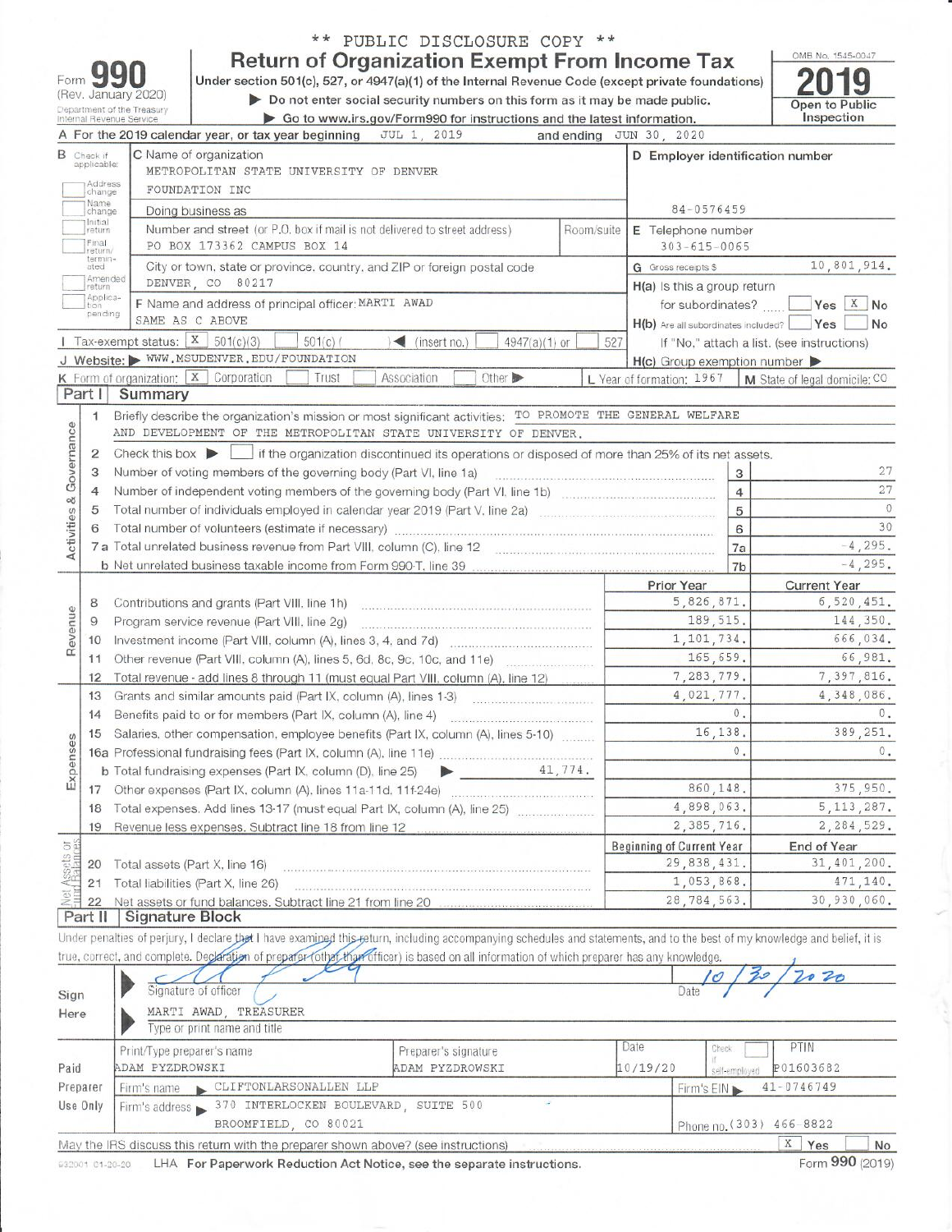** PUBLIC DISCLOSURE COPY **

# Form 990 — Return of Organization Exempt From Income Tax

(Rev. January 2020)

Under section 501(c), 527, or 4947(a)(1) of the Internal Revenue Code (except private foundations)

▶ Do not enter social security numbers on this form as it may be made public.

▶ Go to www.irs.gov/Form990 for instructions and the latest information.

Department of the Treasury
Internal Revenue Service

OMB No. 1545-0047

**2019**

Open to Public Inspection

A For the 2019 calendar year, or tax year beginning JUL 1, 2019 and ending JUN 30, 2020

B Check if applicable: Address change, Name change, Initial return, Final return/terminated, Amended return, Application pending

C Name of organization: METROPOLITAN STATE UNIVERSITY OF DENVER FOUNDATION INC

Doing business as

Number and street (or P.O. box if mail is not delivered to street address): PO BOX 173362 CAMPUS BOX 14 | Room/suite

City or town, state or province, country, and ZIP or foreign postal code: DENVER, CO 80217

D Employer identification number: 84-0576459

E Telephone number: 303-615-0065

G Gross receipts $ 10,801,914.

F Name and address of principal officer: MARTI AWAD, SAME AS C ABOVE

H(a) Is this a group return for subordinates? ☐ Yes ☒ No

H(b) Are all subordinates included? ☐ Yes ☐ No — If "No," attach a list. (see instructions)

H(c) Group exemption number ▶

I Tax-exempt status: ☒ 501(c)(3) ☐ 501(c) ( ) ◀ (insert no.) ☐ 4947(a)(1) or ☐ 527

J Website: ▶ WWW.MSUDENVER.EDU/FOUNDATION

K Form of organization: ☒ Corporation ☐ Trust ☐ Association ☐ Other ▶

L Year of formation: 1967

M State of legal domicile: CO

## Part I Summary

**Activities & Governance**

1 Briefly describe the organization's mission or most significant activities: TO PROMOTE THE GENERAL WELFARE AND DEVELOPMENT OF THE METROPOLITAN STATE UNIVERSITY OF DENVER.

2 Check this box ▶ ☐ if the organization discontinued its operations or disposed of more than 25% of its net assets.

| | | Line | Value |
|---|---|---|---|
| 3 | Number of voting members of the governing body (Part VI, line 1a) | 3 | 27 |
| 4 | Number of independent voting members of the governing body (Part VI, line 1b) | 4 | 27 |
| 5 | Total number of individuals employed in calendar year 2019 (Part V, line 2a) | 5 | 0 |
| 6 | Total number of volunteers (estimate if necessary) | 6 | 30 |
| 7a | Total unrelated business revenue from Part VIII, column (C), line 12 | 7a | -4,295. |
| b | Net unrelated business taxable income from Form 990-T, line 39 | 7b | -4,295. |

| | | Prior Year | Current Year |
|---|---|---|---|
| **Revenue** | | | |
| 8 | Contributions and grants (Part VIII, line 1h) | 5,826,871. | 6,520,451. |
| 9 | Program service revenue (Part VIII, line 2g) | 189,515. | 144,350. |
| 10 | Investment income (Part VIII, column (A), lines 3, 4, and 7d) | 1,101,734. | 666,034. |
| 11 | Other revenue (Part VIII, column (A), lines 5, 6d, 8c, 9c, 10c, and 11e) | 165,659. | 66,981. |
| 12 | Total revenue - add lines 8 through 11 (must equal Part VIII, column (A), line 12) | 7,283,779. | 7,397,816. |
| **Expenses** | | | |
| 13 | Grants and similar amounts paid (Part IX, column (A), lines 1-3) | 4,021,777. | 4,348,086. |
| 14 | Benefits paid to or for members (Part IX, column (A), line 4) | 0. | 0. |
| 15 | Salaries, other compensation, employee benefits (Part IX, column (A), lines 5-10) | 16,138. | 389,251. |
| 16a | Professional fundraising fees (Part IX, column (A), line 11e) | 0. | 0. |
| b | Total fundraising expenses (Part IX, column (D), line 25) ▶ 41,774. | | |
| 17 | Other expenses (Part IX, column (A), lines 11a-11d, 11f-24e) | 860,148. | 375,950. |
| 18 | Total expenses. Add lines 13-17 (must equal Part IX, column (A), line 25) | 4,898,063. | 5,113,287. |
| 19 | Revenue less expenses. Subtract line 18 from line 12 | 2,385,716. | 2,284,529. |

| **Net Assets or Fund Balances** | | Beginning of Current Year | End of Year |
|---|---|---|---|
| 20 | Total assets (Part X, line 16) | 29,838,431. | 31,401,200. |
| 21 | Total liabilities (Part X, line 26) | 1,053,868. | 471,140. |
| 22 | Net assets or fund balances. Subtract line 21 from line 20 | 28,784,563. | 30,930,060. |

## Part II Signature Block

Under penalties of perjury, I declare that I have examined this return, including accompanying schedules and statements, and to the best of my knowledge and belief, it is true, correct, and complete. Declaration of preparer (other than officer) is based on all information of which preparer has any knowledge.

**Sign Here**

Signature of officer — Date: 10/30/2020

MARTI AWAD, TREASURER
Type or print name and title

**Paid Preparer Use Only**

| Print/Type preparer's name | Preparer's signature | Date | Check ☐ if self-employed | PTIN |
|---|---|---|---|---|
| ADAM PYZDROWSKI | ADAM PYZDROWSKI | 10/19/20 | | P01603682 |

Firm's name ▶ CLIFTONLARSONALLEN LLP — Firm's EIN ▶ 41-0746749

Firm's address ▶ 370 INTERLOCKEN BOULEVARD, SUITE 500, BROOMFIELD, CO 80021 — Phone no. (303) 466-8822

May the IRS discuss this return with the preparer shown above? (see instructions) ☒ Yes ☐ No

932001 01-20-20 LHA For Paperwork Reduction Act Notice, see the separate instructions. Form **990** (2019)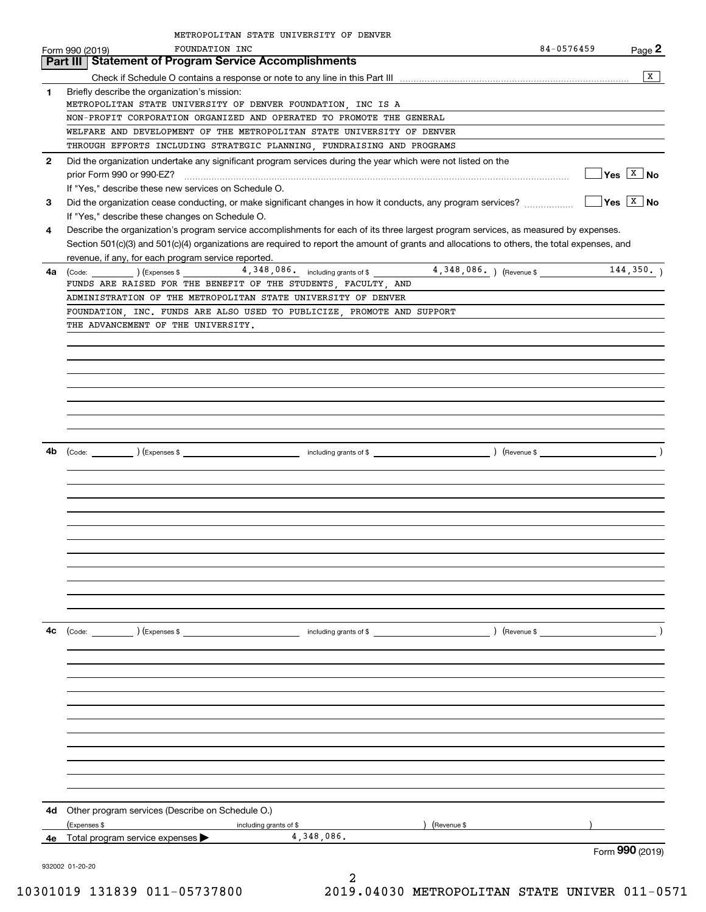METROPOLITAN STATE UNIVERSITY OF DENVER FOUNDATION INC

Form 990 (2019) 84-0576459 Page 2

## Part III Statement of Program Service Accomplishments

Check if Schedule O contains a response or note to any line in this Part III ..... [X]

**1** Briefly describe the organization's mission:

METROPOLITAN STATE UNIVERSITY OF DENVER FOUNDATION, INC IS A NON-PROFIT CORPORATION ORGANIZED AND OPERATED TO PROMOTE THE GENERAL WELFARE AND DEVELOPMENT OF THE METROPOLITAN STATE UNIVERSITY OF DENVER THROUGH EFFORTS INCLUDING STRATEGIC PLANNING, FUNDRAISING AND PROGRAMS

**2** Did the organization undertake any significant program services during the year which were not listed on the prior Form 990 or 990-EZ? ..... [ ] Yes [X] No

If "Yes," describe these new services on Schedule O.

**3** Did the organization cease conducting, or make significant changes in how it conducts, any program services? ..... [ ] Yes [X] No

If "Yes," describe these changes on Schedule O.

**4** Describe the organization's program service accomplishments for each of its three largest program services, as measured by expenses. Section 501(c)(3) and 501(c)(4) organizations are required to report the amount of grants and allocations to others, the total expenses, and revenue, if any, for each program service reported.

**4a** (Code: ) (Expenses $ 4,348,086. including grants of $ 4,348,086. ) (Revenue $ 144,350. )

FUNDS ARE RAISED FOR THE BENEFIT OF THE STUDENTS, FACULTY, AND ADMINISTRATION OF THE METROPOLITAN STATE UNIVERSITY OF DENVER FOUNDATION, INC. FUNDS ARE ALSO USED TO PUBLICIZE, PROMOTE AND SUPPORT THE ADVANCEMENT OF THE UNIVERSITY.

**4b** (Code: ) (Expenses $ including grants of $ ) (Revenue $ )

**4c** (Code: ) (Expenses $ including grants of $ ) (Revenue $ )

**4d** Other program services (Describe on Schedule O.)

(Expenses $ including grants of $ ) (Revenue $ )

**4e** Total program service expenses ▶ 4,348,086.

Form **990** (2019)

932002 01-20-20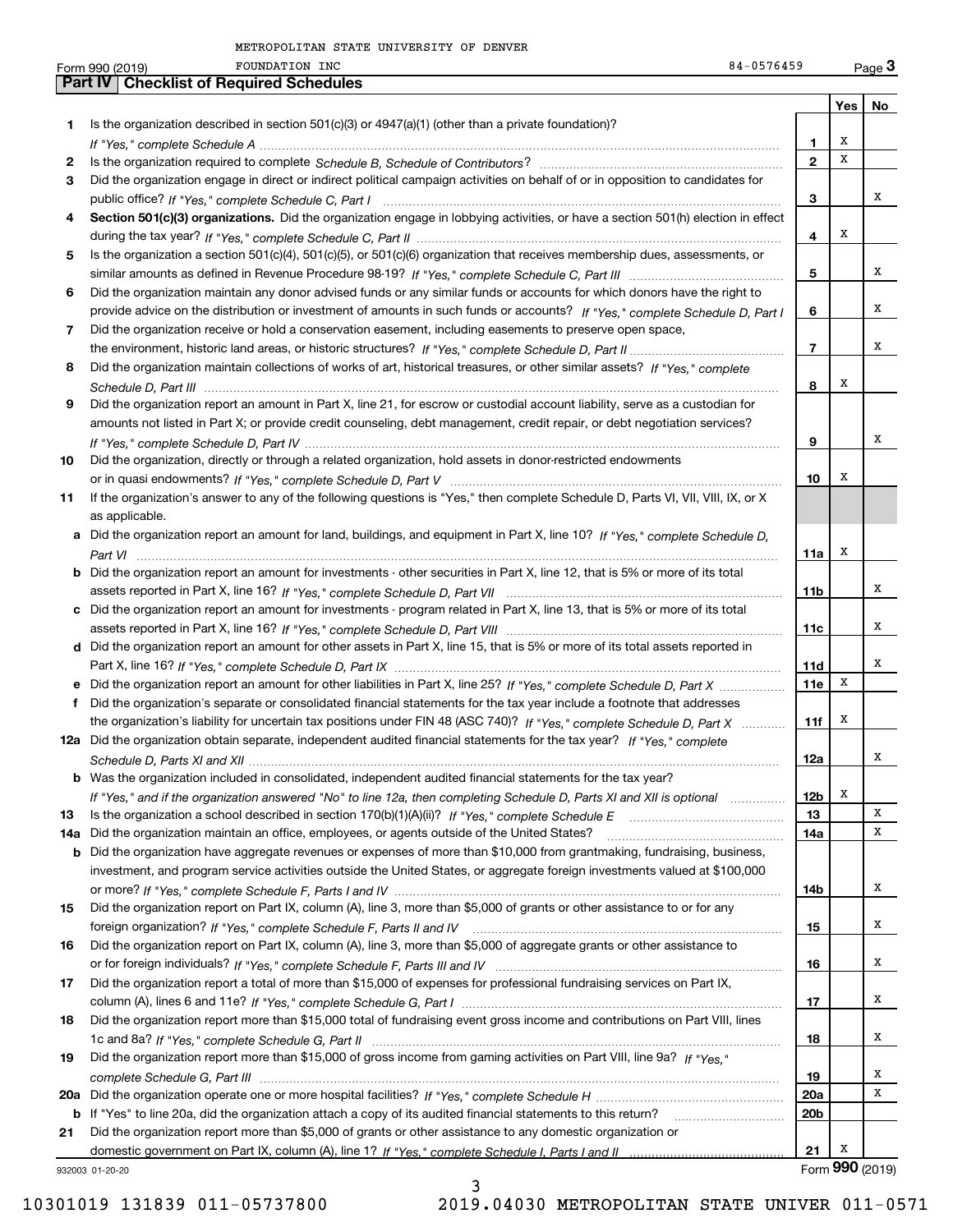METROPOLITAN STATE UNIVERSITY OF DENVER FOUNDATION INC 84-0576459

Form 990 (2019)

## Part IV Checklist of Required Schedules

| | | | Yes | No |
|---|---|---|---|---|
| 1 | Is the organization described in section 501(c)(3) or 4947(a)(1) (other than a private foundation)? *If "Yes," complete Schedule A* | 1 | X | |
| 2 | Is the organization required to complete *Schedule B, Schedule of Contributors*? | 2 | X | |
| 3 | Did the organization engage in direct or indirect political campaign activities on behalf of or in opposition to candidates for public office? *If "Yes," complete Schedule C, Part I* | 3 | | X |
| 4 | **Section 501(c)(3) organizations.** Did the organization engage in lobbying activities, or have a section 501(h) election in effect during the tax year? *If "Yes," complete Schedule C, Part II* | 4 | X | |
| 5 | Is the organization a section 501(c)(4), 501(c)(5), or 501(c)(6) organization that receives membership dues, assessments, or similar amounts as defined in Revenue Procedure 98-19? *If "Yes," complete Schedule C, Part III* | 5 | | X |
| 6 | Did the organization maintain any donor advised funds or any similar funds or accounts for which donors have the right to provide advice on the distribution or investment of amounts in such funds or accounts? *If "Yes," complete Schedule D, Part I* | 6 | | X |
| 7 | Did the organization receive or hold a conservation easement, including easements to preserve open space, the environment, historic land areas, or historic structures? *If "Yes," complete Schedule D, Part II* | 7 | | X |
| 8 | Did the organization maintain collections of works of art, historical treasures, or other similar assets? *If "Yes," complete Schedule D, Part III* | 8 | X | |
| 9 | Did the organization report an amount in Part X, line 21, for escrow or custodial account liability, serve as a custodian for amounts not listed in Part X; or provide credit counseling, debt management, credit repair, or debt negotiation services? *If "Yes," complete Schedule D, Part IV* | 9 | | X |
| 10 | Did the organization, directly or through a related organization, hold assets in donor-restricted endowments or in quasi endowments? *If "Yes," complete Schedule D, Part V* | 10 | X | |
| 11 | If the organization's answer to any of the following questions is "Yes," then complete Schedule D, Parts VI, VII, VIII, IX, or X as applicable. | | | |
| a | Did the organization report an amount for land, buildings, and equipment in Part X, line 10? *If "Yes," complete Schedule D, Part VI* | 11a | X | |
| b | Did the organization report an amount for investments - other securities in Part X, line 12, that is 5% or more of its total assets reported in Part X, line 16? *If "Yes," complete Schedule D, Part VII* | 11b | | X |
| c | Did the organization report an amount for investments - program related in Part X, line 13, that is 5% or more of its total assets reported in Part X, line 16? *If "Yes," complete Schedule D, Part VIII* | 11c | | X |
| d | Did the organization report an amount for other assets in Part X, line 15, that is 5% or more of its total assets reported in Part X, line 16? *If "Yes," complete Schedule D, Part IX* | 11d | | X |
| e | Did the organization report an amount for other liabilities in Part X, line 25? *If "Yes," complete Schedule D, Part X* | 11e | X | |
| f | Did the organization's separate or consolidated financial statements for the tax year include a footnote that addresses the organization's liability for uncertain tax positions under FIN 48 (ASC 740)? *If "Yes," complete Schedule D, Part X* | 11f | X | |
| 12a | Did the organization obtain separate, independent audited financial statements for the tax year? *If "Yes," complete Schedule D, Parts XI and XII* | 12a | | X |
| b | Was the organization included in consolidated, independent audited financial statements for the tax year? *If "Yes," and if the organization answered "No" to line 12a, then completing Schedule D, Parts XI and XII is optional* | 12b | X | |
| 13 | Is the organization a school described in section 170(b)(1)(A)(ii)? *If "Yes," complete Schedule E* | 13 | | X |
| 14a | Did the organization maintain an office, employees, or agents outside of the United States? | 14a | | X |
| b | Did the organization have aggregate revenues or expenses of more than $10,000 from grantmaking, fundraising, business, investment, and program service activities outside the United States, or aggregate foreign investments valued at $100,000 or more? *If "Yes," complete Schedule F, Parts I and IV* | 14b | | X |
| 15 | Did the organization report on Part IX, column (A), line 3, more than $5,000 of grants or other assistance to or for any foreign organization? *If "Yes," complete Schedule F, Parts II and IV* | 15 | | X |
| 16 | Did the organization report on Part IX, column (A), line 3, more than $5,000 of aggregate grants or other assistance to or for foreign individuals? *If "Yes," complete Schedule F, Parts III and IV* | 16 | | X |
| 17 | Did the organization report a total of more than $15,000 of expenses for professional fundraising services on Part IX, column (A), lines 6 and 11e? *If "Yes," complete Schedule G, Part I* | 17 | | X |
| 18 | Did the organization report more than $15,000 total of fundraising event gross income and contributions on Part VIII, lines 1c and 8a? *If "Yes," complete Schedule G, Part II* | 18 | | X |
| 19 | Did the organization report more than $15,000 of gross income from gaming activities on Part VIII, line 9a? *If "Yes," complete Schedule G, Part III* | 19 | | X |
| 20a | Did the organization operate one or more hospital facilities? *If "Yes," complete Schedule H* | 20a | | X |
| b | If "Yes" to line 20a, did the organization attach a copy of its audited financial statements to this return? | 20b | | |
| 21 | Did the organization report more than $5,000 of grants or other assistance to any domestic organization or domestic government on Part IX, column (A), line 1? *If "Yes," complete Schedule I, Parts I and II* | 21 | X | |

932003 01-20-20

Form **990** (2019)

10301019 131839 011-05737800 2019.04030 METROPOLITAN STATE UNIVER 011-0571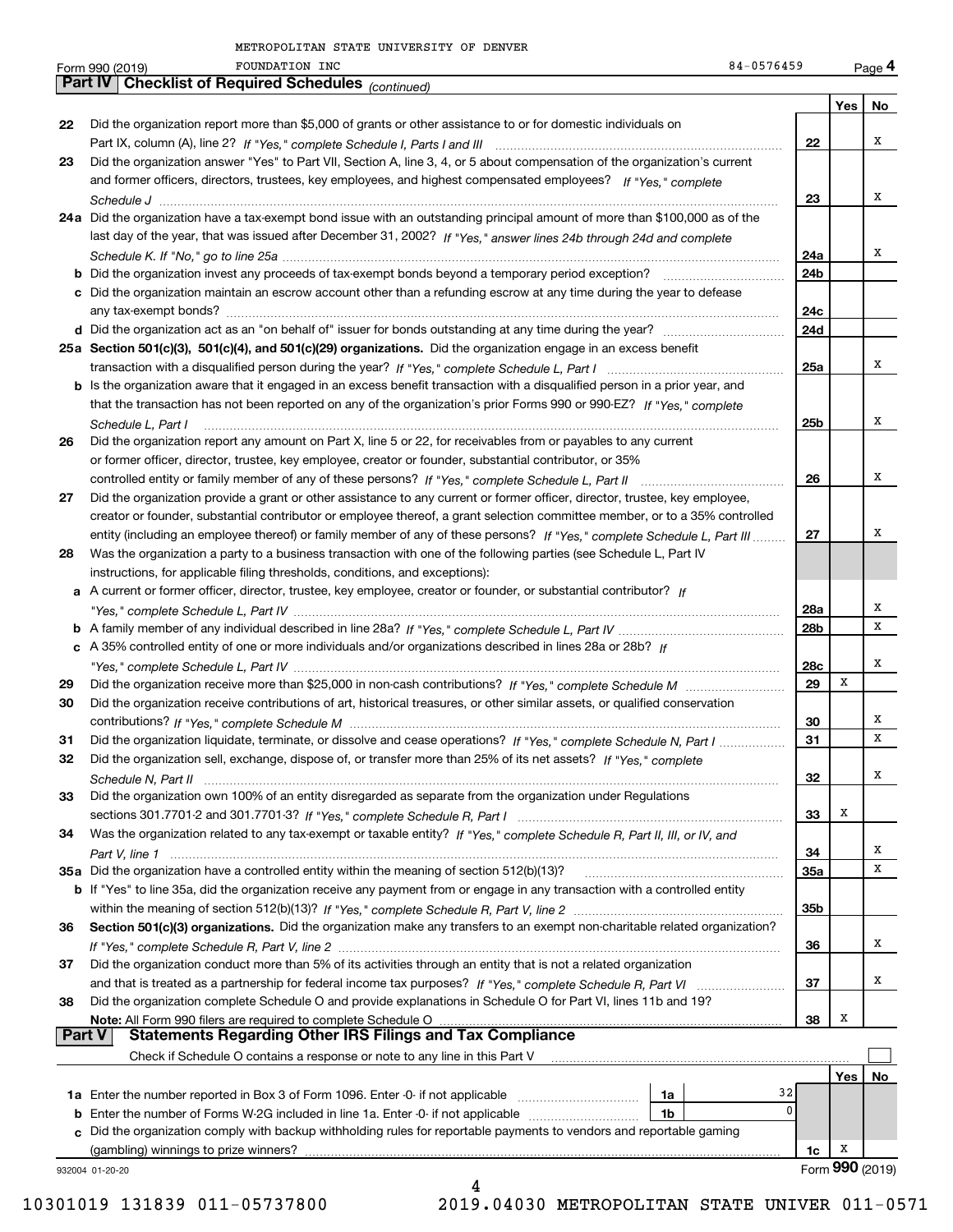METROPOLITAN STATE UNIVERSITY OF DENVER

Form 990 (2019) FOUNDATION INC 84-0576459 Page **4**

## Part IV Checklist of Required Schedules *(continued)*

| | | | Yes | No |
|---|---|---|---|---|
| **22** | Did the organization report more than $5,000 of grants or other assistance to or for domestic individuals on Part IX, column (A), line 2? *If "Yes," complete Schedule I, Parts I and III* | **22** | | X |
| **23** | Did the organization answer "Yes" to Part VII, Section A, line 3, 4, or 5 about compensation of the organization's current and former officers, directors, trustees, key employees, and highest compensated employees? *If "Yes," complete Schedule J* | **23** | | X |
| **24a** | Did the organization have a tax-exempt bond issue with an outstanding principal amount of more than $100,000 as of the last day of the year, that was issued after December 31, 2002? *If "Yes," answer lines 24b through 24d and complete Schedule K. If "No," go to line 25a* | **24a** | | X |
| **b** | Did the organization invest any proceeds of tax-exempt bonds beyond a temporary period exception? | **24b** | | |
| **c** | Did the organization maintain an escrow account other than a refunding escrow at any time during the year to defease any tax-exempt bonds? | **24c** | | |
| **d** | Did the organization act as an "on behalf of" issuer for bonds outstanding at any time during the year? | **24d** | | |
| **25a** | **Section 501(c)(3), 501(c)(4), and 501(c)(29) organizations.** Did the organization engage in an excess benefit transaction with a disqualified person during the year? *If "Yes," complete Schedule L, Part I* | **25a** | | X |
| **b** | Is the organization aware that it engaged in an excess benefit transaction with a disqualified person in a prior year, and that the transaction has not been reported on any of the organization's prior Forms 990 or 990-EZ? *If "Yes," complete Schedule L, Part I* | **25b** | | X |
| **26** | Did the organization report any amount on Part X, line 5 or 22, for receivables from or payables to any current or former officer, director, trustee, key employee, creator or founder, substantial contributor, or 35% controlled entity or family member of any of these persons? *If "Yes," complete Schedule L, Part II* | **26** | | X |
| **27** | Did the organization provide a grant or other assistance to any current or former officer, director, trustee, key employee, creator or founder, substantial contributor or employee thereof, a grant selection committee member, or to a 35% controlled entity (including an employee thereof) or family member of any of these persons? *If "Yes," complete Schedule L, Part III* | **27** | | X |
| **28** | Was the organization a party to a business transaction with one of the following parties (see Schedule L, Part IV instructions, for applicable filing thresholds, conditions, and exceptions): | | | |
| **a** | A current or former officer, director, trustee, key employee, creator or founder, or substantial contributor? *If "Yes," complete Schedule L, Part IV* | **28a** | | X |
| **b** | A family member of any individual described in line 28a? *If "Yes," complete Schedule L, Part IV* | **28b** | | X |
| **c** | A 35% controlled entity of one or more individuals and/or organizations described in lines 28a or 28b? *If "Yes," complete Schedule L, Part IV* | **28c** | | X |
| **29** | Did the organization receive more than $25,000 in non-cash contributions? *If "Yes," complete Schedule M* | **29** | X | |
| **30** | Did the organization receive contributions of art, historical treasures, or other similar assets, or qualified conservation contributions? *If "Yes," complete Schedule M* | **30** | | X |
| **31** | Did the organization liquidate, terminate, or dissolve and cease operations? *If "Yes," complete Schedule N, Part I* | **31** | | X |
| **32** | Did the organization sell, exchange, dispose of, or transfer more than 25% of its net assets? *If "Yes," complete Schedule N, Part II* | **32** | | X |
| **33** | Did the organization own 100% of an entity disregarded as separate from the organization under Regulations sections 301.7701-2 and 301.7701-3? *If "Yes," complete Schedule R, Part I* | **33** | X | |
| **34** | Was the organization related to any tax-exempt or taxable entity? *If "Yes," complete Schedule R, Part II, III, or IV, and Part V, line 1* | **34** | | X |
| **35a** | Did the organization have a controlled entity within the meaning of section 512(b)(13)? | **35a** | | X |
| **b** | If "Yes" to line 35a, did the organization receive any payment from or engage in any transaction with a controlled entity within the meaning of section 512(b)(13)? *If "Yes," complete Schedule R, Part V, line 2* | **35b** | | |
| **36** | **Section 501(c)(3) organizations.** Did the organization make any transfers to an exempt non-charitable related organization? *If "Yes," complete Schedule R, Part V, line 2* | **36** | | X |
| **37** | Did the organization conduct more than 5% of its activities through an entity that is not a related organization and that is treated as a partnership for federal income tax purposes? *If "Yes," complete Schedule R, Part VI* | **37** | | X |
| **38** | Did the organization complete Schedule O and provide explanations in Schedule O for Part VI, lines 11b and 19? **Note:** All Form 990 filers are required to complete Schedule O | **38** | X | |

## Part V Statements Regarding Other IRS Filings and Tax Compliance

Check if Schedule O contains a response or note to any line in this Part V ☐

| | | | | | Yes | No |
|---|---|---|---|---|---|---|
| **1a** | Enter the number reported in Box 3 of Form 1096. Enter -0- if not applicable | **1a** | 32 | | | |
| **b** | Enter the number of Forms W-2G included in line 1a. Enter -0- if not applicable | **1b** | 0 | | | |
| **c** | Did the organization comply with backup withholding rules for reportable payments to vendors and reportable gaming (gambling) winnings to prize winners? | | | **1c** | X | |

932004 01-20-20 Form **990** (2019)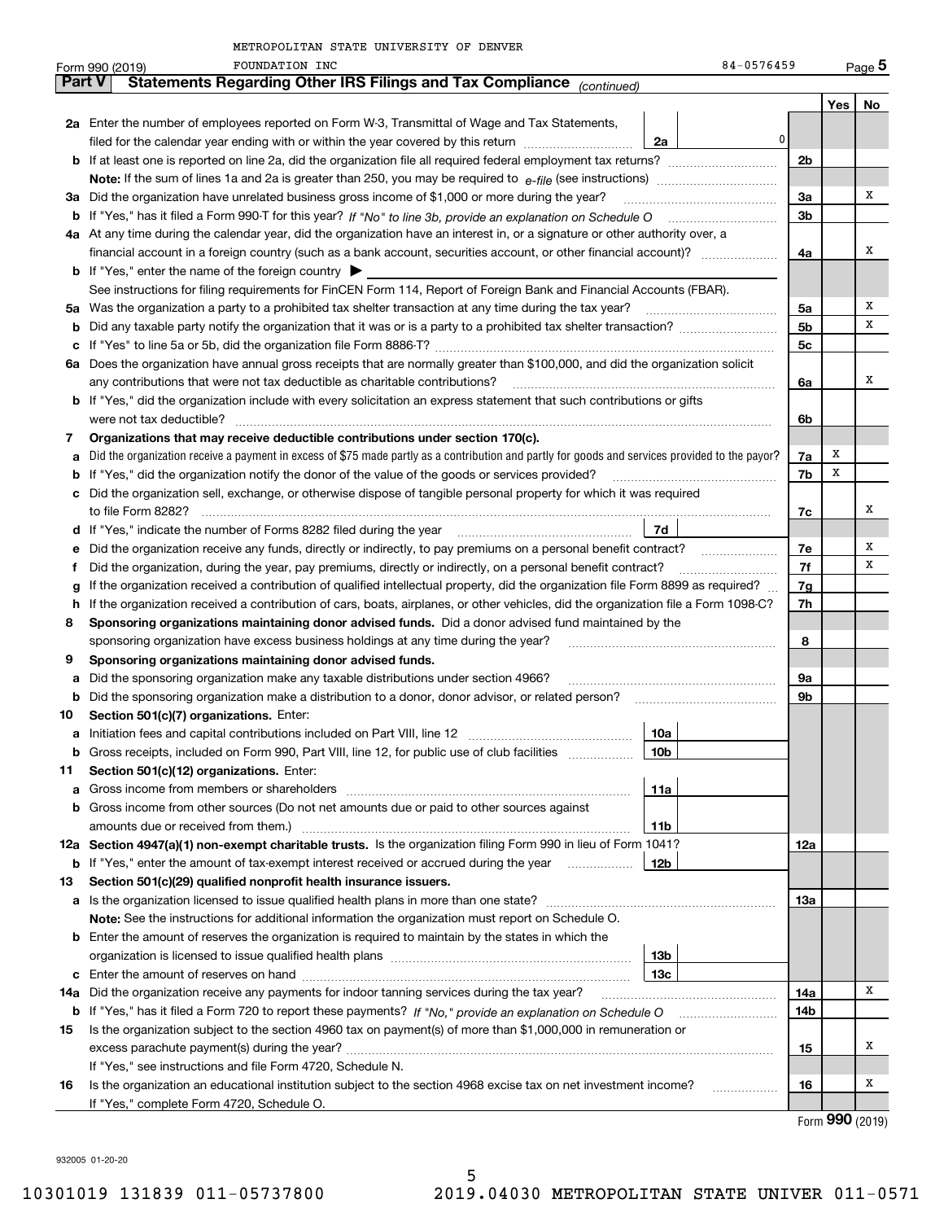METROPOLITAN STATE UNIVERSITY OF DENVER FOUNDATION INC 84-0576459

Form 990 (2019) Page **5**

## Part V Statements Regarding Other IRS Filings and Tax Compliance *(continued)*

| | | | | Yes | No |
|---|---|---|---|---|---|
| **2a** | Enter the number of employees reported on Form W-3, Transmittal of Wage and Tax Statements, filed for the calendar year ending with or within the year covered by this return | 2a 0 | | | |
| **b** | If at least one is reported on line 2a, did the organization file all required federal employment tax returns? | | 2b | | |
| | **Note:** If the sum of lines 1a and 2a is greater than 250, you may be required to *e-file* (see instructions) | | | | |
| **3a** | Did the organization have unrelated business gross income of $1,000 or more during the year? | | 3a | | X |
| **b** | If "Yes," has it filed a Form 990-T for this year? *If "No" to line 3b, provide an explanation on Schedule O* | | 3b | | |
| **4a** | At any time during the calendar year, did the organization have an interest in, or a signature or other authority over, a financial account in a foreign country (such as a bank account, securities account, or other financial account)? | | 4a | | X |
| **b** | If "Yes," enter the name of the foreign country ▶ | | | | |
| | See instructions for filing requirements for FinCEN Form 114, Report of Foreign Bank and Financial Accounts (FBAR). | | | | |
| **5a** | Was the organization a party to a prohibited tax shelter transaction at any time during the tax year? | | 5a | | X |
| **b** | Did any taxable party notify the organization that it was or is a party to a prohibited tax shelter transaction? | | 5b | | X |
| **c** | If "Yes" to line 5a or 5b, did the organization file Form 8886-T? | | 5c | | |
| **6a** | Does the organization have annual gross receipts that are normally greater than $100,000, and did the organization solicit any contributions that were not tax deductible as charitable contributions? | | 6a | | X |
| **b** | If "Yes," did the organization include with every solicitation an express statement that such contributions or gifts were not tax deductible? | | 6b | | |
| **7** | **Organizations that may receive deductible contributions under section 170(c).** | | | | |
| **a** | Did the organization receive a payment in excess of $75 made partly as a contribution and partly for goods and services provided to the payor? | | 7a | X | |
| **b** | If "Yes," did the organization notify the donor of the value of the goods or services provided? | | 7b | X | |
| **c** | Did the organization sell, exchange, or otherwise dispose of tangible personal property for which it was required to file Form 8282? | | 7c | | X |
| **d** | If "Yes," indicate the number of Forms 8282 filed during the year | 7d | | | |
| **e** | Did the organization receive any funds, directly or indirectly, to pay premiums on a personal benefit contract? | | 7e | | X |
| **f** | Did the organization, during the year, pay premiums, directly or indirectly, on a personal benefit contract? | | 7f | | X |
| **g** | If the organization received a contribution of qualified intellectual property, did the organization file Form 8899 as required? | | 7g | | |
| **h** | If the organization received a contribution of cars, boats, airplanes, or other vehicles, did the organization file a Form 1098-C? | | 7h | | |
| **8** | **Sponsoring organizations maintaining donor advised funds.** Did a donor advised fund maintained by the sponsoring organization have excess business holdings at any time during the year? | | 8 | | |
| **9** | **Sponsoring organizations maintaining donor advised funds.** | | | | |
| **a** | Did the sponsoring organization make any taxable distributions under section 4966? | | 9a | | |
| **b** | Did the sponsoring organization make a distribution to a donor, donor advisor, or related person? | | 9b | | |
| **10** | **Section 501(c)(7) organizations.** Enter: | | | | |
| **a** | Initiation fees and capital contributions included on Part VIII, line 12 | 10a | | | |
| **b** | Gross receipts, included on Form 990, Part VIII, line 12, for public use of club facilities | 10b | | | |
| **11** | **Section 501(c)(12) organizations.** Enter: | | | | |
| **a** | Gross income from members or shareholders | 11a | | | |
| **b** | Gross income from other sources (Do not net amounts due or paid to other sources against amounts due or received from them.) | 11b | | | |
| **12a** | **Section 4947(a)(1) non-exempt charitable trusts.** Is the organization filing Form 990 in lieu of Form 1041? | | 12a | | |
| **b** | If "Yes," enter the amount of tax-exempt interest received or accrued during the year | 12b | | | |
| **13** | **Section 501(c)(29) qualified nonprofit health insurance issuers.** | | | | |
| **a** | Is the organization licensed to issue qualified health plans in more than one state? | | 13a | | |
| | **Note:** See the instructions for additional information the organization must report on Schedule O. | | | | |
| **b** | Enter the amount of reserves the organization is required to maintain by the states in which the organization is licensed to issue qualified health plans | 13b | | | |
| **c** | Enter the amount of reserves on hand | 13c | | | |
| **14a** | Did the organization receive any payments for indoor tanning services during the tax year? | | 14a | | X |
| **b** | If "Yes," has it filed a Form 720 to report these payments? *If "No," provide an explanation on Schedule O* | | 14b | | |
| **15** | Is the organization subject to the section 4960 tax on payment(s) of more than $1,000,000 in remuneration or excess parachute payment(s) during the year? | | 15 | | X |
| | If "Yes," see instructions and file Form 4720, Schedule N. | | | | |
| **16** | Is the organization an educational institution subject to the section 4968 excise tax on net investment income? | | 16 | | X |
| | If "Yes," complete Form 4720, Schedule O. | | | | |

Form **990** (2019)

932005 01-20-20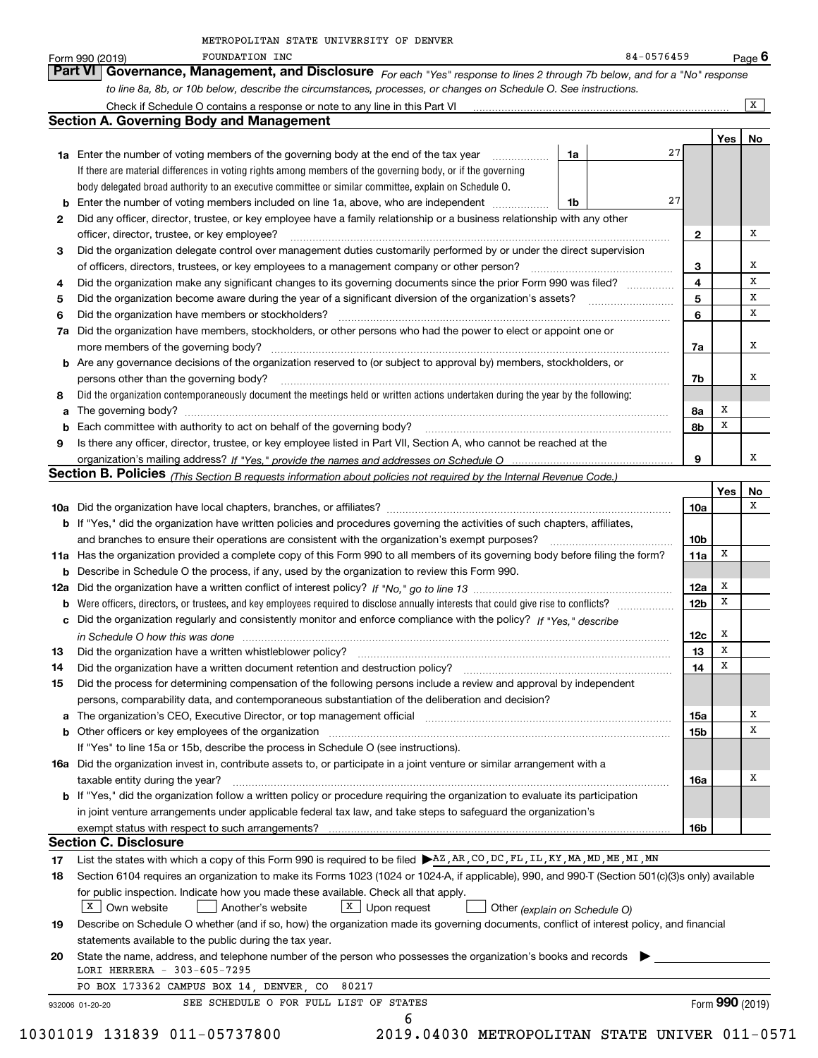METROPOLITAN STATE UNIVERSITY OF DENVER FOUNDATION INC 84-0576459

Form 990 (2019) Page 6

## Part VI Governance, Management, and Disclosure

*For each "Yes" response to lines 2 through 7b below, and for a "No" response to line 8a, 8b, or 10b below, describe the circumstances, processes, or changes on Schedule O. See instructions.*

Check if Schedule O contains a response or note to any line in this Part VI .......... X

### Section A. Governing Body and Management

| | | | | Yes | No |
|---|---|---|---|---|---|
| 1a | Enter the number of voting members of the governing body at the end of the tax year ... **1a** | 27 | | | |
| | If there are material differences in voting rights among members of the governing body, or if the governing body delegated broad authority to an executive committee or similar committee, explain on Schedule O. | | | | |
| b | Enter the number of voting members included on line 1a, above, who are independent ... **1b** | 27 | | | |
| 2 | Did any officer, director, trustee, or key employee have a family relationship or a business relationship with any other officer, director, trustee, or key employee? | | 2 | | X |
| 3 | Did the organization delegate control over management duties customarily performed by or under the direct supervision of officers, directors, trustees, or key employees to a management company or other person? | | 3 | | X |
| 4 | Did the organization make any significant changes to its governing documents since the prior Form 990 was filed? | | 4 | | X |
| 5 | Did the organization become aware during the year of a significant diversion of the organization's assets? | | 5 | | X |
| 6 | Did the organization have members or stockholders? | | 6 | | X |
| 7a | Did the organization have members, stockholders, or other persons who had the power to elect or appoint one or more members of the governing body? | | 7a | | X |
| b | Are any governance decisions of the organization reserved to (or subject to approval by) members, stockholders, or persons other than the governing body? | | 7b | | X |
| 8 | Did the organization contemporaneously document the meetings held or written actions undertaken during the year by the following: | | | | |
| a | The governing body? | | 8a | X | |
| b | Each committee with authority to act on behalf of the governing body? | | 8b | X | |
| 9 | Is there any officer, director, trustee, or key employee listed in Part VII, Section A, who cannot be reached at the organization's mailing address? *If "Yes," provide the names and addresses on Schedule O* | | 9 | | X |

### Section B. Policies *(This Section B requests information about policies not required by the Internal Revenue Code.)*

| | | | Yes | No |
|---|---|---|---|---|
| 10a | Did the organization have local chapters, branches, or affiliates? | 10a | | X |
| b | If "Yes," did the organization have written policies and procedures governing the activities of such chapters, affiliates, and branches to ensure their operations are consistent with the organization's exempt purposes? | 10b | | |
| 11a | Has the organization provided a complete copy of this Form 990 to all members of its governing body before filing the form? | 11a | X | |
| b | Describe in Schedule O the process, if any, used by the organization to review this Form 990. | | | |
| 12a | Did the organization have a written conflict of interest policy? *If "No," go to line 13* | 12a | X | |
| b | Were officers, directors, or trustees, and key employees required to disclose annually interests that could give rise to conflicts? | 12b | X | |
| c | Did the organization regularly and consistently monitor and enforce compliance with the policy? *If "Yes," describe in Schedule O how this was done* | 12c | X | |
| 13 | Did the organization have a written whistleblower policy? | 13 | X | |
| 14 | Did the organization have a written document retention and destruction policy? | 14 | X | |
| 15 | Did the process for determining compensation of the following persons include a review and approval by independent persons, comparability data, and contemporaneous substantiation of the deliberation and decision? | | | |
| a | The organization's CEO, Executive Director, or top management official | 15a | | X |
| b | Other officers or key employees of the organization | 15b | | X |
| | If "Yes" to line 15a or 15b, describe the process in Schedule O (see instructions). | | | |
| 16a | Did the organization invest in, contribute assets to, or participate in a joint venture or similar arrangement with a taxable entity during the year? | 16a | | X |
| b | If "Yes," did the organization follow a written policy or procedure requiring the organization to evaluate its participation in joint venture arrangements under applicable federal tax law, and take steps to safeguard the organization's exempt status with respect to such arrangements? | 16b | | |

### Section C. Disclosure

17 List the states with which a copy of this Form 990 is required to be filed ▶ AZ,AR,CO,DC,FL,IL,KY,MA,MD,ME,MI,MN

18 Section 6104 requires an organization to make its Forms 1023 (1024 or 1024-A, if applicable), 990, and 990-T (Section 501(c)(3)s only) available for public inspection. Indicate how you made these available. Check all that apply.

[X] Own website [ ] Another's website [X] Upon request [ ] Other *(explain on Schedule O)*

19 Describe on Schedule O whether (and if so, how) the organization made its governing documents, conflict of interest policy, and financial statements available to the public during the tax year.

20 State the name, address, and telephone number of the person who possesses the organization's books and records ▶

LORI HERRERA - 303-605-7295

PO BOX 173362 CAMPUS BOX 14, DENVER, CO 80217

SEE SCHEDULE O FOR FULL LIST OF STATES

Form **990** (2019)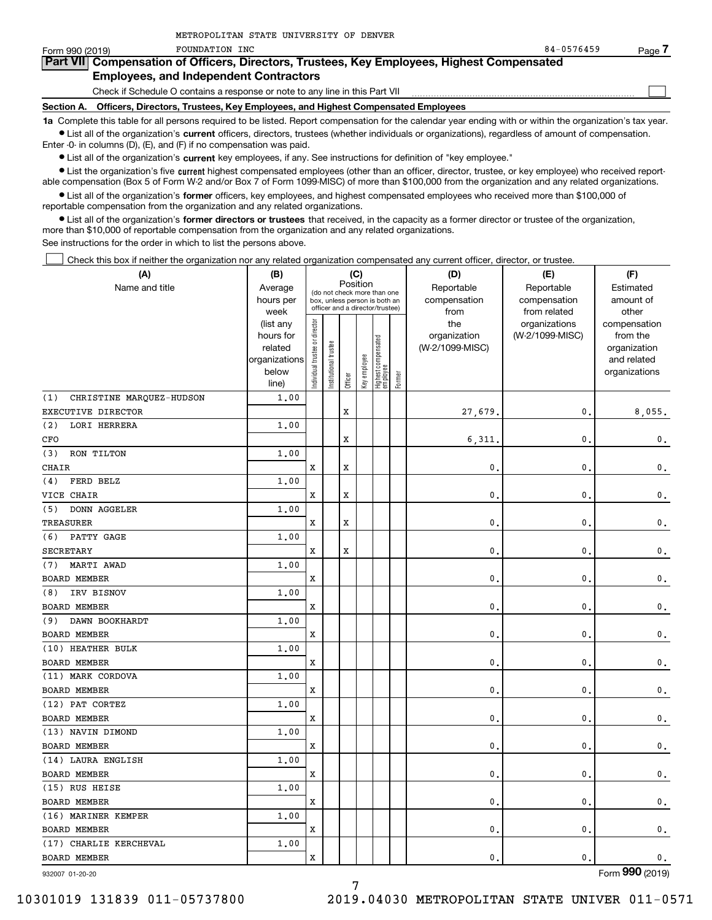METROPOLITAN STATE UNIVERSITY OF DENVER

Form 990 (2019) FOUNDATION INC 84-0576459 Page **7**

## Part VII Compensation of Officers, Directors, Trustees, Key Employees, Highest Compensated Employees, and Independent Contractors

Check if Schedule O contains a response or note to any line in this Part VII ☐

### Section A. Officers, Directors, Trustees, Key Employees, and Highest Compensated Employees

**1a** Complete this table for all persons required to be listed. Report compensation for the calendar year ending with or within the organization's tax year.

- List all of the organization's **current** officers, directors, trustees (whether individuals or organizations), regardless of amount of compensation. Enter -0- in columns (D), (E), and (F) if no compensation was paid.
- List all of the organization's **current** key employees, if any. See instructions for definition of "key employee."
- List the organization's five **current** highest compensated employees (other than an officer, director, trustee, or key employee) who received reportable compensation (Box 5 of Form W-2 and/or Box 7 of Form 1099-MISC) of more than $100,000 from the organization and any related organizations.
- List all of the organization's **former** officers, key employees, and highest compensated employees who received more than $100,000 of reportable compensation from the organization and any related organizations.
- List all of the organization's **former directors or trustees** that received, in the capacity as a former director or trustee of the organization, more than $10,000 of reportable compensation from the organization and any related organizations.

See instructions for the order in which to list the persons above.

☐ Check this box if neither the organization nor any related organization compensated any current officer, director, or trustee.

| (A) Name and title | (B) Average hours per week (list any hours for related organizations below line) | (C) Position: Individual trustee or director | Institutional trustee | Officer | Key employee | Highest compensated employee | Former | (D) Reportable compensation from the organization (W-2/1099-MISC) | (E) Reportable compensation from related organizations (W-2/1099-MISC) | (F) Estimated amount of other compensation from the organization and related organizations |
|---|---|---|---|---|---|---|---|---|---|---|
| (1) CHRISTINE MARQUEZ-HUDSON<br>EXECUTIVE DIRECTOR | 1.00 | | | X | | | | 27,679. | 0. | 8,055. |
| (2) LORI HERRERA<br>CFO | 1.00 | | | X | | | | 6,311. | 0. | 0. |
| (3) RON TILTON<br>CHAIR | 1.00 | X | | X | | | | 0. | 0. | 0. |
| (4) FERD BELZ<br>VICE CHAIR | 1.00 | X | | X | | | | 0. | 0. | 0. |
| (5) DONN AGGELER<br>TREASURER | 1.00 | X | | X | | | | 0. | 0. | 0. |
| (6) PATTY GAGE<br>SECRETARY | 1.00 | X | | X | | | | 0. | 0. | 0. |
| (7) MARTI AWAD<br>BOARD MEMBER | 1.00 | X | | | | | | 0. | 0. | 0. |
| (8) IRV BISNOV<br>BOARD MEMBER | 1.00 | X | | | | | | 0. | 0. | 0. |
| (9) DAWN BOOKHARDT<br>BOARD MEMBER | 1.00 | X | | | | | | 0. | 0. | 0. |
| (10) HEATHER BULK<br>BOARD MEMBER | 1.00 | X | | | | | | 0. | 0. | 0. |
| (11) MARK CORDOVA<br>BOARD MEMBER | 1.00 | X | | | | | | 0. | 0. | 0. |
| (12) PAT CORTEZ<br>BOARD MEMBER | 1.00 | X | | | | | | 0. | 0. | 0. |
| (13) NAVIN DIMOND<br>BOARD MEMBER | 1.00 | X | | | | | | 0. | 0. | 0. |
| (14) LAURA ENGLISH<br>BOARD MEMBER | 1.00 | X | | | | | | 0. | 0. | 0. |
| (15) RUS HEISE<br>BOARD MEMBER | 1.00 | X | | | | | | 0. | 0. | 0. |
| (16) MARINER KEMPER<br>BOARD MEMBER | 1.00 | X | | | | | | 0. | 0. | 0. |
| (17) CHARLIE KERCHEVAL<br>BOARD MEMBER | 1.00 | X | | | | | | 0. | 0. | 0. |

932007 01-20-20 Form **990** (2019)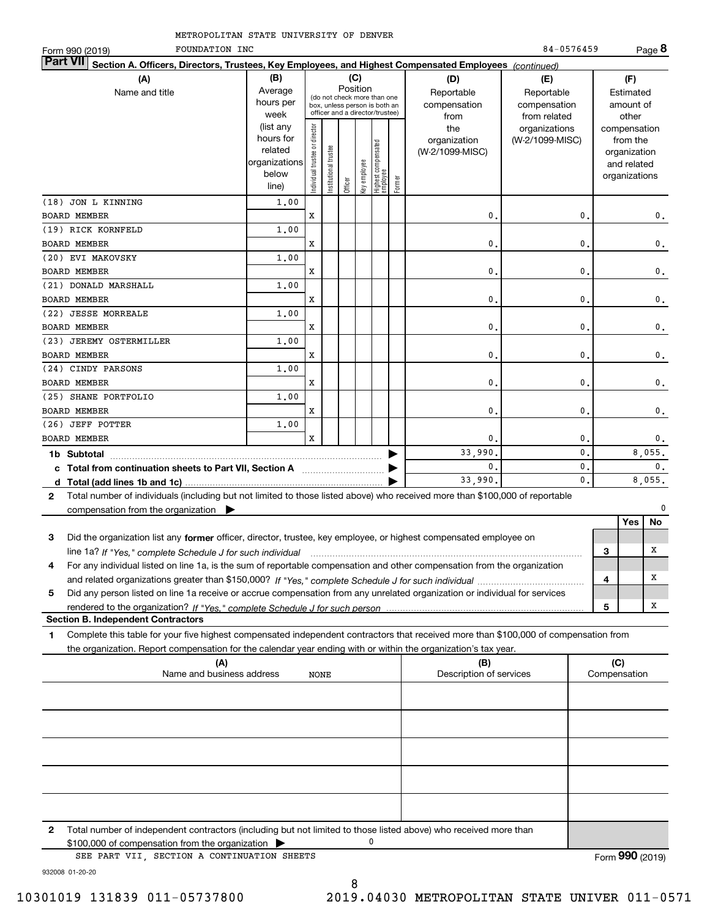METROPOLITAN STATE UNIVERSITY OF DENVER FOUNDATION INC 84-0576459

Form 990 (2019)

## Part VII Section A. Officers, Directors, Trustees, Key Employees, and Highest Compensated Employees *(continued)*

| (A) Name and title | (B) Average hours per week (list any hours for related organizations below line) | (C) Position: Individual trustee or director | Institutional trustee | Officer | Key employee | Highest compensated employee | Former | (D) Reportable compensation from the organization (W-2/1099-MISC) | (E) Reportable compensation from related organizations (W-2/1099-MISC) | (F) Estimated amount of other compensation from the organization and related organizations |
|---|---|---|---|---|---|---|---|---|---|---|
| (18) JON L KINNING<br>BOARD MEMBER | 1.00 | X | | | | | | 0. | 0. | 0. |
| (19) RICK KORNFELD<br>BOARD MEMBER | 1.00 | X | | | | | | 0. | 0. | 0. |
| (20) EVI MAKOVSKY<br>BOARD MEMBER | 1.00 | X | | | | | | 0. | 0. | 0. |
| (21) DONALD MARSHALL<br>BOARD MEMBER | 1.00 | X | | | | | | 0. | 0. | 0. |
| (22) JESSE MORREALE<br>BOARD MEMBER | 1.00 | X | | | | | | 0. | 0. | 0. |
| (23) JEREMY OSTERMILLER<br>BOARD MEMBER | 1.00 | X | | | | | | 0. | 0. | 0. |
| (24) CINDY PARSONS<br>BOARD MEMBER | 1.00 | X | | | | | | 0. | 0. | 0. |
| (25) SHANE PORTFOLIO<br>BOARD MEMBER | 1.00 | X | | | | | | 0. | 0. | 0. |
| (26) JEFF POTTER<br>BOARD MEMBER | 1.00 | X | | | | | | 0. | 0. | 0. |
| **1b Subtotal** | | | | | | | | 33,990. | 0. | 8,055. |
| **c Total from continuation sheets to Part VII, Section A** | | | | | | | | 0. | 0. | 0. |
| **d Total (add lines 1b and 1c)** | | | | | | | | 33,990. | 0. | 8,055. |

**2** Total number of individuals (including but not limited to those listed above) who received more than $100,000 of reportable compensation from the organization ▶ 0

| | | Yes | No |
|---|---|---|---|
| **3** Did the organization list any **former** officer, director, trustee, key employee, or highest compensated employee on line 1a? *If "Yes," complete Schedule J for such individual* | 3 | | X |
| **4** For any individual listed on line 1a, is the sum of reportable compensation and other compensation from the organization and related organizations greater than $150,000? *If "Yes," complete Schedule J for such individual* | 4 | | X |
| **5** Did any person listed on line 1a receive or accrue compensation from any unrelated organization or individual for services rendered to the organization? *If "Yes," complete Schedule J for such person* | 5 | | X |

### Section B. Independent Contractors

**1** Complete this table for your five highest compensated independent contractors that received more than $100,000 of compensation from the organization. Report compensation for the calendar year ending with or within the organization's tax year.

| (A) Name and business address | (B) Description of services | (C) Compensation |
|---|---|---|
| NONE | | |
| | | |
| | | |
| | | |
| | | |

**2** Total number of independent contractors (including but not limited to those listed above) who received more than $100,000 of compensation from the organization ▶ 0

SEE PART VII, SECTION A CONTINUATION SHEETS

Form **990** (2019)

932008 01-20-20

10301019 131839 011-05737800 2019.04030 METROPOLITAN STATE UNIVER 011-0571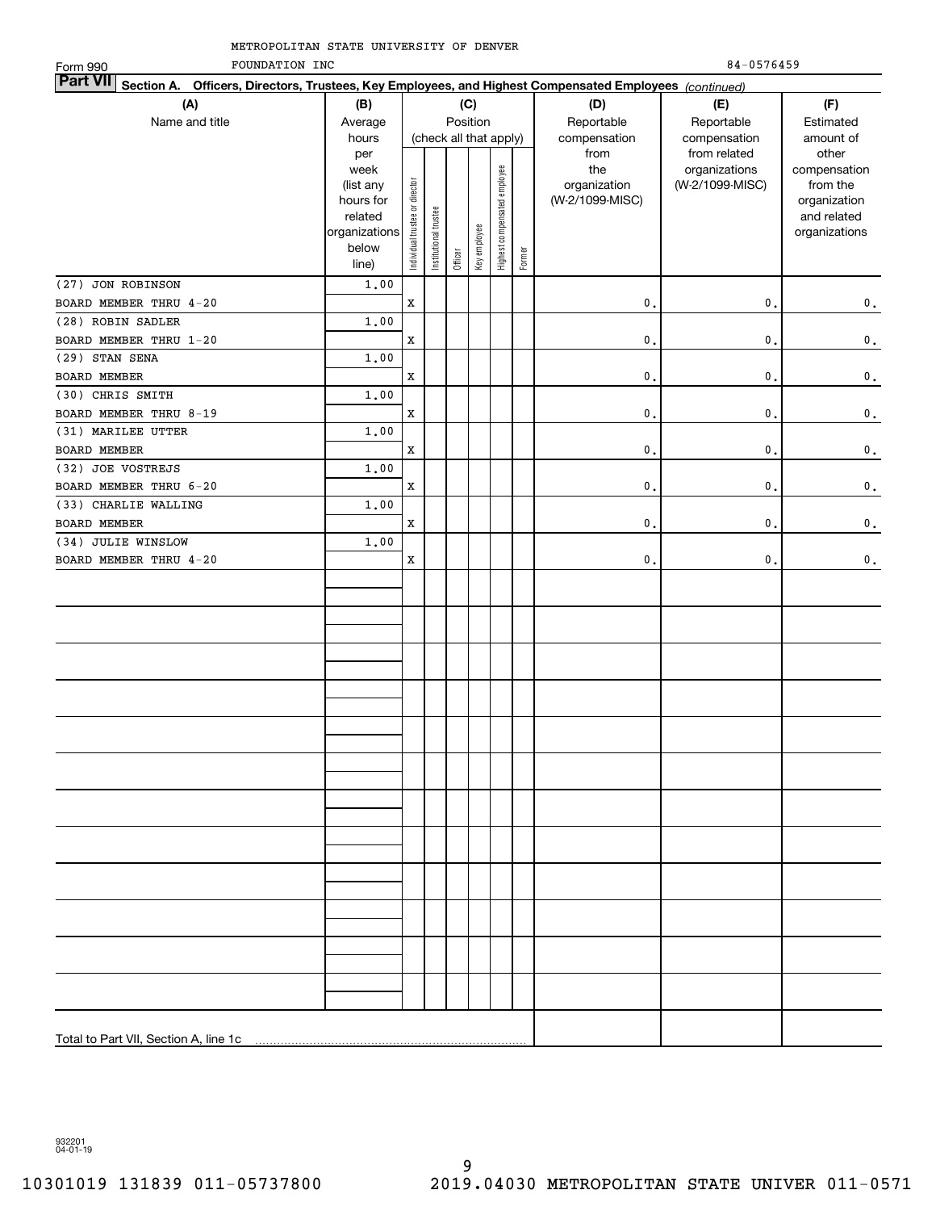METROPOLITAN STATE UNIVERSITY OF DENVER

Form 990 FOUNDATION INC 84-0576459

**Part VII Section A. Officers, Directors, Trustees, Key Employees, and Highest Compensated Employees** *(continued)*

| (A) Name and title | (B) Average hours per week (list any hours for related organizations below line) | (C) Position (check all that apply): Individual trustee or director | Institutional trustee | Officer | Key employee | Highest compensated employee | Former | (D) Reportable compensation from the organization (W-2/1099-MISC) | (E) Reportable compensation from related organizations (W-2/1099-MISC) | (F) Estimated amount of other compensation from the organization and related organizations |
|---|---|---|---|---|---|---|---|---|---|---|
| (27) JON ROBINSON<br>BOARD MEMBER THRU 4-20 | 1.00 | X | | | | | | 0. | 0. | 0. |
| (28) ROBIN SADLER<br>BOARD MEMBER THRU 1-20 | 1.00 | X | | | | | | 0. | 0. | 0. |
| (29) STAN SENA<br>BOARD MEMBER | 1.00 | X | | | | | | 0. | 0. | 0. |
| (30) CHRIS SMITH<br>BOARD MEMBER THRU 8-19 | 1.00 | X | | | | | | 0. | 0. | 0. |
| (31) MARILEE UTTER<br>BOARD MEMBER | 1.00 | X | | | | | | 0. | 0. | 0. |
| (32) JOE VOSTREJS<br>BOARD MEMBER THRU 6-20 | 1.00 | X | | | | | | 0. | 0. | 0. |
| (33) CHARLIE WALLING<br>BOARD MEMBER | 1.00 | X | | | | | | 0. | 0. | 0. |
| (34) JULIE WINSLOW<br>BOARD MEMBER THRU 4-20 | 1.00 | X | | | | | | 0. | 0. | 0. |
| Total to Part VII, Section A, line 1c | | | | | | | | | | |

932201 04-01-19

10301019 131839 011-05737800 2019.04030 METROPOLITAN STATE UNIVER 011-0571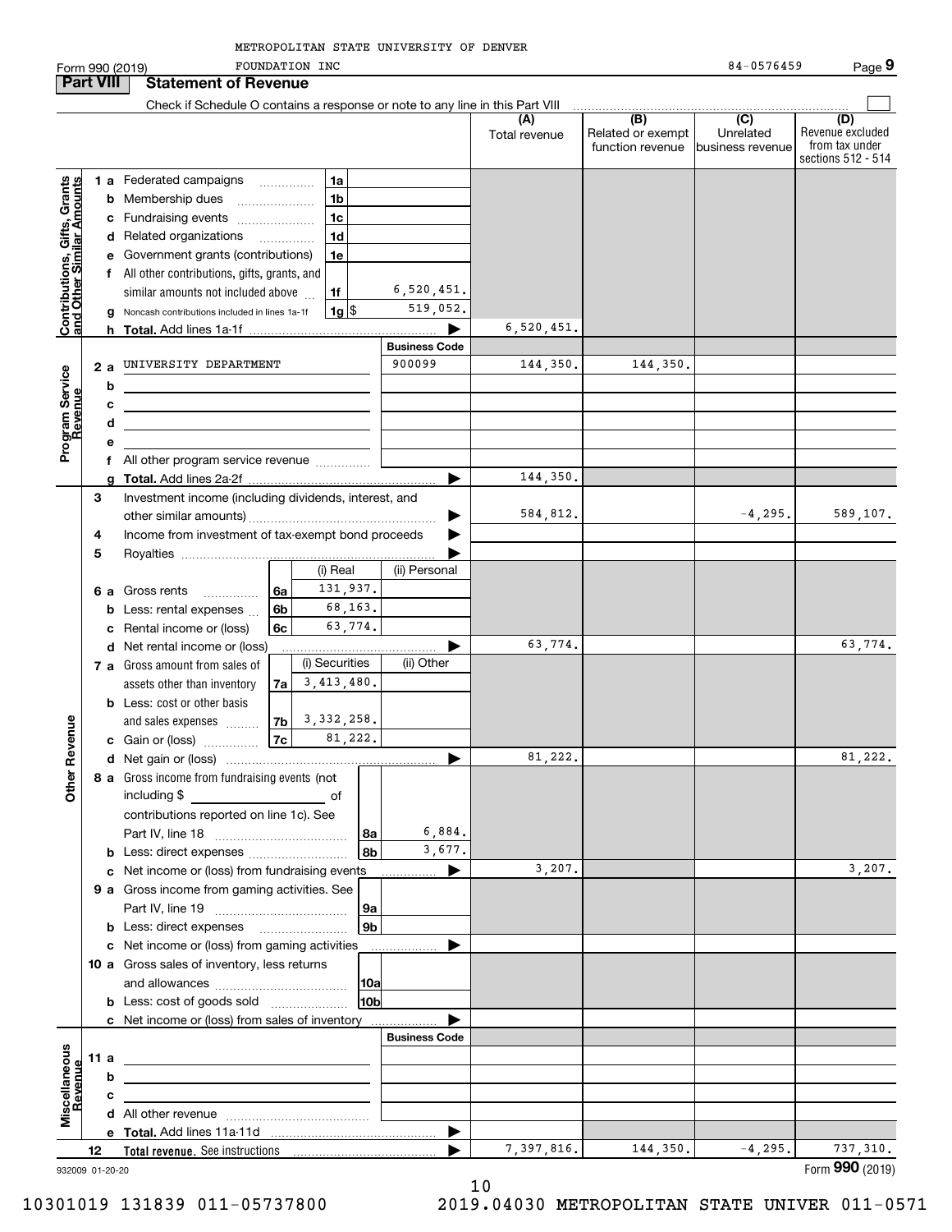METROPOLITAN STATE UNIVERSITY OF DENVER
FOUNDATION INC

Form 990 (2019) 84-0576459 Page **9**

## Part VIII Statement of Revenue

Check if Schedule O contains a response or note to any line in this Part VIII

| | | | (A) Total revenue | (B) Related or exempt function revenue | (C) Unrelated business revenue | (D) Revenue excluded from tax under sections 512 - 514 |
|---|---|---|---|---|---|---|
| **Contributions, Gifts, Grants and Other Similar Amounts** | 1 a Federated campaigns | 1a | | | | |
| | b Membership dues | 1b | | | | |
| | c Fundraising events | 1c | | | | |
| | d Related organizations | 1d | | | | |
| | e Government grants (contributions) | 1e | | | | |
| | f All other contributions, gifts, grants, and similar amounts not included above | 1f 6,520,451. | | | | |
| | g Noncash contributions included in lines 1a-1f | 1g $ 519,052. | | | | |
| | h **Total.** Add lines 1a-1f | ▶ | 6,520,451. | | | |
| **Program Service Revenue** | | **Business Code** | | | | |
| | 2 a UNIVERSITY DEPARTMENT | 900099 | 144,350. | 144,350. | | |
| | b | | | | | |
| | c | | | | | |
| | d | | | | | |
| | e | | | | | |
| | f All other program service revenue | | | | | |
| | g **Total.** Add lines 2a-2f | ▶ | 144,350. | | | |
| **Other Revenue** | 3 Investment income (including dividends, interest, and other similar amounts) | ▶ | 584,812. | | -4,295. | 589,107. |
| | 4 Income from investment of tax-exempt bond proceeds | ▶ | | | | |
| | 5 Royalties | ▶ | | | | |
| | 6 a Gross rents — 6a (i) Real 131,937. (ii) Personal | | | | | |
| | b Less: rental expenses — 6b (i) Real 68,163. | | | | | |
| | c Rental income or (loss) — 6c (i) Real 63,774. | | | | | |
| | d Net rental income or (loss) | ▶ | 63,774. | | | 63,774. |
| | 7 a Gross amount from sales of assets other than inventory — 7a (i) Securities 3,413,480. (ii) Other | | | | | |
| | b Less: cost or other basis and sales expenses — 7b (i) Securities 3,332,258. | | | | | |
| | c Gain or (loss) — 7c (i) Securities 81,222. | | | | | |
| | d Net gain or (loss) | ▶ | 81,222. | | | 81,222. |
| | 8 a Gross income from fundraising events (not including $ of contributions reported on line 1c). See Part IV, line 18 | 8a 6,884. | | | | |
| | b Less: direct expenses | 8b 3,677. | | | | |
| | c Net income or (loss) from fundraising events | ▶ | 3,207. | | | 3,207. |
| | 9 a Gross income from gaming activities. See Part IV, line 19 | 9a | | | | |
| | b Less: direct expenses | 9b | | | | |
| | c Net income or (loss) from gaming activities | ▶ | | | | |
| | 10 a Gross sales of inventory, less returns and allowances | 10a | | | | |
| | b Less: cost of goods sold | 10b | | | | |
| | c Net income or (loss) from sales of inventory | ▶ | | | | |
| **Miscellaneous Revenue** | | **Business Code** | | | | |
| | 11 a | | | | | |
| | b | | | | | |
| | c | | | | | |
| | d All other revenue | | | | | |
| | e **Total.** Add lines 11a-11d | ▶ | | | | |
| | 12 **Total revenue.** See instructions | ▶ | 7,397,816. | 144,350. | -4,295. | 737,310. |

932009 01-20-20

Form **990** (2019)

10301019 131839 011-05737800 2019.04030 METROPOLITAN STATE UNIVER 011-0571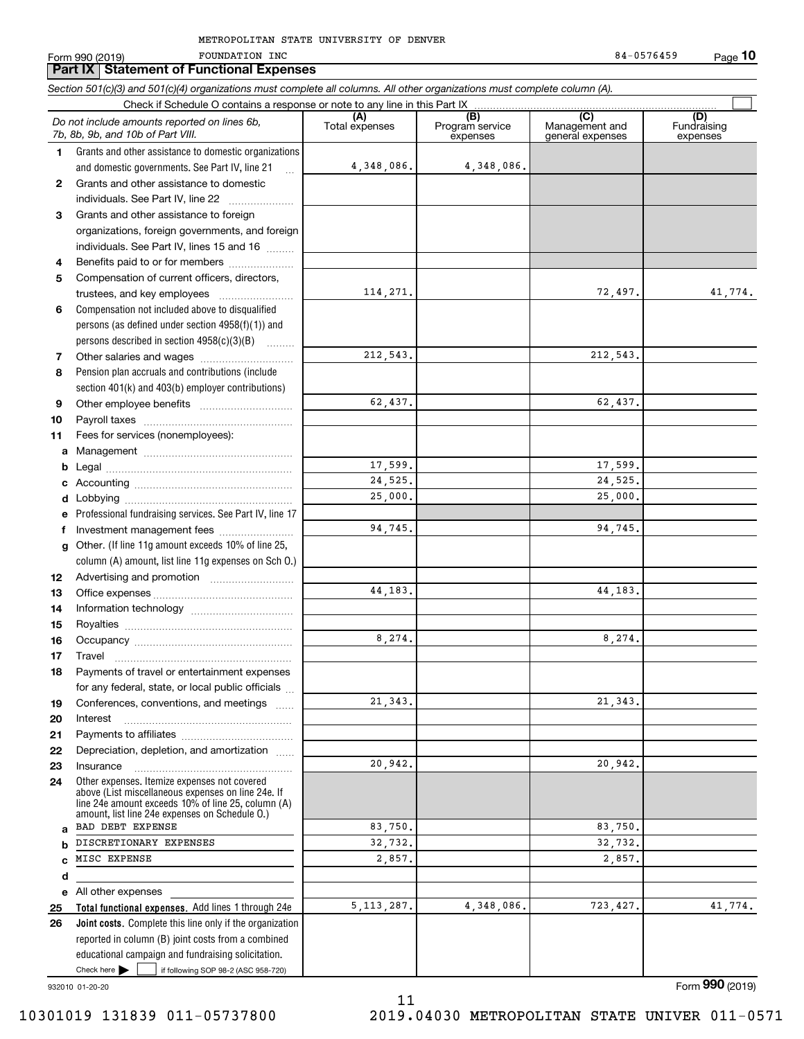METROPOLITAN STATE UNIVERSITY OF DENVER

Form 990 (2019) FOUNDATION INC 84-0576459 Page **10**

## Part IX Statement of Functional Expenses

*Section 501(c)(3) and 501(c)(4) organizations must complete all columns. All other organizations must complete column (A).*

Check if Schedule O contains a response or note to any line in this Part IX ☐

| | *Do not include amounts reported on lines 6b, 7b, 8b, 9b, and 10b of Part VIII.* | (A) Total expenses | (B) Program service expenses | (C) Management and general expenses | (D) Fundraising expenses |
|---|---|---|---|---|---|
| 1 | Grants and other assistance to domestic organizations and domestic governments. See Part IV, line 21 | 4,348,086. | 4,348,086. | | |
| 2 | Grants and other assistance to domestic individuals. See Part IV, line 22 | | | | |
| 3 | Grants and other assistance to foreign organizations, foreign governments, and foreign individuals. See Part IV, lines 15 and 16 | | | | |
| 4 | Benefits paid to or for members | | | | |
| 5 | Compensation of current officers, directors, trustees, and key employees | 114,271. | | 72,497. | 41,774. |
| 6 | Compensation not included above to disqualified persons (as defined under section 4958(f)(1)) and persons described in section 4958(c)(3)(B) | | | | |
| 7 | Other salaries and wages | 212,543. | | 212,543. | |
| 8 | Pension plan accruals and contributions (include section 401(k) and 403(b) employer contributions) | | | | |
| 9 | Other employee benefits | 62,437. | | 62,437. | |
| 10 | Payroll taxes | | | | |
| 11 | Fees for services (nonemployees): | | | | |
| a | Management | | | | |
| b | Legal | 17,599. | | 17,599. | |
| c | Accounting | 24,525. | | 24,525. | |
| d | Lobbying | 25,000. | | 25,000. | |
| e | Professional fundraising services. See Part IV, line 17 | | | | |
| f | Investment management fees | 94,745. | | 94,745. | |
| g | Other. (If line 11g amount exceeds 10% of line 25, column (A) amount, list line 11g expenses on Sch O.) | | | | |
| 12 | Advertising and promotion | | | | |
| 13 | Office expenses | 44,183. | | 44,183. | |
| 14 | Information technology | | | | |
| 15 | Royalties | | | | |
| 16 | Occupancy | 8,274. | | 8,274. | |
| 17 | Travel | | | | |
| 18 | Payments of travel or entertainment expenses for any federal, state, or local public officials | | | | |
| 19 | Conferences, conventions, and meetings | 21,343. | | 21,343. | |
| 20 | Interest | | | | |
| 21 | Payments to affiliates | | | | |
| 22 | Depreciation, depletion, and amortization | | | | |
| 23 | Insurance | 20,942. | | 20,942. | |
| 24 | Other expenses. Itemize expenses not covered above (List miscellaneous expenses on line 24e. If line 24e amount exceeds 10% of line 25, column (A) amount, list line 24e expenses on Schedule O.) | | | | |
| a | BAD DEBT EXPENSE | 83,750. | | 83,750. | |
| b | DISCRETIONARY EXPENSES | 32,732. | | 32,732. | |
| c | MISC EXPENSE | 2,857. | | 2,857. | |
| d | | | | | |
| e | All other expenses | | | | |
| 25 | **Total functional expenses.** Add lines 1 through 24e | 5,113,287. | 4,348,086. | 723,427. | 41,774. |
| 26 | **Joint costs.** Complete this line only if the organization reported in column (B) joint costs from a combined educational campaign and fundraising solicitation. Check here ☐ if following SOP 98-2 (ASC 958-720) | | | | |

932010 01-20-20 Form **990** (2019)

10301019 131839 011-05737800 2019.04030 METROPOLITAN STATE UNIVER 011-0571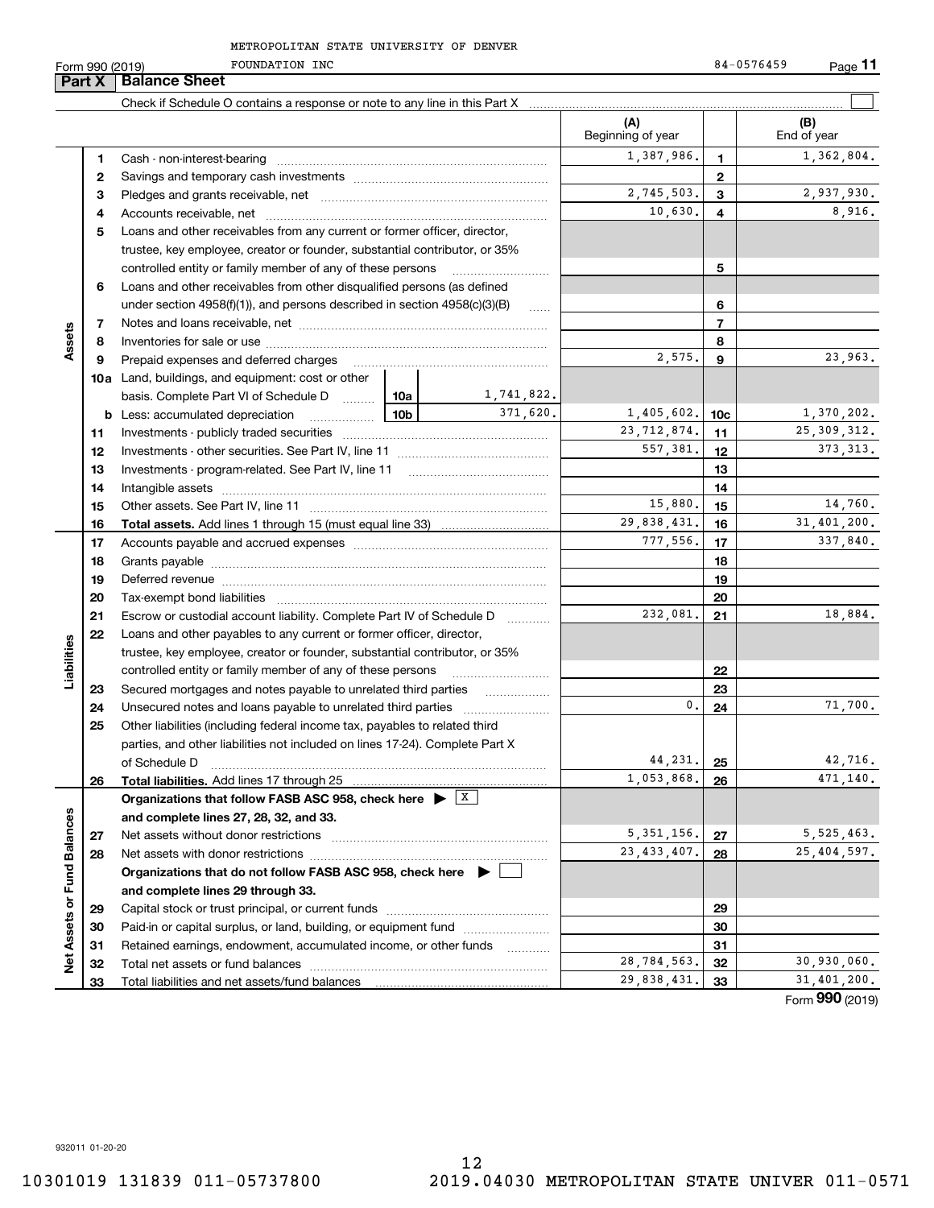METROPOLITAN STATE UNIVERSITY OF DENVER FOUNDATION INC

Form 990 (2019) 84-0576459

## Part X Balance Sheet

Check if Schedule O contains a response or note to any line in this Part X ☐

| | | | (A) Beginning of year | | (B) End of year |
|---|---|---|---|---|---|
| **Assets** | 1 | Cash - non-interest-bearing | 1,387,986. | 1 | 1,362,804. |
| | 2 | Savings and temporary cash investments | | 2 | |
| | 3 | Pledges and grants receivable, net | 2,745,503. | 3 | 2,937,930. |
| | 4 | Accounts receivable, net | 10,630. | 4 | 8,916. |
| | 5 | Loans and other receivables from any current or former officer, director, trustee, key employee, creator or founder, substantial contributor, or 35% controlled entity or family member of any of these persons | | 5 | |
| | 6 | Loans and other receivables from other disqualified persons (as defined under section 4958(f)(1)), and persons described in section 4958(c)(3)(B) | | 6 | |
| | 7 | Notes and loans receivable, net | | 7 | |
| | 8 | Inventories for sale or use | | 8 | |
| | 9 | Prepaid expenses and deferred charges | 2,575. | 9 | 23,963. |
| | 10a | Land, buildings, and equipment: cost or other basis. Complete Part VI of Schedule D — 10a: 1,741,822. | | | |
| | b | Less: accumulated depreciation — 10b: 371,620. | 1,405,602. | 10c | 1,370,202. |
| | 11 | Investments - publicly traded securities | 23,712,874. | 11 | 25,309,312. |
| | 12 | Investments - other securities. See Part IV, line 11 | 557,381. | 12 | 373,313. |
| | 13 | Investments - program-related. See Part IV, line 11 | | 13 | |
| | 14 | Intangible assets | | 14 | |
| | 15 | Other assets. See Part IV, line 11 | 15,880. | 15 | 14,760. |
| | 16 | **Total assets.** Add lines 1 through 15 (must equal line 33) | 29,838,431. | 16 | 31,401,200. |
| **Liabilities** | 17 | Accounts payable and accrued expenses | 777,556. | 17 | 337,840. |
| | 18 | Grants payable | | 18 | |
| | 19 | Deferred revenue | | 19 | |
| | 20 | Tax-exempt bond liabilities | | 20 | |
| | 21 | Escrow or custodial account liability. Complete Part IV of Schedule D | 232,081. | 21 | 18,884. |
| | 22 | Loans and other payables to any current or former officer, director, trustee, key employee, creator or founder, substantial contributor, or 35% controlled entity or family member of any of these persons | | 22 | |
| | 23 | Secured mortgages and notes payable to unrelated third parties | | 23 | |
| | 24 | Unsecured notes and loans payable to unrelated third parties | 0. | 24 | 71,700. |
| | 25 | Other liabilities (including federal income tax, payables to related third parties, and other liabilities not included on lines 17-24). Complete Part X of Schedule D | 44,231. | 25 | 42,716. |
| | 26 | **Total liabilities.** Add lines 17 through 25 | 1,053,868. | 26 | 471,140. |
| **Net Assets or Fund Balances** | | **Organizations that follow FASB ASC 958, check here** ☒ **and complete lines 27, 28, 32, and 33.** | | | |
| | 27 | Net assets without donor restrictions | 5,351,156. | 27 | 5,525,463. |
| | 28 | Net assets with donor restrictions | 23,433,407. | 28 | 25,404,597. |
| | | **Organizations that do not follow FASB ASC 958, check here** ☐ **and complete lines 29 through 33.** | | | |
| | 29 | Capital stock or trust principal, or current funds | | 29 | |
| | 30 | Paid-in or capital surplus, or land, building, or equipment fund | | 30 | |
| | 31 | Retained earnings, endowment, accumulated income, or other funds | | 31 | |
| | 32 | Total net assets or fund balances | 28,784,563. | 32 | 30,930,060. |
| | 33 | Total liabilities and net assets/fund balances | 29,838,431. | 33 | 31,401,200. |

Form **990** (2019)

932011 01-20-20

10301019 131839 011-05737800 2019.04030 METROPOLITAN STATE UNIVER 011-0571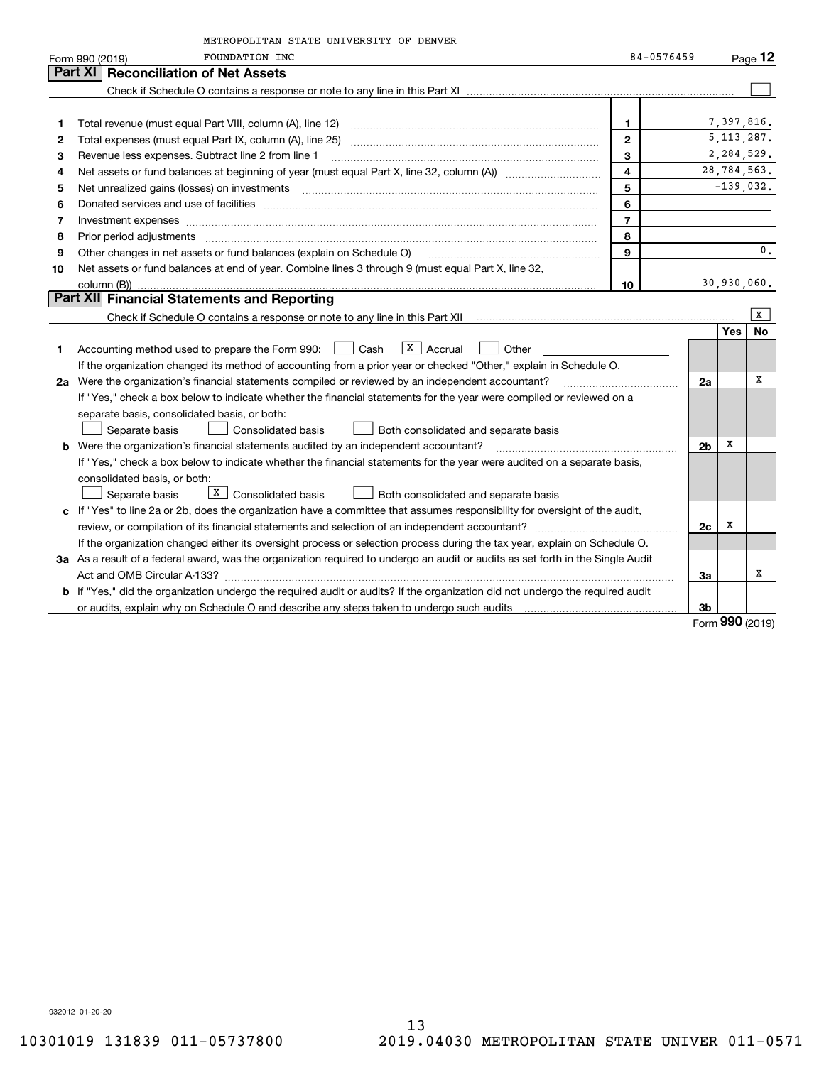METROPOLITAN STATE UNIVERSITY OF DENVER

Form 990 (2019) FOUNDATION INC 84-0576459 Page **12**

## Part XI Reconciliation of Net Assets

Check if Schedule O contains a response or note to any line in this Part XI ☐

| | | | |
|---|---|---|---|
| 1 | Total revenue (must equal Part VIII, column (A), line 12) | 1 | 7,397,816. |
| 2 | Total expenses (must equal Part IX, column (A), line 25) | 2 | 5,113,287. |
| 3 | Revenue less expenses. Subtract line 2 from line 1 | 3 | 2,284,529. |
| 4 | Net assets or fund balances at beginning of year (must equal Part X, line 32, column (A)) | 4 | 28,784,563. |
| 5 | Net unrealized gains (losses) on investments | 5 | -139,032. |
| 6 | Donated services and use of facilities | 6 | |
| 7 | Investment expenses | 7 | |
| 8 | Prior period adjustments | 8 | |
| 9 | Other changes in net assets or fund balances (explain on Schedule O) | 9 | 0. |
| 10 | Net assets or fund balances at end of year. Combine lines 3 through 9 (must equal Part X, line 32, column (B)) | 10 | 30,930,060. |

## Part XII Financial Statements and Reporting

Check if Schedule O contains a response or note to any line in this Part XII ☒

| | | | Yes | No |
|---|---|---|---|---|
| 1 | Accounting method used to prepare the Form 990: ☐ Cash ☒ Accrual ☐ Other | | | |
| | If the organization changed its method of accounting from a prior year or checked "Other," explain in Schedule O. | | | |
| 2a | Were the organization's financial statements compiled or reviewed by an independent accountant? | 2a | | X |
| | If "Yes," check a box below to indicate whether the financial statements for the year were compiled or reviewed on a separate basis, consolidated basis, or both: ☐ Separate basis ☐ Consolidated basis ☐ Both consolidated and separate basis | | | |
| b | Were the organization's financial statements audited by an independent accountant? | 2b | X | |
| | If "Yes," check a box below to indicate whether the financial statements for the year were audited on a separate basis, consolidated basis, or both: ☐ Separate basis ☒ Consolidated basis ☐ Both consolidated and separate basis | | | |
| c | If "Yes" to line 2a or 2b, does the organization have a committee that assumes responsibility for oversight of the audit, review, or compilation of its financial statements and selection of an independent accountant? | 2c | X | |
| | If the organization changed either its oversight process or selection process during the tax year, explain on Schedule O. | | | |
| 3a | As a result of a federal award, was the organization required to undergo an audit or audits as set forth in the Single Audit Act and OMB Circular A-133? | 3a | | X |
| b | If "Yes," did the organization undergo the required audit or audits? If the organization did not undergo the required audit or audits, explain why on Schedule O and describe any steps taken to undergo such audits | 3b | | |

Form **990** (2019)

932012 01-20-20

10301019 131839 011-05737800 2019.04030 METROPOLITAN STATE UNIVER 011-0571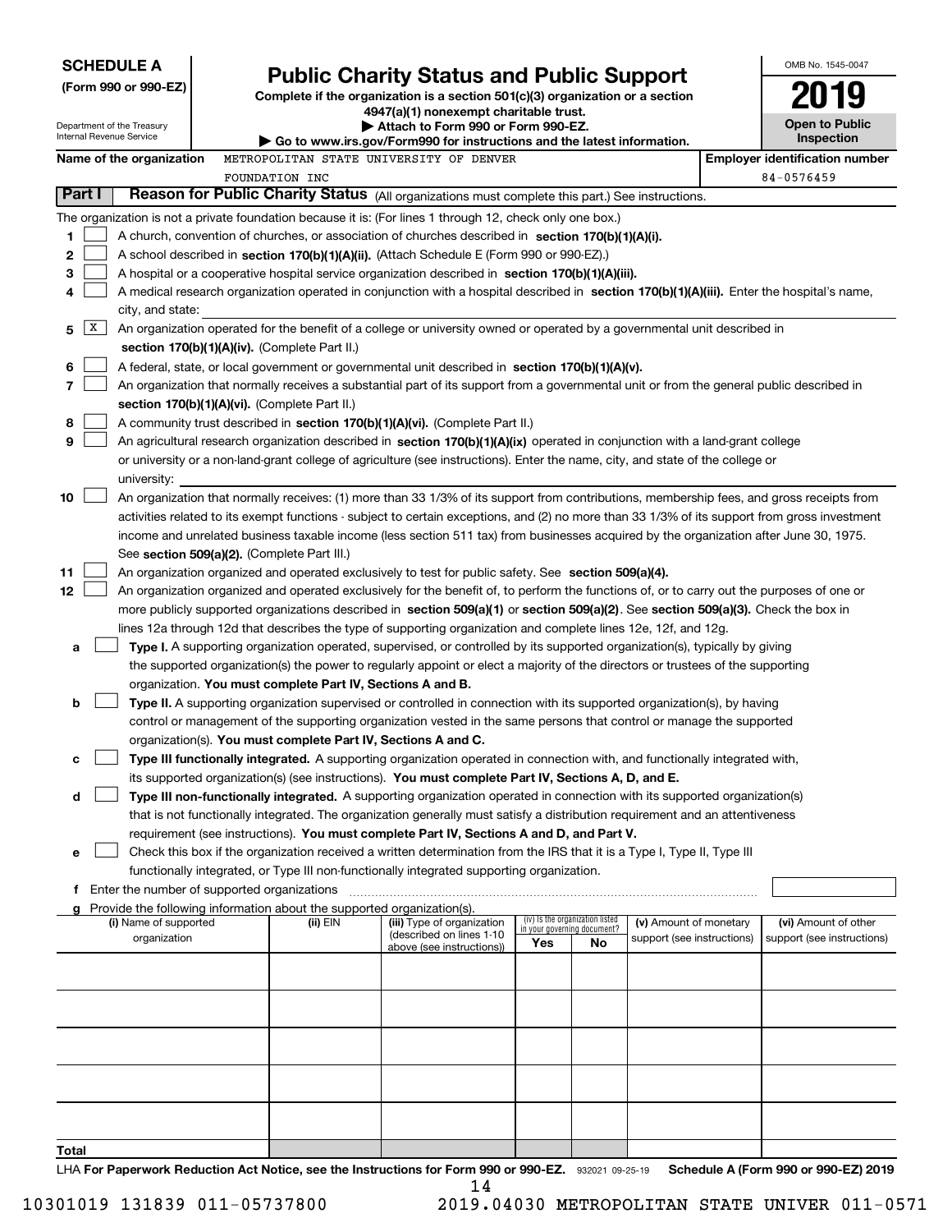**SCHEDULE A**
**(Form 990 or 990-EZ)**

Department of the Treasury
Internal Revenue Service

# Public Charity Status and Public Support

**Complete if the organization is a section 501(c)(3) organization or a section 4947(a)(1) nonexempt charitable trust.**
**▶ Attach to Form 990 or Form 990-EZ.**
**▶ Go to www.irs.gov/Form990 for instructions and the latest information.**

OMB No. 1545-0047

**2019**

**Open to Public Inspection**

**Name of the organization** METROPOLITAN STATE UNIVERSITY OF DENVER FOUNDATION INC

**Employer identification number** 84-0576459

**Part I** **Reason for Public Charity Status** (All organizations must complete this part.) See instructions.

The organization is not a private foundation because it is: (For lines 1 through 12, check only one box.)

1 [ ] A church, convention of churches, or association of churches described in **section 170(b)(1)(A)(i).**

2 [ ] A school described in **section 170(b)(1)(A)(ii).** (Attach Schedule E (Form 990 or 990-EZ).)

3 [ ] A hospital or a cooperative hospital service organization described in **section 170(b)(1)(A)(iii).**

4 [ ] A medical research organization operated in conjunction with a hospital described in **section 170(b)(1)(A)(iii).** Enter the hospital's name, city, and state:

5 [X] An organization operated for the benefit of a college or university owned or operated by a governmental unit described in **section 170(b)(1)(A)(iv).** (Complete Part II.)

6 [ ] A federal, state, or local government or governmental unit described in **section 170(b)(1)(A)(v).**

7 [ ] An organization that normally receives a substantial part of its support from a governmental unit or from the general public described in **section 170(b)(1)(A)(vi).** (Complete Part II.)

8 [ ] A community trust described in **section 170(b)(1)(A)(vi).** (Complete Part II.)

9 [ ] An agricultural research organization described in **section 170(b)(1)(A)(ix)** operated in conjunction with a land-grant college or university or a non-land-grant college of agriculture (see instructions). Enter the name, city, and state of the college or university:

10 [ ] An organization that normally receives: (1) more than 33 1/3% of its support from contributions, membership fees, and gross receipts from activities related to its exempt functions - subject to certain exceptions, and (2) no more than 33 1/3% of its support from gross investment income and unrelated business taxable income (less section 511 tax) from businesses acquired by the organization after June 30, 1975. See **section 509(a)(2).** (Complete Part III.)

11 [ ] An organization organized and operated exclusively to test for public safety. See **section 509(a)(4).**

12 [ ] An organization organized and operated exclusively for the benefit of, to perform the functions of, or to carry out the purposes of one or more publicly supported organizations described in **section 509(a)(1)** or **section 509(a)(2)**. See **section 509(a)(3).** Check the box in lines 12a through 12d that describes the type of supporting organization and complete lines 12e, 12f, and 12g.

a [ ] **Type I.** A supporting organization operated, supervised, or controlled by its supported organization(s), typically by giving the supported organization(s) the power to regularly appoint or elect a majority of the directors or trustees of the supporting organization. **You must complete Part IV, Sections A and B.**

b [ ] **Type II.** A supporting organization supervised or controlled in connection with its supported organization(s), by having control or management of the supporting organization vested in the same persons that control or manage the supported organization(s). **You must complete Part IV, Sections A and C.**

c [ ] **Type III functionally integrated.** A supporting organization operated in connection with, and functionally integrated with, its supported organization(s) (see instructions). **You must complete Part IV, Sections A, D, and E.**

d [ ] **Type III non-functionally integrated.** A supporting organization operated in connection with its supported organization(s) that is not functionally integrated. The organization generally must satisfy a distribution requirement and an attentiveness requirement (see instructions). **You must complete Part IV, Sections A and D, and Part V.**

e [ ] Check this box if the organization received a written determination from the IRS that it is a Type I, Type II, Type III functionally integrated, or Type III non-functionally integrated supporting organization.

f Enter the number of supported organizations

g Provide the following information about the supported organization(s).

| (i) Name of supported organization | (ii) EIN | (iii) Type of organization (described on lines 1-10 above (see instructions)) | (iv) Is the organization listed in your governing document? Yes | No | (v) Amount of monetary support (see instructions) | (vi) Amount of other support (see instructions) |
|---|---|---|---|---|---|---|
| | | | | | | |
| | | | | | | |
| | | | | | | |
| | | | | | | |
| | | | | | | |
| **Total** | | | | | | |

LHA **For Paperwork Reduction Act Notice, see the Instructions for Form 990 or 990-EZ.** 932021 09-25-19 **Schedule A (Form 990 or 990-EZ) 2019**

10301019 131839 011-05737800 2019.04030 METROPOLITAN STATE UNIVER 011-0571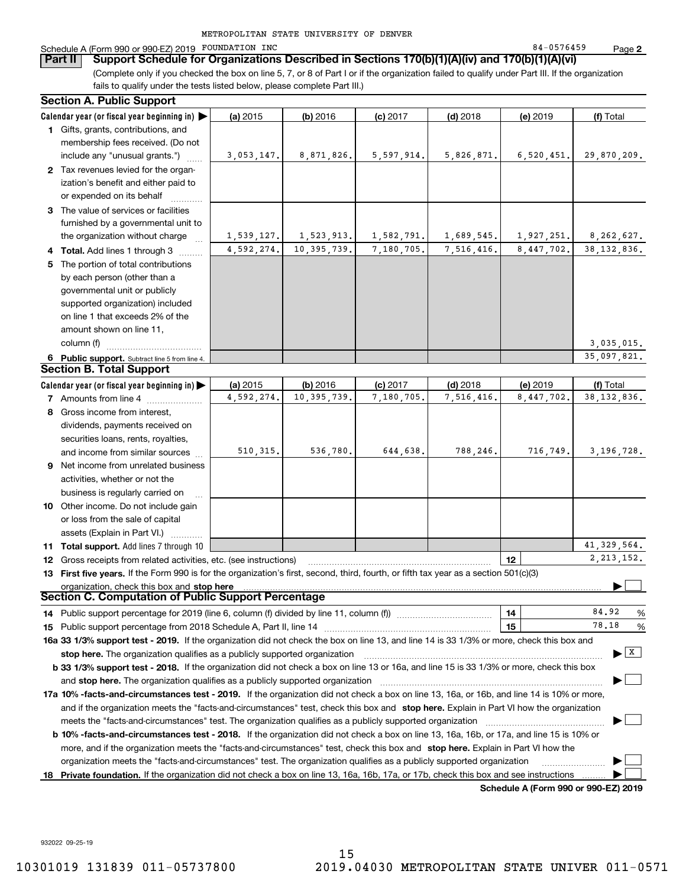METROPOLITAN STATE UNIVERSITY OF DENVER

Schedule A (Form 990 or 990-EZ) 2019 FOUNDATION INC 84-0576459 Page **2**

**Part II Support Schedule for Organizations Described in Sections 170(b)(1)(A)(iv) and 170(b)(1)(A)(vi)**

(Complete only if you checked the box on line 5, 7, or 8 of Part I or if the organization failed to qualify under Part III. If the organization fails to qualify under the tests listed below, please complete Part III.)

### Section A. Public Support

| Calendar year (or fiscal year beginning in) ▶ | (a) 2015 | (b) 2016 | (c) 2017 | (d) 2018 | (e) 2019 | (f) Total |
|---|---|---|---|---|---|---|
| **1** Gifts, grants, contributions, and membership fees received. (Do not include any "unusual grants.") | 3,053,147. | 8,871,826. | 5,597,914. | 5,826,871. | 6,520,451. | 29,870,209. |
| **2** Tax revenues levied for the organization's benefit and either paid to or expended on its behalf | | | | | | |
| **3** The value of services or facilities furnished by a governmental unit to the organization without charge | 1,539,127. | 1,523,913. | 1,582,791. | 1,689,545. | 1,927,251. | 8,262,627. |
| **4 Total.** Add lines 1 through 3 | 4,592,274. | 10,395,739. | 7,180,705. | 7,516,416. | 8,447,702. | 38,132,836. |
| **5** The portion of total contributions by each person (other than a governmental unit or publicly supported organization) included on line 1 that exceeds 2% of the amount shown on line 11, column (f) | | | | | | 3,035,015. |
| **6 Public support.** Subtract line 5 from line 4. | | | | | | 35,097,821. |

### Section B. Total Support

| Calendar year (or fiscal year beginning in) ▶ | (a) 2015 | (b) 2016 | (c) 2017 | (d) 2018 | (e) 2019 | (f) Total |
|---|---|---|---|---|---|---|
| **7** Amounts from line 4 | 4,592,274. | 10,395,739. | 7,180,705. | 7,516,416. | 8,447,702. | 38,132,836. |
| **8** Gross income from interest, dividends, payments received on securities loans, rents, royalties, and income from similar sources | 510,315. | 536,780. | 644,638. | 788,246. | 716,749. | 3,196,728. |
| **9** Net income from unrelated business activities, whether or not the business is regularly carried on | | | | | | |
| **10** Other income. Do not include gain or loss from the sale of capital assets (Explain in Part VI.) | | | | | | |
| **11 Total support.** Add lines 7 through 10 | | | | | | 41,329,564. |

**12** Gross receipts from related activities, etc. (see instructions) | **12** | 2,213,152.

**13 First five years.** If the Form 990 is for the organization's first, second, third, fourth, or fifth tax year as a section 501(c)(3) organization, check this box and **stop here** ▶ ☐

### Section C. Computation of Public Support Percentage

**14** Public support percentage for 2019 (line 6, column (f) divided by line 11, column (f)) | **14** | 84.92 %

**15** Public support percentage from 2018 Schedule A, Part II, line 14 | **15** | 78.18 %

**16a 33 1/3% support test - 2019.** If the organization did not check the box on line 13, and line 14 is 33 1/3% or more, check this box and **stop here.** The organization qualifies as a publicly supported organization ▶ ☒

**b 33 1/3% support test - 2018.** If the organization did not check a box on line 13 or 16a, and line 15 is 33 1/3% or more, check this box and **stop here.** The organization qualifies as a publicly supported organization ▶ ☐

**17a 10% -facts-and-circumstances test - 2019.** If the organization did not check a box on line 13, 16a, or 16b, and line 14 is 10% or more, and if the organization meets the "facts-and-circumstances" test, check this box and **stop here.** Explain in Part VI how the organization meets the "facts-and-circumstances" test. The organization qualifies as a publicly supported organization ▶ ☐

**b 10% -facts-and-circumstances test - 2018.** If the organization did not check a box on line 13, 16a, 16b, or 17a, and line 15 is 10% or more, and if the organization meets the "facts-and-circumstances" test, check this box and **stop here.** Explain in Part VI how the organization meets the "facts-and-circumstances" test. The organization qualifies as a publicly supported organization ▶ ☐

**18 Private foundation.** If the organization did not check a box on line 13, 16a, 16b, 17a, or 17b, check this box and see instructions ▶ ☐

**Schedule A (Form 990 or 990-EZ) 2019**

932022 09-25-19

10301019 131839 011-05737800 2019.04030 METROPOLITAN STATE UNIVER 011-0571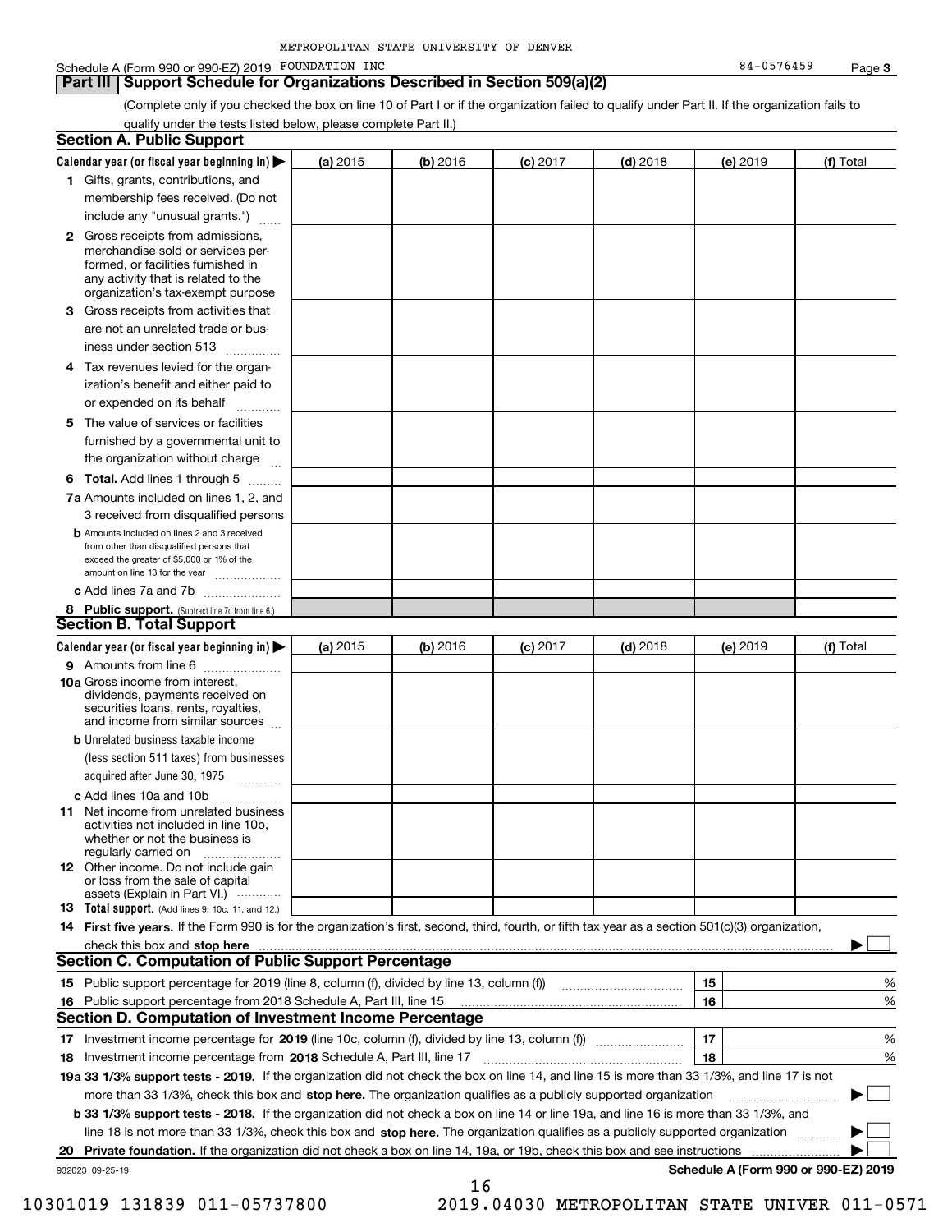METROPOLITAN STATE UNIVERSITY OF DENVER

Schedule A (Form 990 or 990-EZ) 2019 FOUNDATION INC 84-0576459 Page 3

## Part III Support Schedule for Organizations Described in Section 509(a)(2)

(Complete only if you checked the box on line 10 of Part I or if the organization failed to qualify under Part II. If the organization fails to qualify under the tests listed below, please complete Part II.)

### Section A. Public Support

| Calendar year (or fiscal year beginning in) ▶ | (a) 2015 | (b) 2016 | (c) 2017 | (d) 2018 | (e) 2019 | (f) Total |
|---|---|---|---|---|---|---|
| 1 Gifts, grants, contributions, and membership fees received. (Do not include any "unusual grants.") | | | | | | |
| 2 Gross receipts from admissions, merchandise sold or services performed, or facilities furnished in any activity that is related to the organization's tax-exempt purpose | | | | | | |
| 3 Gross receipts from activities that are not an unrelated trade or business under section 513 | | | | | | |
| 4 Tax revenues levied for the organization's benefit and either paid to or expended on its behalf | | | | | | |
| 5 The value of services or facilities furnished by a governmental unit to the organization without charge | | | | | | |
| 6 **Total.** Add lines 1 through 5 | | | | | | |
| 7a Amounts included on lines 1, 2, and 3 received from disqualified persons | | | | | | |
| b Amounts included on lines 2 and 3 received from other than disqualified persons that exceed the greater of $5,000 or 1% of the amount on line 13 for the year | | | | | | |
| c Add lines 7a and 7b | | | | | | |
| 8 **Public support.** (Subtract line 7c from line 6.) | | | | | | |

### Section B. Total Support

| Calendar year (or fiscal year beginning in) ▶ | (a) 2015 | (b) 2016 | (c) 2017 | (d) 2018 | (e) 2019 | (f) Total |
|---|---|---|---|---|---|---|
| 9 Amounts from line 6 | | | | | | |
| 10a Gross income from interest, dividends, payments received on securities loans, rents, royalties, and income from similar sources | | | | | | |
| b Unrelated business taxable income (less section 511 taxes) from businesses acquired after June 30, 1975 | | | | | | |
| c Add lines 10a and 10b | | | | | | |
| 11 Net income from unrelated business activities not included in line 10b, whether or not the business is regularly carried on | | | | | | |
| 12 Other income. Do not include gain or loss from the sale of capital assets (Explain in Part VI.) | | | | | | |
| 13 **Total support.** (Add lines 9, 10c, 11, and 12.) | | | | | | |

14 **First five years.** If the Form 990 is for the organization's first, second, third, fourth, or fifth tax year as a section 501(c)(3) organization, check this box and **stop here** ▶ ☐

### Section C. Computation of Public Support Percentage

| | | |
|---|---|---|
| 15 Public support percentage for 2019 (line 8, column (f), divided by line 13, column (f)) | 15 | % |
| 16 Public support percentage from 2018 Schedule A, Part III, line 15 | 16 | % |

### Section D. Computation of Investment Income Percentage

| | | |
|---|---|---|
| 17 Investment income percentage for **2019** (line 10c, column (f), divided by line 13, column (f)) | 17 | % |
| 18 Investment income percentage from **2018** Schedule A, Part III, line 17 | 18 | % |

**19a 33 1/3% support tests - 2019.** If the organization did not check the box on line 14, and line 15 is more than 33 1/3%, and line 17 is not more than 33 1/3%, check this box and **stop here.** The organization qualifies as a publicly supported organization ▶ ☐

**b 33 1/3% support tests - 2018.** If the organization did not check a box on line 14 or line 19a, and line 16 is more than 33 1/3%, and line 18 is not more than 33 1/3%, check this box and **stop here.** The organization qualifies as a publicly supported organization ▶ ☐

**20 Private foundation.** If the organization did not check a box on line 14, 19a, or 19b, check this box and see instructions ▶ ☐

932023 09-25-19 **Schedule A (Form 990 or 990-EZ) 2019**

10301019 131839 011-05737800 2019.04030 METROPOLITAN STATE UNIVER 011-0571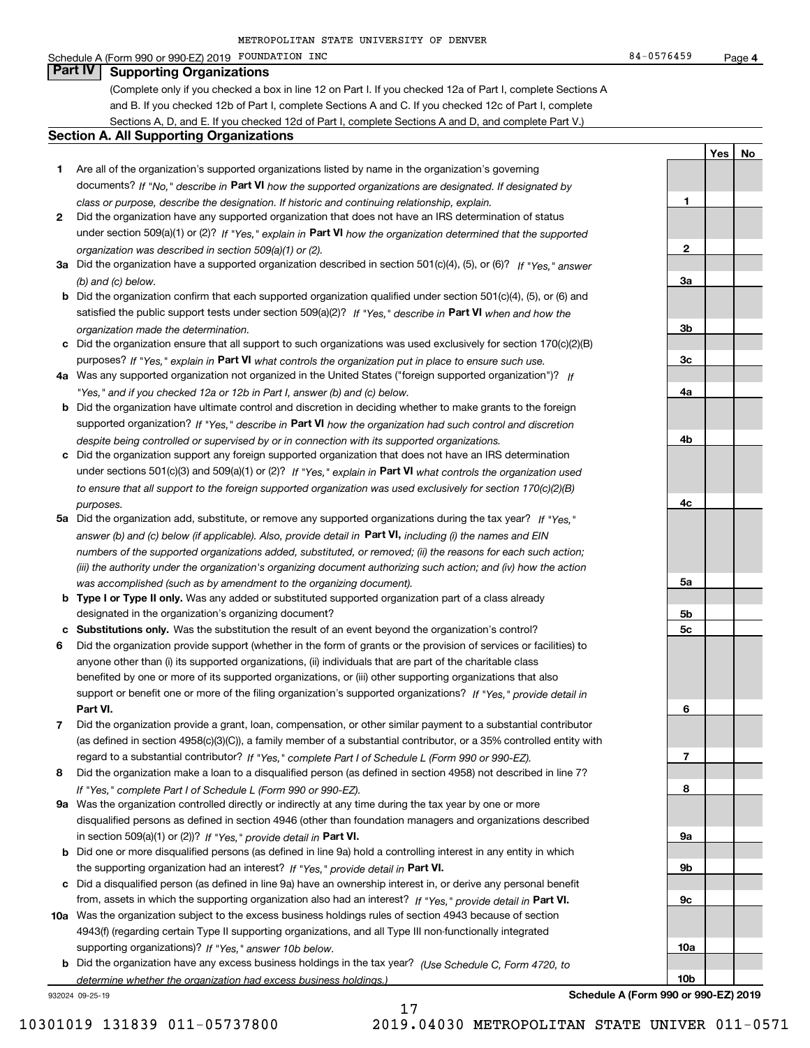METROPOLITAN STATE UNIVERSITY OF DENVER

Schedule A (Form 990 or 990-EZ) 2019 FOUNDATION INC 84-0576459 Page 4

## Part IV Supporting Organizations

(Complete only if you checked a box in line 12 on Part I. If you checked 12a of Part I, complete Sections A and B. If you checked 12b of Part I, complete Sections A and C. If you checked 12c of Part I, complete Sections A, D, and E. If you checked 12d of Part I, complete Sections A and D, and complete Part V.)

### Section A. All Supporting Organizations

| | | Line | Yes | No |
|---|---|---|---|---|
| **1** | Are all of the organization's supported organizations listed by name in the organization's governing documents? *If "No," describe in* **Part VI** *how the supported organizations are designated. If designated by class or purpose, describe the designation. If historic and continuing relationship, explain.* | 1 | | |
| **2** | Did the organization have any supported organization that does not have an IRS determination of status under section 509(a)(1) or (2)? *If "Yes," explain in* **Part VI** *how the organization determined that the supported organization was described in section 509(a)(1) or (2).* | 2 | | |
| **3a** | Did the organization have a supported organization described in section 501(c)(4), (5), or (6)? *If "Yes," answer (b) and (c) below.* | 3a | | |
| **b** | Did the organization confirm that each supported organization qualified under section 501(c)(4), (5), or (6) and satisfied the public support tests under section 509(a)(2)? *If "Yes," describe in* **Part VI** *when and how the organization made the determination.* | 3b | | |
| **c** | Did the organization ensure that all support to such organizations was used exclusively for section 170(c)(2)(B) purposes? *If "Yes," explain in* **Part VI** *what controls the organization put in place to ensure such use.* | 3c | | |
| **4a** | Was any supported organization not organized in the United States ("foreign supported organization")? *If "Yes," and if you checked 12a or 12b in Part I, answer (b) and (c) below.* | 4a | | |
| **b** | Did the organization have ultimate control and discretion in deciding whether to make grants to the foreign supported organization? *If "Yes," describe in* **Part VI** *how the organization had such control and discretion despite being controlled or supervised by or in connection with its supported organizations.* | 4b | | |
| **c** | Did the organization support any foreign supported organization that does not have an IRS determination under sections 501(c)(3) and 509(a)(1) or (2)? *If "Yes," explain in* **Part VI** *what controls the organization used to ensure that all support to the foreign supported organization was used exclusively for section 170(c)(2)(B) purposes.* | 4c | | |
| **5a** | Did the organization add, substitute, or remove any supported organizations during the tax year? *If "Yes," answer (b) and (c) below (if applicable). Also, provide detail in* **Part VI,** *including (i) the names and EIN numbers of the supported organizations added, substituted, or removed; (ii) the reasons for each such action; (iii) the authority under the organization's organizing document authorizing such action; and (iv) how the action was accomplished (such as by amendment to the organizing document).* | 5a | | |
| **b** | **Type I or Type II only.** Was any added or substituted supported organization part of a class already designated in the organization's organizing document? | 5b | | |
| **c** | **Substitutions only.** Was the substitution the result of an event beyond the organization's control? | 5c | | |
| **6** | Did the organization provide support (whether in the form of grants or the provision of services or facilities) to anyone other than (i) its supported organizations, (ii) individuals that are part of the charitable class benefited by one or more of its supported organizations, or (iii) other supporting organizations that also support or benefit one or more of the filing organization's supported organizations? *If "Yes," provide detail in* **Part VI.** | 6 | | |
| **7** | Did the organization provide a grant, loan, compensation, or other similar payment to a substantial contributor (as defined in section 4958(c)(3)(C)), a family member of a substantial contributor, or a 35% controlled entity with regard to a substantial contributor? *If "Yes," complete Part I of Schedule L (Form 990 or 990-EZ).* | 7 | | |
| **8** | Did the organization make a loan to a disqualified person (as defined in section 4958) not described in line 7? *If "Yes," complete Part I of Schedule L (Form 990 or 990-EZ).* | 8 | | |
| **9a** | Was the organization controlled directly or indirectly at any time during the tax year by one or more disqualified persons as defined in section 4946 (other than foundation managers and organizations described in section 509(a)(1) or (2))? *If "Yes," provide detail in* **Part VI.** | 9a | | |
| **b** | Did one or more disqualified persons (as defined in line 9a) hold a controlling interest in any entity in which the supporting organization had an interest? *If "Yes," provide detail in* **Part VI.** | 9b | | |
| **c** | Did a disqualified person (as defined in line 9a) have an ownership interest in, or derive any personal benefit from, assets in which the supporting organization also had an interest? *If "Yes," provide detail in* **Part VI.** | 9c | | |
| **10a** | Was the organization subject to the excess business holdings rules of section 4943 because of section 4943(f) (regarding certain Type II supporting organizations, and all Type III non-functionally integrated supporting organizations)? *If "Yes," answer 10b below.* | 10a | | |
| **b** | Did the organization have any excess business holdings in the tax year? *(Use Schedule C, Form 4720, to determine whether the organization had excess business holdings.)* | 10b | | |

932024 09-25-19 **Schedule A (Form 990 or 990-EZ) 2019**

10301019 131839 011-05737800 2019.04030 METROPOLITAN STATE UNIVER 011-0571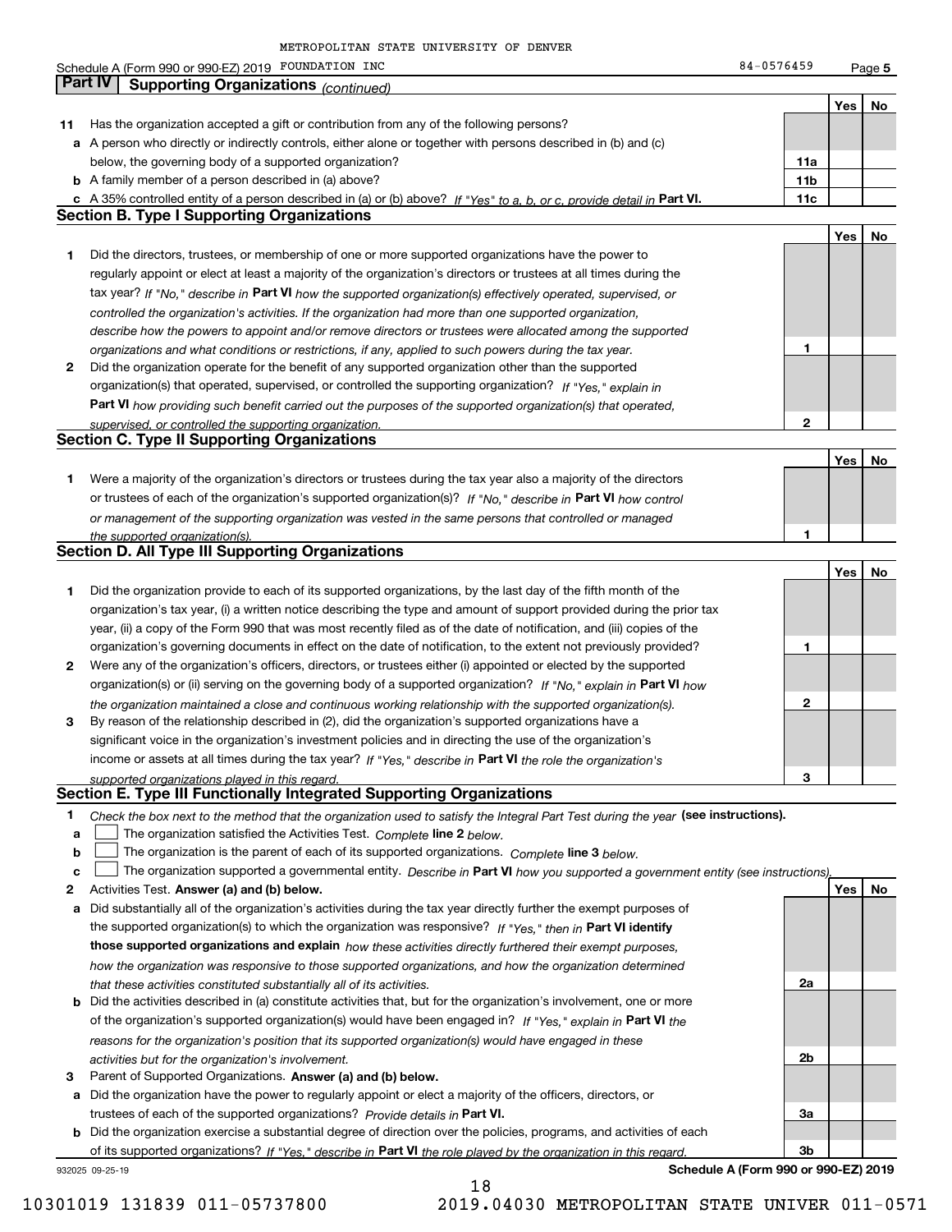METROPOLITAN STATE UNIVERSITY OF DENVER

Schedule A (Form 990 or 990-EZ) 2019 FOUNDATION INC 84-0576459 Page **5**

## Part IV Supporting Organizations *(continued)*

| | | | Yes | No |
|---|---|---|---|---|
| **11** | Has the organization accepted a gift or contribution from any of the following persons? | | | |
| **a** | A person who directly or indirectly controls, either alone or together with persons described in (b) and (c) below, the governing body of a supported organization? | **11a** | | |
| **b** | A family member of a person described in (a) above? | **11b** | | |
| **c** | A 35% controlled entity of a person described in (a) or (b) above? *If "Yes" to a, b, or c, provide detail in* **Part VI.** | **11c** | | |

### Section B. Type I Supporting Organizations

| | | | Yes | No |
|---|---|---|---|---|
| **1** | Did the directors, trustees, or membership of one or more supported organizations have the power to regularly appoint or elect at least a majority of the organization's directors or trustees at all times during the tax year? *If "No," describe in* **Part VI** *how the supported organization(s) effectively operated, supervised, or controlled the organization's activities. If the organization had more than one supported organization, describe how the powers to appoint and/or remove directors or trustees were allocated among the supported organizations and what conditions or restrictions, if any, applied to such powers during the tax year.* | **1** | | |
| **2** | Did the organization operate for the benefit of any supported organization other than the supported organization(s) that operated, supervised, or controlled the supporting organization? *If "Yes," explain in* **Part VI** *how providing such benefit carried out the purposes of the supported organization(s) that operated, supervised, or controlled the supporting organization.* | **2** | | |

### Section C. Type II Supporting Organizations

| | | | Yes | No |
|---|---|---|---|---|
| **1** | Were a majority of the organization's directors or trustees during the tax year also a majority of the directors or trustees of each of the organization's supported organization(s)? *If "No," describe in* **Part VI** *how control or management of the supporting organization was vested in the same persons that controlled or managed the supported organization(s).* | **1** | | |

### Section D. All Type III Supporting Organizations

| | | | Yes | No |
|---|---|---|---|---|
| **1** | Did the organization provide to each of its supported organizations, by the last day of the fifth month of the organization's tax year, (i) a written notice describing the type and amount of support provided during the prior tax year, (ii) a copy of the Form 990 that was most recently filed as of the date of notification, and (iii) copies of the organization's governing documents in effect on the date of notification, to the extent not previously provided? | **1** | | |
| **2** | Were any of the organization's officers, directors, or trustees either (i) appointed or elected by the supported organization(s) or (ii) serving on the governing body of a supported organization? *If "No," explain in* **Part VI** *how the organization maintained a close and continuous working relationship with the supported organization(s).* | **2** | | |
| **3** | By reason of the relationship described in (2), did the organization's supported organizations have a significant voice in the organization's investment policies and in directing the use of the organization's income or assets at all times during the tax year? *If "Yes," describe in* **Part VI** *the role the organization's supported organizations played in this regard.* | **3** | | |

### Section E. Type III Functionally Integrated Supporting Organizations

**1** *Check the box next to the method that the organization used to satisfy the Integral Part Test during the year* **(see instructions).**

**a** ☐ The organization satisfied the Activities Test. *Complete* **line 2** *below.*

**b** ☐ The organization is the parent of each of its supported organizations. *Complete* **line 3** *below.*

**c** ☐ The organization supported a governmental entity. *Describe in* **Part VI** *how you supported a government entity (see instructions).*

| | | | Yes | No |
|---|---|---|---|---|
| **2** | Activities Test. **Answer (a) and (b) below.** | | | |
| **a** | Did substantially all of the organization's activities during the tax year directly further the exempt purposes of the supported organization(s) to which the organization was responsive? *If "Yes," then in* **Part VI identify those supported organizations and explain** *how these activities directly furthered their exempt purposes, how the organization was responsive to those supported organizations, and how the organization determined that these activities constituted substantially all of its activities.* | **2a** | | |
| **b** | Did the activities described in (a) constitute activities that, but for the organization's involvement, one or more of the organization's supported organization(s) would have been engaged in? *If "Yes," explain in* **Part VI** *the reasons for the organization's position that its supported organization(s) would have engaged in these activities but for the organization's involvement.* | **2b** | | |
| **3** | Parent of Supported Organizations. **Answer (a) and (b) below.** | | | |
| **a** | Did the organization have the power to regularly appoint or elect a majority of the officers, directors, or trustees of each of the supported organizations? *Provide details in* **Part VI.** | **3a** | | |
| **b** | Did the organization exercise a substantial degree of direction over the policies, programs, and activities of each of its supported organizations? *If "Yes," describe in* **Part VI** *the role played by the organization in this regard.* | **3b** | | |

932025 09-25-19 **Schedule A (Form 990 or 990-EZ) 2019**

10301019 131839 011-05737800 2019.04030 METROPOLITAN STATE UNIVER 011-0571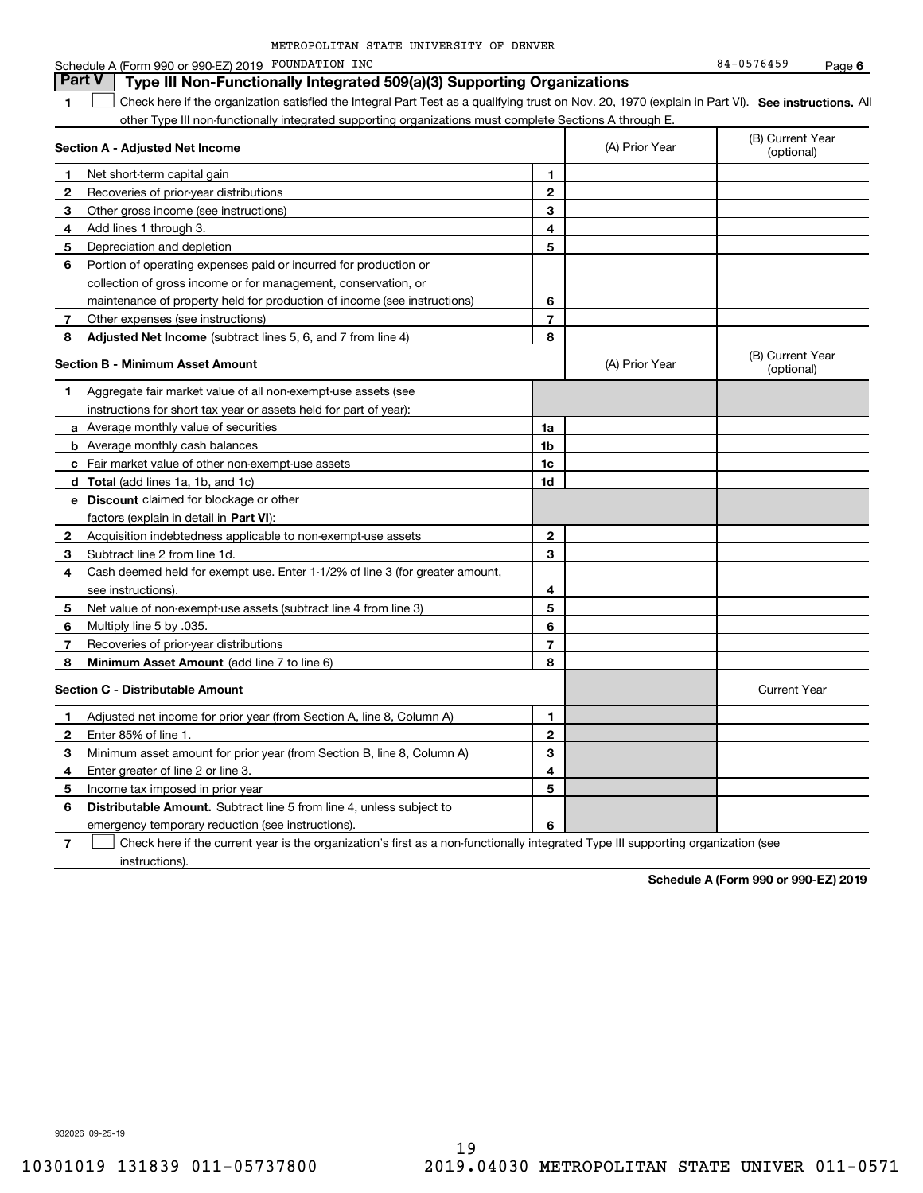METROPOLITAN STATE UNIVERSITY OF DENVER

Schedule A (Form 990 or 990-EZ) 2019 FOUNDATION INC 84-0576459 Page 6

## Part V Type III Non-Functionally Integrated 509(a)(3) Supporting Organizations

1 ☐ Check here if the organization satisfied the Integral Part Test as a qualifying trust on Nov. 20, 1970 (explain in Part VI). **See instructions.** All other Type III non-functionally integrated supporting organizations must complete Sections A through E.

| **Section A - Adjusted Net Income** | | (A) Prior Year | (B) Current Year (optional) |
|---|---|---|---|
| 1 Net short-term capital gain | 1 | | |
| 2 Recoveries of prior-year distributions | 2 | | |
| 3 Other gross income (see instructions) | 3 | | |
| 4 Add lines 1 through 3. | 4 | | |
| 5 Depreciation and depletion | 5 | | |
| 6 Portion of operating expenses paid or incurred for production or collection of gross income or for management, conservation, or maintenance of property held for production of income (see instructions) | 6 | | |
| 7 Other expenses (see instructions) | 7 | | |
| 8 **Adjusted Net Income** (subtract lines 5, 6, and 7 from line 4) | 8 | | |

| **Section B - Minimum Asset Amount** | | (A) Prior Year | (B) Current Year (optional) |
|---|---|---|---|
| 1 Aggregate fair market value of all non-exempt-use assets (see instructions for short tax year or assets held for part of year): | | | |
| a Average monthly value of securities | 1a | | |
| b Average monthly cash balances | 1b | | |
| c Fair market value of other non-exempt-use assets | 1c | | |
| d **Total** (add lines 1a, 1b, and 1c) | 1d | | |
| e **Discount** claimed for blockage or other factors (explain in detail in **Part VI**): | | | |
| 2 Acquisition indebtedness applicable to non-exempt-use assets | 2 | | |
| 3 Subtract line 2 from line 1d. | 3 | | |
| 4 Cash deemed held for exempt use. Enter 1-1/2% of line 3 (for greater amount, see instructions). | 4 | | |
| 5 Net value of non-exempt-use assets (subtract line 4 from line 3) | 5 | | |
| 6 Multiply line 5 by .035. | 6 | | |
| 7 Recoveries of prior-year distributions | 7 | | |
| 8 **Minimum Asset Amount** (add line 7 to line 6) | 8 | | |

| **Section C - Distributable Amount** | | | Current Year |
|---|---|---|---|
| 1 Adjusted net income for prior year (from Section A, line 8, Column A) | 1 | | |
| 2 Enter 85% of line 1. | 2 | | |
| 3 Minimum asset amount for prior year (from Section B, line 8, Column A) | 3 | | |
| 4 Enter greater of line 2 or line 3. | 4 | | |
| 5 Income tax imposed in prior year | 5 | | |
| 6 **Distributable Amount.** Subtract line 5 from line 4, unless subject to emergency temporary reduction (see instructions). | 6 | | |

7 ☐ Check here if the current year is the organization's first as a non-functionally integrated Type III supporting organization (see instructions).

**Schedule A (Form 990 or 990-EZ) 2019**

932026 09-25-19

10301019 131839 011-05737800 2019.04030 METROPOLITAN STATE UNIVER 011-0571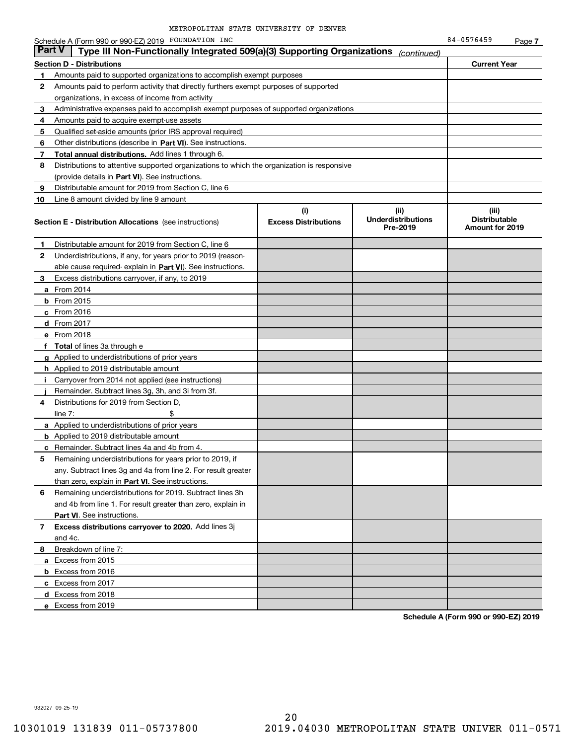METROPOLITAN STATE UNIVERSITY OF DENVER

Schedule A (Form 990 or 990-EZ) 2019 FOUNDATION INC 84-0576459 Page 7

## Part V Type III Non-Functionally Integrated 509(a)(3) Supporting Organizations *(continued)*

| Section D - Distributions | Current Year |
|---|---|
| **1** Amounts paid to supported organizations to accomplish exempt purposes | |
| **2** Amounts paid to perform activity that directly furthers exempt purposes of supported organizations, in excess of income from activity | |
| **3** Administrative expenses paid to accomplish exempt purposes of supported organizations | |
| **4** Amounts paid to acquire exempt-use assets | |
| **5** Qualified set-aside amounts (prior IRS approval required) | |
| **6** Other distributions (describe in **Part VI**). See instructions. | |
| **7** **Total annual distributions.** Add lines 1 through 6. | |
| **8** Distributions to attentive supported organizations to which the organization is responsive (provide details in **Part VI**). See instructions. | |
| **9** Distributable amount for 2019 from Section C, line 6 | |
| **10** Line 8 amount divided by line 9 amount | |

| Section E - Distribution Allocations (see instructions) | (i) Excess Distributions | (ii) Underdistributions Pre-2019 | (iii) Distributable Amount for 2019 |
|---|---|---|---|
| **1** Distributable amount for 2019 from Section C, line 6 | | | |
| **2** Underdistributions, if any, for years prior to 2019 (reasonable cause required- explain in **Part VI**). See instructions. | | | |
| **3** Excess distributions carryover, if any, to 2019 | | | |
| **a** From 2014 | | | |
| **b** From 2015 | | | |
| **c** From 2016 | | | |
| **d** From 2017 | | | |
| **e** From 2018 | | | |
| **f** **Total** of lines 3a through e | | | |
| **g** Applied to underdistributions of prior years | | | |
| **h** Applied to 2019 distributable amount | | | |
| **i** Carryover from 2014 not applied (see instructions) | | | |
| **j** Remainder. Subtract lines 3g, 3h, and 3i from 3f. | | | |
| **4** Distributions for 2019 from Section D, line 7: $ | | | |
| **a** Applied to underdistributions of prior years | | | |
| **b** Applied to 2019 distributable amount | | | |
| **c** Remainder. Subtract lines 4a and 4b from 4. | | | |
| **5** Remaining underdistributions for years prior to 2019, if any. Subtract lines 3g and 4a from line 2. For result greater than zero, explain in **Part VI.** See instructions. | | | |
| **6** Remaining underdistributions for 2019. Subtract lines 3h and 4b from line 1. For result greater than zero, explain in **Part VI**. See instructions. | | | |
| **7** **Excess distributions carryover to 2020.** Add lines 3j and 4c. | | | |
| **8** Breakdown of line 7: | | | |
| **a** Excess from 2015 | | | |
| **b** Excess from 2016 | | | |
| **c** Excess from 2017 | | | |
| **d** Excess from 2018 | | | |
| **e** Excess from 2019 | | | |

**Schedule A (Form 990 or 990-EZ) 2019**

932027 09-25-19

10301019 131839 011-05737800 2019.04030 METROPOLITAN STATE UNIVER 011-0571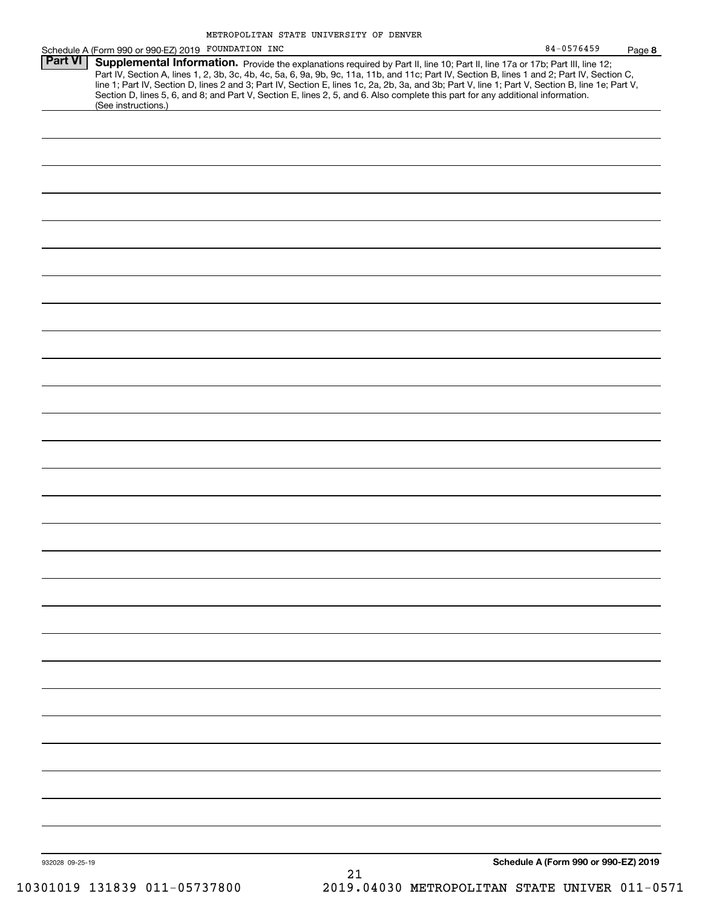METROPOLITAN STATE UNIVERSITY OF DENVER

Schedule A (Form 990 or 990-EZ) 2019 FOUNDATION INC 84-0576459 Page **8**

**Part VI** **Supplemental Information.** Provide the explanations required by Part II, line 10; Part II, line 17a or 17b; Part III, line 12; Part IV, Section A, lines 1, 2, 3b, 3c, 4b, 4c, 5a, 6, 9a, 9b, 9c, 11a, 11b, and 11c; Part IV, Section B, lines 1 and 2; Part IV, Section C, line 1; Part IV, Section D, lines 2 and 3; Part IV, Section E, lines 1c, 2a, 2b, 3a, and 3b; Part V, line 1; Part V, Section B, line 1e; Part V, Section D, lines 5, 6, and 8; and Part V, Section E, lines 2, 5, and 6. Also complete this part for any additional information. (See instructions.)

932028 09-25-19 **Schedule A (Form 990 or 990-EZ) 2019**

10301019 131839 011-05737800 2019.04030 METROPOLITAN STATE UNIVER 011-0571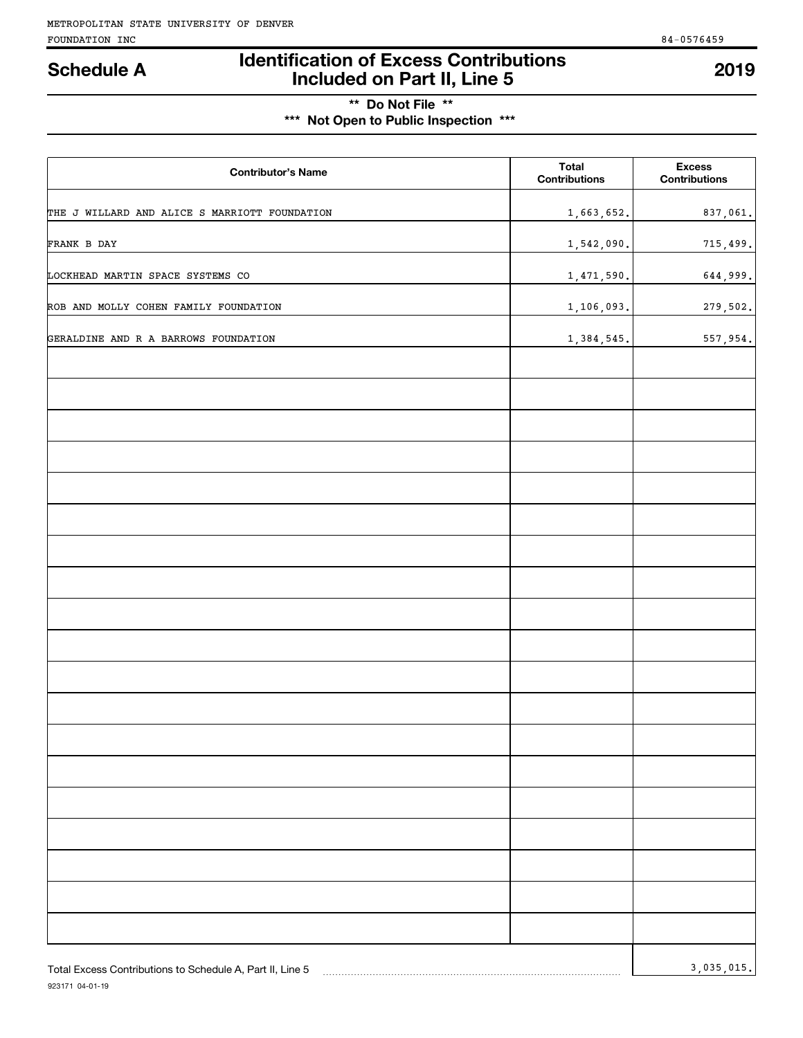METROPOLITAN STATE UNIVERSITY OF DENVER
FOUNDATION INC 84-0576459

# Schedule A — Identification of Excess Contributions Included on Part II, Line 5 — 2019

**\*\* Do Not File \*\***

**\*\*\* Not Open to Public Inspection \*\*\***

| Contributor's Name | Total Contributions | Excess Contributions |
|---|---|---|
| THE J WILLARD AND ALICE S MARRIOTT FOUNDATION | 1,663,652. | 837,061. |
| FRANK B DAY | 1,542,090. | 715,499. |
| LOCKHEAD MARTIN SPACE SYSTEMS CO | 1,471,590. | 644,999. |
| ROB AND MOLLY COHEN FAMILY FOUNDATION | 1,106,093. | 279,502. |
| GERALDINE AND R A BARROWS FOUNDATION | 1,384,545. | 557,954. |

Total Excess Contributions to Schedule A, Part II, Line 5 ........ 3,035,015.

923171 04-01-19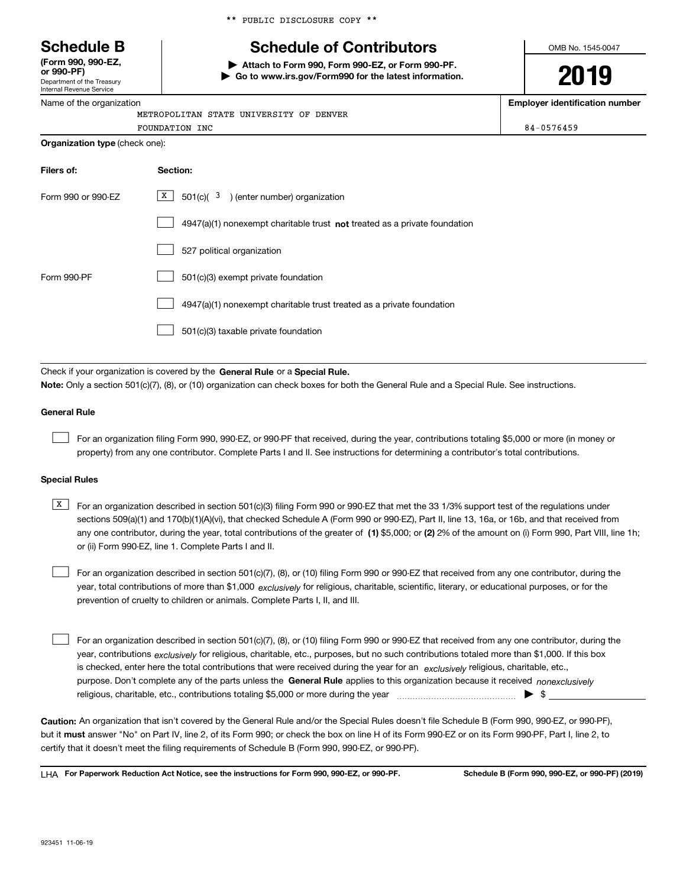** PUBLIC DISCLOSURE COPY **

# Schedule B

**(Form 990, 990-EZ, or 990-PF)**
Department of the Treasury
Internal Revenue Service

## Schedule of Contributors

▶ **Attach to Form 990, Form 990-EZ, or Form 990-PF.**
▶ **Go to www.irs.gov/Form990 for the latest information.**

OMB No. 1545-0047

**2019**

| Name of the organization | Employer identification number |
|---|---|
| METROPOLITAN STATE UNIVERSITY OF DENVER FOUNDATION INC | 84-0576459 |

**Organization type** (check one):

| Filers of: | Section: |
|---|---|
| Form 990 or 990-EZ | [X] 501(c)( 3 ) (enter number) organization |
| | [ ] 4947(a)(1) nonexempt charitable trust **not** treated as a private foundation |
| | [ ] 527 political organization |
| Form 990-PF | [ ] 501(c)(3) exempt private foundation |
| | [ ] 4947(a)(1) nonexempt charitable trust treated as a private foundation |
| | [ ] 501(c)(3) taxable private foundation |

Check if your organization is covered by the **General Rule** or a **Special Rule.**

**Note:** Only a section 501(c)(7), (8), or (10) organization can check boxes for both the General Rule and a Special Rule. See instructions.

**General Rule**

[ ] For an organization filing Form 990, 990-EZ, or 990-PF that received, during the year, contributions totaling $5,000 or more (in money or property) from any one contributor. Complete Parts I and II. See instructions for determining a contributor's total contributions.

**Special Rules**

[X] For an organization described in section 501(c)(3) filing Form 990 or 990-EZ that met the 33 1/3% support test of the regulations under sections 509(a)(1) and 170(b)(1)(A)(vi), that checked Schedule A (Form 990 or 990-EZ), Part II, line 13, 16a, or 16b, and that received from any one contributor, during the year, total contributions of the greater of **(1)** $5,000; or **(2)** 2% of the amount on (i) Form 990, Part VIII, line 1h; or (ii) Form 990-EZ, line 1. Complete Parts I and II.

[ ] For an organization described in section 501(c)(7), (8), or (10) filing Form 990 or 990-EZ that received from any one contributor, during the year, total contributions of more than $1,000 *exclusively* for religious, charitable, scientific, literary, or educational purposes, or for the prevention of cruelty to children or animals. Complete Parts I, II, and III.

[ ] For an organization described in section 501(c)(7), (8), or (10) filing Form 990 or 990-EZ that received from any one contributor, during the year, contributions *exclusively* for religious, charitable, etc., purposes, but no such contributions totaled more than $1,000. If this box is checked, enter here the total contributions that were received during the year for an *exclusively* religious, charitable, etc., purpose. Don't complete any of the parts unless the **General Rule** applies to this organization because it received *nonexclusively* religious, charitable, etc., contributions totaling $5,000 or more during the year ▶ $ ____________

**Caution:** An organization that isn't covered by the General Rule and/or the Special Rules doesn't file Schedule B (Form 990, 990-EZ, or 990-PF), but it **must** answer "No" on Part IV, line 2, of its Form 990; or check the box on line H of its Form 990-EZ or on its Form 990-PF, Part I, line 2, to certify that it doesn't meet the filing requirements of Schedule B (Form 990, 990-EZ, or 990-PF).

LHA **For Paperwork Reduction Act Notice, see the instructions for Form 990, 990-EZ, or 990-PF.** **Schedule B (Form 990, 990-EZ, or 990-PF) (2019)**

923451 11-06-19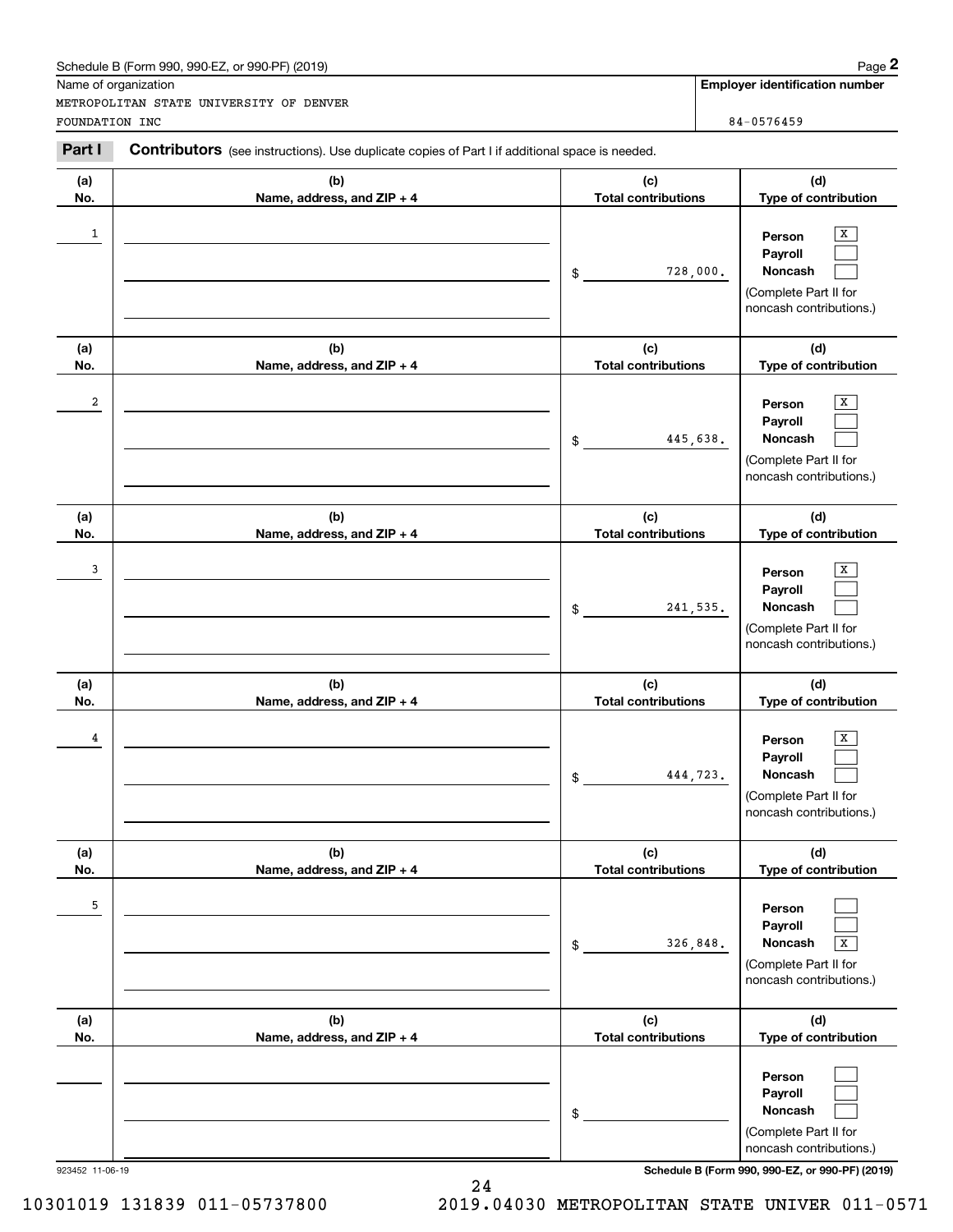Schedule B (Form 990, 990-EZ, or 990-PF) (2019)

Name of organization: METROPOLITAN STATE UNIVERSITY OF DENVER FOUNDATION INC

**Employer identification number:** 84-0576459

**Part I Contributors** (see instructions). Use duplicate copies of Part I if additional space is needed.

| (a) No. | (b) Name, address, and ZIP + 4 | (c) Total contributions | (d) Type of contribution |
|---|---|---|---|
| 1 | | $ 728,000. | Person [X] Payroll [ ] Noncash [ ] (Complete Part II for noncash contributions.) |
| 2 | | $ 445,638. | Person [X] Payroll [ ] Noncash [ ] (Complete Part II for noncash contributions.) |
| 3 | | $ 241,535. | Person [X] Payroll [ ] Noncash [ ] (Complete Part II for noncash contributions.) |
| 4 | | $ 444,723. | Person [X] Payroll [ ] Noncash [ ] (Complete Part II for noncash contributions.) |
| 5 | | $ 326,848. | Person [ ] Payroll [ ] Noncash [X] (Complete Part II for noncash contributions.) |
| | | $ | Person [ ] Payroll [ ] Noncash [ ] (Complete Part II for noncash contributions.) |

923452 11-06-19

Schedule B (Form 990, 990-EZ, or 990-PF) (2019)

10301019 131839 011-05737800 2019.04030 METROPOLITAN STATE UNIVER 011-0571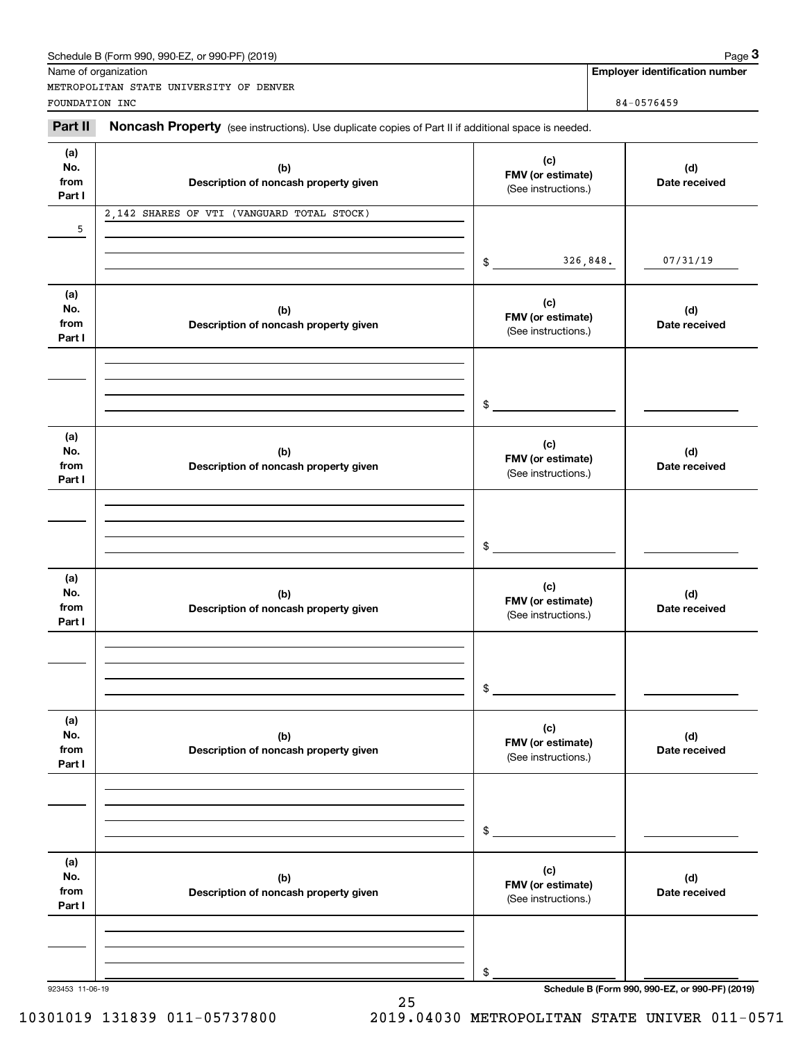Schedule B (Form 990, 990-EZ, or 990-PF) (2019) Page **3**

Name of organization: METROPOLITAN STATE UNIVERSITY OF DENVER FOUNDATION INC

**Employer identification number:** 84-0576459

**Part II** **Noncash Property** (see instructions). Use duplicate copies of Part II if additional space is needed.

| (a) No. from Part I | (b) Description of noncash property given | (c) FMV (or estimate) (See instructions.) | (d) Date received |
|---|---|---|---|
| 5 | 2,142 SHARES OF VTI (VANGUARD TOTAL STOCK) | $ 326,848. | 07/31/19 |

| (a) No. from Part I | (b) Description of noncash property given | (c) FMV (or estimate) (See instructions.) | (d) Date received |
|---|---|---|---|
| | | $ | |

| (a) No. from Part I | (b) Description of noncash property given | (c) FMV (or estimate) (See instructions.) | (d) Date received |
|---|---|---|---|
| | | $ | |

| (a) No. from Part I | (b) Description of noncash property given | (c) FMV (or estimate) (See instructions.) | (d) Date received |
|---|---|---|---|
| | | $ | |

| (a) No. from Part I | (b) Description of noncash property given | (c) FMV (or estimate) (See instructions.) | (d) Date received |
|---|---|---|---|
| | | $ | |

| (a) No. from Part I | (b) Description of noncash property given | (c) FMV (or estimate) (See instructions.) | (d) Date received |
|---|---|---|---|
| | | $ | |

923453 11-06-19 **Schedule B (Form 990, 990-EZ, or 990-PF) (2019)**

10301019 131839 011-05737800 2019.04030 METROPOLITAN STATE UNIVER 011-0571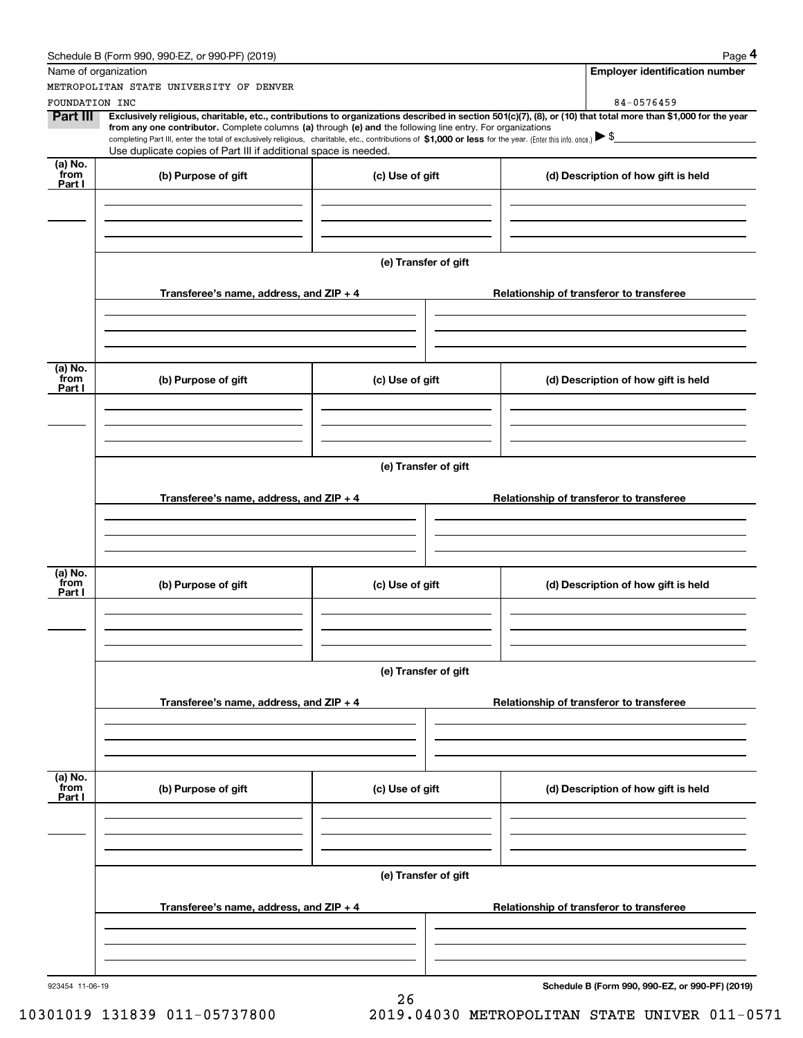Schedule B (Form 990, 990-EZ, or 990-PF) (2019)

Name of organization

METROPOLITAN STATE UNIVERSITY OF DENVER FOUNDATION INC

**Employer identification number**

84-0576459

**Part III** **Exclusively religious, charitable, etc., contributions to organizations described in section 501(c)(7), (8), or (10) that total more than $1,000 for the year from any one contributor.** Complete columns **(a)** through **(e) and** the following line entry. For organizations completing Part III, enter the total of exclusively religious, charitable, etc., contributions of **$1,000 or less** for the year. (Enter this info. once.) ▶ $\_\_\_\_\_\_\_\_\_\_
Use duplicate copies of Part III if additional space is needed.

| (a) No. from Part I | (b) Purpose of gift | (c) Use of gift | (d) Description of how gift is held |
|---|---|---|---|
| | | | |

**(e) Transfer of gift**

| Transferee's name, address, and ZIP + 4 | Relationship of transferor to transferee |
|---|---|
| | |

| (a) No. from Part I | (b) Purpose of gift | (c) Use of gift | (d) Description of how gift is held |
|---|---|---|---|
| | | | |

**(e) Transfer of gift**

| Transferee's name, address, and ZIP + 4 | Relationship of transferor to transferee |
|---|---|
| | |

| (a) No. from Part I | (b) Purpose of gift | (c) Use of gift | (d) Description of how gift is held |
|---|---|---|---|
| | | | |

**(e) Transfer of gift**

| Transferee's name, address, and ZIP + 4 | Relationship of transferor to transferee |
|---|---|
| | |

| (a) No. from Part I | (b) Purpose of gift | (c) Use of gift | (d) Description of how gift is held |
|---|---|---|---|
| | | | |

**(e) Transfer of gift**

| Transferee's name, address, and ZIP + 4 | Relationship of transferor to transferee |
|---|---|
| | |

923454 11-06-19

**Schedule B (Form 990, 990-EZ, or 990-PF) (2019)**

10301019 131839 011-05737800 2019.04030 METROPOLITAN STATE UNIVER 011-0571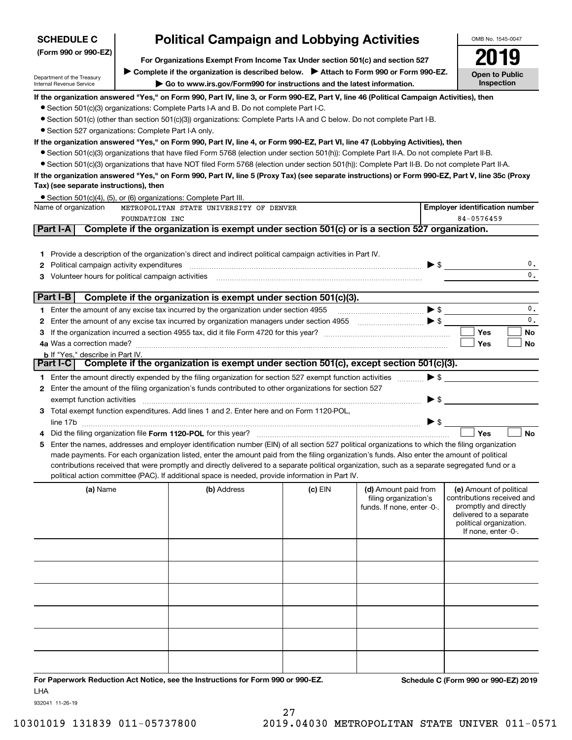**SCHEDULE C**
**(Form 990 or 990-EZ)**

Department of the Treasury
Internal Revenue Service

# Political Campaign and Lobbying Activities

**For Organizations Exempt From Income Tax Under section 501(c) and section 527**

▶ **Complete if the organization is described below.** ▶ **Attach to Form 990 or Form 990-EZ.**

▶ **Go to www.irs.gov/Form990 for instructions and the latest information.**

OMB No. 1545-0047

**2019**

**Open to Public Inspection**

**If the organization answered "Yes," on Form 990, Part IV, line 3, or Form 990-EZ, Part V, line 46 (Political Campaign Activities), then**

- Section 501(c)(3) organizations: Complete Parts I-A and B. Do not complete Part I-C.
- Section 501(c) (other than section 501(c)(3)) organizations: Complete Parts I-A and C below. Do not complete Part I-B.
- Section 527 organizations: Complete Part I-A only.

**If the organization answered "Yes," on Form 990, Part IV, line 4, or Form 990-EZ, Part VI, line 47 (Lobbying Activities), then**

- Section 501(c)(3) organizations that have filed Form 5768 (election under section 501(h)): Complete Part II-A. Do not complete Part II-B.
- Section 501(c)(3) organizations that have NOT filed Form 5768 (election under section 501(h)): Complete Part II-B. Do not complete Part II-A.

**If the organization answered "Yes," on Form 990, Part IV, line 5 (Proxy Tax) (see separate instructions) or Form 990-EZ, Part V, line 35c (Proxy Tax) (see separate instructions), then**

- Section 501(c)(4), (5), or (6) organizations: Complete Part III.

Name of organization: METROPOLITAN STATE UNIVERSITY OF DENVER FOUNDATION INC

**Employer identification number:** 84-0576459

## Part I-A Complete if the organization is exempt under section 501(c) or is a section 527 organization.

1. Provide a description of the organization's direct and indirect political campaign activities in Part IV.
2. Political campaign activities expenditures ▶ $ 0.
3. Volunteer hours for political campaign activities 0.

## Part I-B Complete if the organization is exempt under section 501(c)(3).

1. Enter the amount of any excise tax incurred by the organization under section 4955 ▶ $ 0.
2. Enter the amount of any excise tax incurred by organization managers under section 4955 ▶ $ 0.
3. If the organization incurred a section 4955 tax, did it file Form 4720 for this year? ☐ Yes ☐ No

4a. Was a correction made? ☐ Yes ☐ No

b. If "Yes," describe in Part IV.

## Part I-C Complete if the organization is exempt under section 501(c), except section 501(c)(3).

1. Enter the amount directly expended by the filing organization for section 527 exempt function activities ▶ $
2. Enter the amount of the filing organization's funds contributed to other organizations for section 527 exempt function activities ▶ $
3. Total exempt function expenditures. Add lines 1 and 2. Enter here and on Form 1120-POL, line 17b ▶ $
4. Did the filing organization file **Form 1120-POL** for this year? ☐ Yes ☐ No
5. Enter the names, addresses and employer identification number (EIN) of all section 527 political organizations to which the filing organization made payments. For each organization listed, enter the amount paid from the filing organization's funds. Also enter the amount of political contributions received that were promptly and directly delivered to a separate political organization, such as a separate segregated fund or a political action committee (PAC). If additional space is needed, provide information in Part IV.

| (a) Name | (b) Address | (c) EIN | (d) Amount paid from filing organization's funds. If none, enter -0-. | (e) Amount of political contributions received and promptly and directly delivered to a separate political organization. If none, enter -0-. |
|---|---|---|---|---|
| | | | | |
| | | | | |
| | | | | |
| | | | | |
| | | | | |
| | | | | |

**For Paperwork Reduction Act Notice, see the Instructions for Form 990 or 990-EZ.**

LHA

932041 11-26-19

**Schedule C (Form 990 or 990-EZ) 2019**

10301019 131839 011-05737800 2019.04030 METROPOLITAN STATE UNIVER 011-0571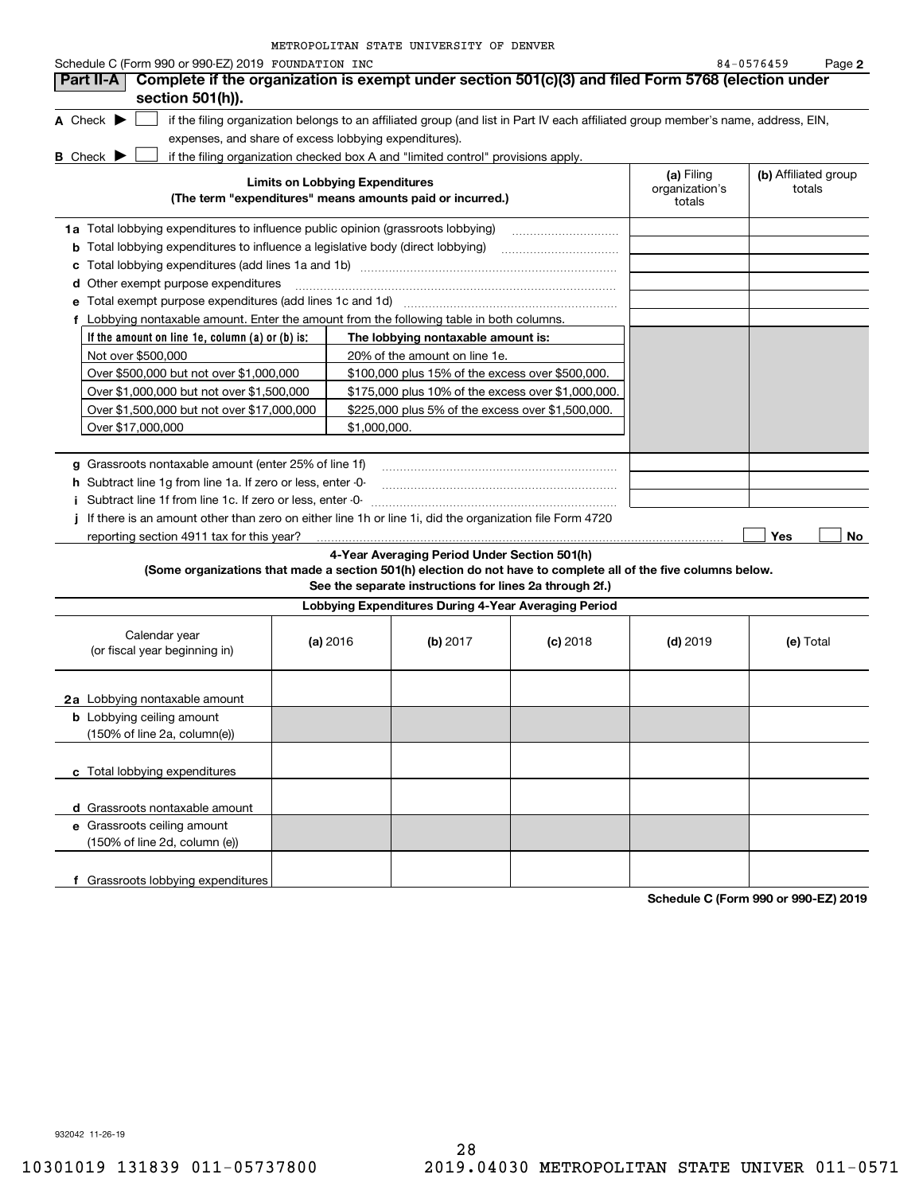METROPOLITAN STATE UNIVERSITY OF DENVER

Schedule C (Form 990 or 990-EZ) 2019 FOUNDATION INC 84-0576459 Page 2

## Part II-A Complete if the organization is exempt under section 501(c)(3) and filed Form 5768 (election under section 501(h)).

**A** Check ▶ ☐ if the filing organization belongs to an affiliated group (and list in Part IV each affiliated group member's name, address, EIN, expenses, and share of excess lobbying expenditures).

**B** Check ▶ ☐ if the filing organization checked box A and "limited control" provisions apply.

| Limits on Lobbying Expenditures (The term "expenditures" means amounts paid or incurred.) | (a) Filing organization's totals | (b) Affiliated group totals |
|---|---|---|
| **1a** Total lobbying expenditures to influence public opinion (grassroots lobbying) | | |
| **b** Total lobbying expenditures to influence a legislative body (direct lobbying) | | |
| **c** Total lobbying expenditures (add lines 1a and 1b) | | |
| **d** Other exempt purpose expenditures | | |
| **e** Total exempt purpose expenditures (add lines 1c and 1d) | | |
| **f** Lobbying nontaxable amount. Enter the amount from the following table in both columns. | | |

| If the amount on line 1e, column (a) or (b) is: | The lobbying nontaxable amount is: |
|---|---|
| Not over $500,000 | 20% of the amount on line 1e. |
| Over $500,000 but not over $1,000,000 | $100,000 plus 15% of the excess over $500,000. |
| Over $1,000,000 but not over $1,500,000 | $175,000 plus 10% of the excess over $1,000,000. |
| Over $1,500,000 but not over $17,000,000 | $225,000 plus 5% of the excess over $1,500,000. |
| Over $17,000,000 | $1,000,000. |

| | (a) Filing organization's totals | (b) Affiliated group totals |
|---|---|---|
| **g** Grassroots nontaxable amount (enter 25% of line 1f) | | |
| **h** Subtract line 1g from line 1a. If zero or less, enter -0- | | |
| **i** Subtract line 1f from line 1c. If zero or less, enter -0- | | |

**j** If there is an amount other than zero on either line 1h or line 1i, did the organization file Form 4720 reporting section 4911 tax for this year? ☐ Yes ☐ No

### 4-Year Averaging Period Under Section 501(h)

**(Some organizations that made a section 501(h) election do not have to complete all of the five columns below. See the separate instructions for lines 2a through 2f.)**

**Lobbying Expenditures During 4-Year Averaging Period**

| Calendar year (or fiscal year beginning in) | (a) 2016 | (b) 2017 | (c) 2018 | (d) 2019 | (e) Total |
|---|---|---|---|---|---|
| **2a** Lobbying nontaxable amount | | | | | |
| **b** Lobbying ceiling amount (150% of line 2a, column(e)) | | | | | |
| **c** Total lobbying expenditures | | | | | |
| **d** Grassroots nontaxable amount | | | | | |
| **e** Grassroots ceiling amount (150% of line 2d, column (e)) | | | | | |
| **f** Grassroots lobbying expenditures | | | | | |

**Schedule C (Form 990 or 990-EZ) 2019**

932042 11-26-19

10301019 131839 011-05737800 2019.04030 METROPOLITAN STATE UNIVER 011-0571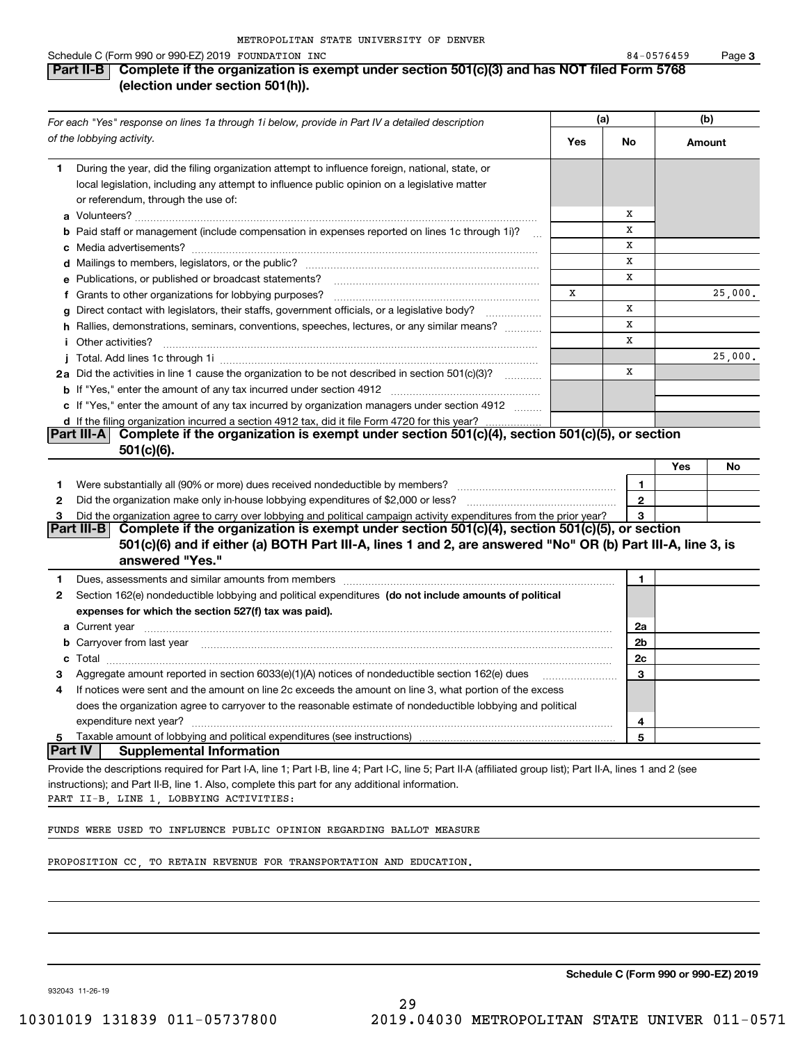METROPOLITAN STATE UNIVERSITY OF DENVER

Schedule C (Form 990 or 990-EZ) 2019 FOUNDATION INC 84-0576459 Page 3

## Part II-B Complete if the organization is exempt under section 501(c)(3) and has NOT filed Form 5768 (election under section 501(h)).

| *For each "Yes" response on lines 1a through 1i below, provide in Part IV a detailed description of the lobbying activity.* | (a) Yes | (a) No | (b) Amount |
|---|---|---|---|
| **1** During the year, did the filing organization attempt to influence foreign, national, state, or local legislation, including any attempt to influence public opinion on a legislative matter or referendum, through the use of: | | | |
| **a** Volunteers? | | X | |
| **b** Paid staff or management (include compensation in expenses reported on lines 1c through 1i)? | | X | |
| **c** Media advertisements? | | X | |
| **d** Mailings to members, legislators, or the public? | | X | |
| **e** Publications, or published or broadcast statements? | | X | |
| **f** Grants to other organizations for lobbying purposes? | X | | 25,000. |
| **g** Direct contact with legislators, their staffs, government officials, or a legislative body? | | X | |
| **h** Rallies, demonstrations, seminars, conventions, speeches, lectures, or any similar means? | | X | |
| **i** Other activities? | | X | |
| **j** Total. Add lines 1c through 1i | | | 25,000. |
| **2a** Did the activities in line 1 cause the organization to be not described in section 501(c)(3)? | | X | |
| **b** If "Yes," enter the amount of any tax incurred under section 4912 | | | |
| **c** If "Yes," enter the amount of any tax incurred by organization managers under section 4912 | | | |
| **d** If the filing organization incurred a section 4912 tax, did it file Form 4720 for this year? | | | |

## Part III-A Complete if the organization is exempt under section 501(c)(4), section 501(c)(5), or section 501(c)(6).

| | | | Yes | No |
|---|---|---|---|---|
| **1** | Were substantially all (90% or more) dues received nondeductible by members? | 1 | | |
| **2** | Did the organization make only in-house lobbying expenditures of $2,000 or less? | 2 | | |
| **3** | Did the organization agree to carry over lobbying and political campaign activity expenditures from the prior year? | 3 | | |

## Part III-B Complete if the organization is exempt under section 501(c)(4), section 501(c)(5), or section 501(c)(6) and if either (a) BOTH Part III-A, lines 1 and 2, are answered "No" OR (b) Part III-A, line 3, is answered "Yes."

| | | | |
|---|---|---|---|
| **1** | Dues, assessments and similar amounts from members | 1 | |
| **2** | Section 162(e) nondeductible lobbying and political expenditures **(do not include amounts of political expenses for which the section 527(f) tax was paid).** | | |
| **a** | Current year | 2a | |
| **b** | Carryover from last year | 2b | |
| **c** | Total | 2c | |
| **3** | Aggregate amount reported in section 6033(e)(1)(A) notices of nondeductible section 162(e) dues | 3 | |
| **4** | If notices were sent and the amount on line 2c exceeds the amount on line 3, what portion of the excess does the organization agree to carryover to the reasonable estimate of nondeductible lobbying and political expenditure next year? | 4 | |
| **5** | Taxable amount of lobbying and political expenditures (see instructions) | 5 | |

## Part IV Supplemental Information

Provide the descriptions required for Part I-A, line 1; Part I-B, line 4; Part I-C, line 5; Part II-A (affiliated group list); Part II-A, lines 1 and 2 (see instructions); and Part II-B, line 1. Also, complete this part for any additional information.

PART II-B, LINE 1, LOBBYING ACTIVITIES:

FUNDS WERE USED TO INFLUENCE PUBLIC OPINION REGARDING BALLOT MEASURE

PROPOSITION CC, TO RETAIN REVENUE FOR TRANSPORTATION AND EDUCATION.

**Schedule C (Form 990 or 990-EZ) 2019**

932043 11-26-19

10301019 131839 011-05737800 2019.04030 METROPOLITAN STATE UNIVER 011-0571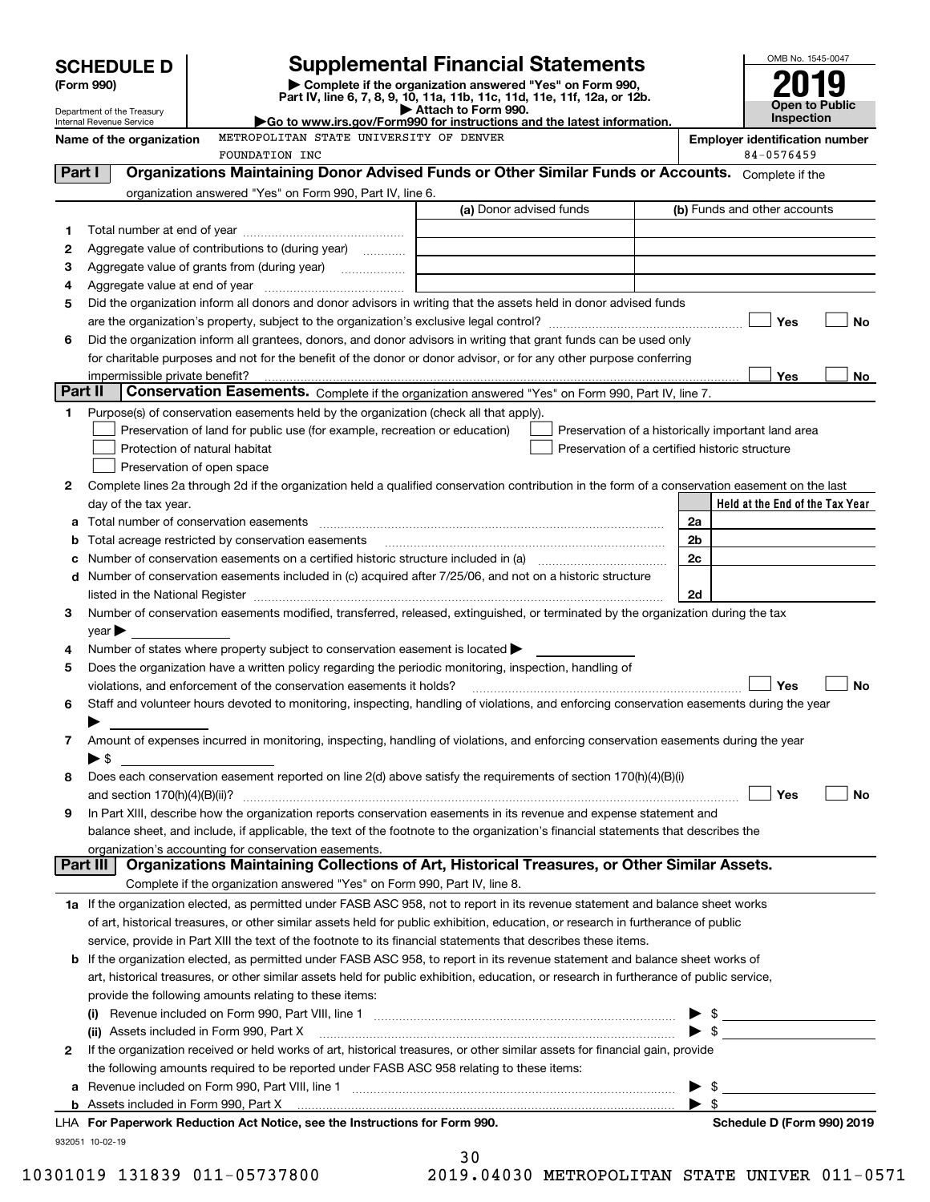# SCHEDULE D (Form 990)

Department of the Treasury
Internal Revenue Service

## Supplemental Financial Statements

▶ Complete if the organization answered "Yes" on Form 990, Part IV, line 6, 7, 8, 9, 10, 11a, 11b, 11c, 11d, 11e, 11f, 12a, or 12b.
▶ Attach to Form 990.
▶Go to www.irs.gov/Form990 for instructions and the latest information.

OMB No. 1545-0047
**2019**
**Open to Public Inspection**

**Name of the organization** METROPOLITAN STATE UNIVERSITY OF DENVER FOUNDATION INC

**Employer identification number** 84-0576459

### Part I — Organizations Maintaining Donor Advised Funds or Other Similar Funds or Accounts.
Complete if the organization answered "Yes" on Form 990, Part IV, line 6.

| | | (a) Donor advised funds | (b) Funds and other accounts |
|---|---|---|---|
| 1 | Total number at end of year | | |
| 2 | Aggregate value of contributions to (during year) | | |
| 3 | Aggregate value of grants from (during year) | | |
| 4 | Aggregate value at end of year | | |

5 Did the organization inform all donors and donor advisors in writing that the assets held in donor advised funds are the organization's property, subject to the organization's exclusive legal control? ☐ Yes ☐ No

6 Did the organization inform all grantees, donors, and donor advisors in writing that grant funds can be used only for charitable purposes and not for the benefit of the donor or donor advisor, or for any other purpose conferring impermissible private benefit? ☐ Yes ☐ No

### Part II — Conservation Easements.
Complete if the organization answered "Yes" on Form 990, Part IV, line 7.

1 Purpose(s) of conservation easements held by the organization (check all that apply).
- ☐ Preservation of land for public use (for example, recreation or education)
- ☐ Preservation of a historically important land area
- ☐ Protection of natural habitat
- ☐ Preservation of a certified historic structure
- ☐ Preservation of open space

2 Complete lines 2a through 2d if the organization held a qualified conservation contribution in the form of a conservation easement on the last day of the tax year.

| | | | Held at the End of the Tax Year |
|---|---|---|---|
| a | Total number of conservation easements | 2a | |
| b | Total acreage restricted by conservation easements | 2b | |
| c | Number of conservation easements on a certified historic structure included in (a) | 2c | |
| d | Number of conservation easements included in (c) acquired after 7/25/06, and not on a historic structure listed in the National Register | 2d | |

3 Number of conservation easements modified, transferred, released, extinguished, or terminated by the organization during the tax year ▶

4 Number of states where property subject to conservation easement is located ▶

5 Does the organization have a written policy regarding the periodic monitoring, inspection, handling of violations, and enforcement of the conservation easements it holds? ☐ Yes ☐ No

6 Staff and volunteer hours devoted to monitoring, inspecting, handling of violations, and enforcing conservation easements during the year ▶

7 Amount of expenses incurred in monitoring, inspecting, handling of violations, and enforcing conservation easements during the year ▶ $

8 Does each conservation easement reported on line 2(d) above satisfy the requirements of section 170(h)(4)(B)(i) and section 170(h)(4)(B)(ii)? ☐ Yes ☐ No

9 In Part XIII, describe how the organization reports conservation easements in its revenue and expense statement and balance sheet, and include, if applicable, the text of the footnote to the organization's financial statements that describes the organization's accounting for conservation easements.

### Part III — Organizations Maintaining Collections of Art, Historical Treasures, or Other Similar Assets.
Complete if the organization answered "Yes" on Form 990, Part IV, line 8.

1a If the organization elected, as permitted under FASB ASC 958, not to report in its revenue statement and balance sheet works of art, historical treasures, or other similar assets held for public exhibition, education, or research in furtherance of public service, provide in Part XIII the text of the footnote to its financial statements that describes these items.

b If the organization elected, as permitted under FASB ASC 958, to report in its revenue statement and balance sheet works of art, historical treasures, or other similar assets held for public exhibition, education, or research in furtherance of public service, provide the following amounts relating to these items:

(i) Revenue included on Form 990, Part VIII, line 1 ▶ $

(ii) Assets included in Form 990, Part X ▶ $

2 If the organization received or held works of art, historical treasures, or other similar assets for financial gain, provide the following amounts required to be reported under FASB ASC 958 relating to these items:

a Revenue included on Form 990, Part VIII, line 1 ▶ $

b Assets included in Form 990, Part X ▶ $

LHA **For Paperwork Reduction Act Notice, see the Instructions for Form 990.** **Schedule D (Form 990) 2019**

932051 10-02-19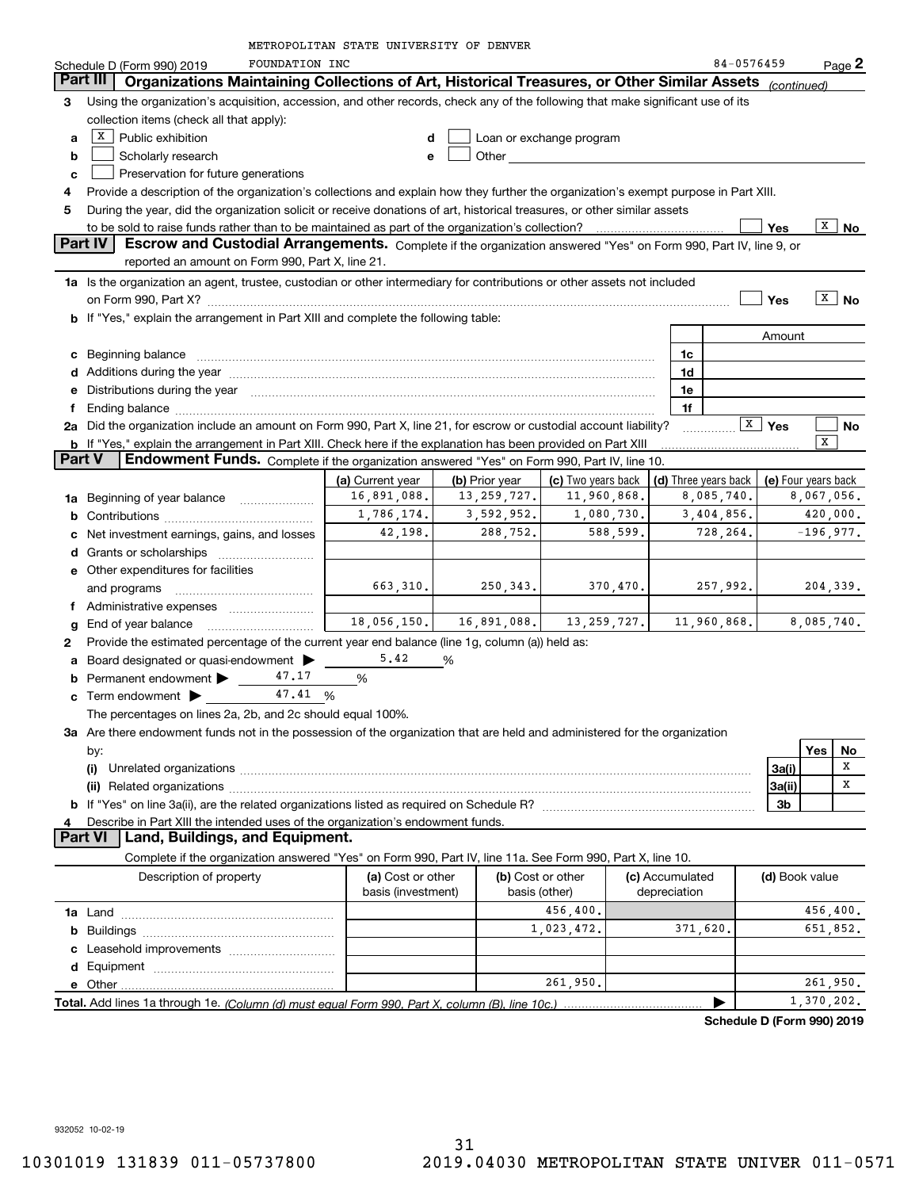METROPOLITAN STATE UNIVERSITY OF DENVER

Schedule D (Form 990) 2019 FOUNDATION INC 84-0576459 Page 2

**Part III Organizations Maintaining Collections of Art, Historical Treasures, or Other Similar Assets** *(continued)*

3 Using the organization's acquisition, accession, and other records, check any of the following that make significant use of its collection items (check all that apply):

a [X] Public exhibition
b [ ] Scholarly research
c [ ] Preservation for future generations
d [ ] Loan or exchange program
e [ ] Other

4 Provide a description of the organization's collections and explain how they further the organization's exempt purpose in Part XIII.

5 During the year, did the organization solicit or receive donations of art, historical treasures, or other similar assets to be sold to raise funds rather than to be maintained as part of the organization's collection? [ ] Yes [X] No

**Part IV Escrow and Custodial Arrangements.** Complete if the organization answered "Yes" on Form 990, Part IV, line 9, or reported an amount on Form 990, Part X, line 21.

1a Is the organization an agent, trustee, custodian or other intermediary for contributions or other assets not included on Form 990, Part X? [ ] Yes [X] No

b If "Yes," explain the arrangement in Part XIII and complete the following table:

| | | Amount |
|---|---|---|
| c Beginning balance | 1c | |
| d Additions during the year | 1d | |
| e Distributions during the year | 1e | |
| f Ending balance | 1f | |

2a Did the organization include an amount on Form 990, Part X, line 21, for escrow or custodial account liability? [X] Yes [ ] No

b If "Yes," explain the arrangement in Part XIII. Check here if the explanation has been provided on Part XIII [X]

**Part V Endowment Funds.** Complete if the organization answered "Yes" on Form 990, Part IV, line 10.

| | (a) Current year | (b) Prior year | (c) Two years back | (d) Three years back | (e) Four years back |
|---|---|---|---|---|---|
| 1a Beginning of year balance | 16,891,088. | 13,259,727. | 11,960,868. | 8,085,740. | 8,067,056. |
| b Contributions | 1,786,174. | 3,592,952. | 1,080,730. | 3,404,856. | 420,000. |
| c Net investment earnings, gains, and losses | 42,198. | 288,752. | 588,599. | 728,264. | -196,977. |
| d Grants or scholarships | | | | | |
| e Other expenditures for facilities and programs | 663,310. | 250,343. | 370,470. | 257,992. | 204,339. |
| f Administrative expenses | | | | | |
| g End of year balance | 18,056,150. | 16,891,088. | 13,259,727. | 11,960,868. | 8,085,740. |

2 Provide the estimated percentage of the current year end balance (line 1g, column (a)) held as:

a Board designated or quasi-endowment ▶ 5.42 %
b Permanent endowment ▶ 47.17 %
c Term endowment ▶ 47.41 %

The percentages on lines 2a, 2b, and 2c should equal 100%.

3a Are there endowment funds not in the possession of the organization that are held and administered for the organization by:

| | | Yes | No |
|---|---|---|---|
| (i) Unrelated organizations | 3a(i) | | X |
| (ii) Related organizations | 3a(ii) | | X |
| b If "Yes" on line 3a(ii), are the related organizations listed as required on Schedule R? | 3b | | |

4 Describe in Part XIII the intended uses of the organization's endowment funds.

**Part VI Land, Buildings, and Equipment.**

Complete if the organization answered "Yes" on Form 990, Part IV, line 11a. See Form 990, Part X, line 10.

| Description of property | (a) Cost or other basis (investment) | (b) Cost or other basis (other) | (c) Accumulated depreciation | (d) Book value |
|---|---|---|---|---|
| 1a Land | | 456,400. | | 456,400. |
| b Buildings | | 1,023,472. | 371,620. | 651,852. |
| c Leasehold improvements | | | | |
| d Equipment | | | | |
| e Other | | 261,950. | | 261,950. |
| **Total.** Add lines 1a through 1e. *(Column (d) must equal Form 990, Part X, column (B), line 10c.)* ▶ | | | | 1,370,202. |

**Schedule D (Form 990) 2019**

932052 10-02-19

10301019 131839 011-05737800 2019.04030 METROPOLITAN STATE UNIVER 011-0571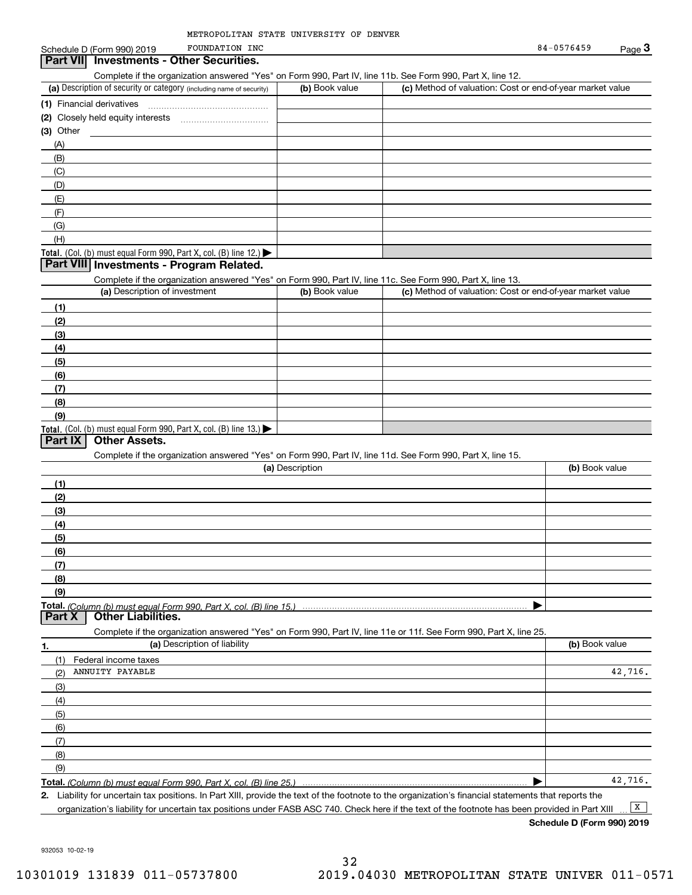METROPOLITAN STATE UNIVERSITY OF DENVER FOUNDATION INC

Schedule D (Form 990) 2019 — 84-0576459 — Page 3

## Part VII Investments - Other Securities.

Complete if the organization answered "Yes" on Form 990, Part IV, line 11b. See Form 990, Part X, line 12.

| (a) Description of security or category (including name of security) | (b) Book value | (c) Method of valuation: Cost or end-of-year market value |
|---|---|---|
| (1) Financial derivatives | | |
| (2) Closely held equity interests | | |
| (3) Other | | |
| (A) | | |
| (B) | | |
| (C) | | |
| (D) | | |
| (E) | | |
| (F) | | |
| (G) | | |
| (H) | | |
| **Total.** (Col. (b) must equal Form 990, Part X, col. (B) line 12.) ▶ | | |

## Part VIII Investments - Program Related.

Complete if the organization answered "Yes" on Form 990, Part IV, line 11c. See Form 990, Part X, line 13.

| (a) Description of investment | (b) Book value | (c) Method of valuation: Cost or end-of-year market value |
|---|---|---|
| (1) | | |
| (2) | | |
| (3) | | |
| (4) | | |
| (5) | | |
| (6) | | |
| (7) | | |
| (8) | | |
| (9) | | |
| **Total.** (Col. (b) must equal Form 990, Part X, col. (B) line 13.) ▶ | | |

## Part IX Other Assets.

Complete if the organization answered "Yes" on Form 990, Part IV, line 11d. See Form 990, Part X, line 15.

| (a) Description | (b) Book value |
|---|---|
| (1) | |
| (2) | |
| (3) | |
| (4) | |
| (5) | |
| (6) | |
| (7) | |
| (8) | |
| (9) | |
| **Total.** *(Column (b) must equal Form 990, Part X, col. (B) line 15.)* ▶ | |

## Part X Other Liabilities.

Complete if the organization answered "Yes" on Form 990, Part IV, line 11e or 11f. See Form 990, Part X, line 25.

| 1. (a) Description of liability | (b) Book value |
|---|---|
| (1) Federal income taxes | |
| (2) ANNUITY PAYABLE | 42,716. |
| (3) | |
| (4) | |
| (5) | |
| (6) | |
| (7) | |
| (8) | |
| (9) | |
| **Total.** *(Column (b) must equal Form 990, Part X, col. (B) line 25.)* ▶ | 42,716. |

**2.** Liability for uncertain tax positions. In Part XIII, provide the text of the footnote to the organization's financial statements that reports the organization's liability for uncertain tax positions under FASB ASC 740. Check here if the text of the footnote has been provided in Part XIII ... [X]

**Schedule D (Form 990) 2019**

932053 10-02-19

10301019 131839 011-05737800 2019.04030 METROPOLITAN STATE UNIVER 011-0571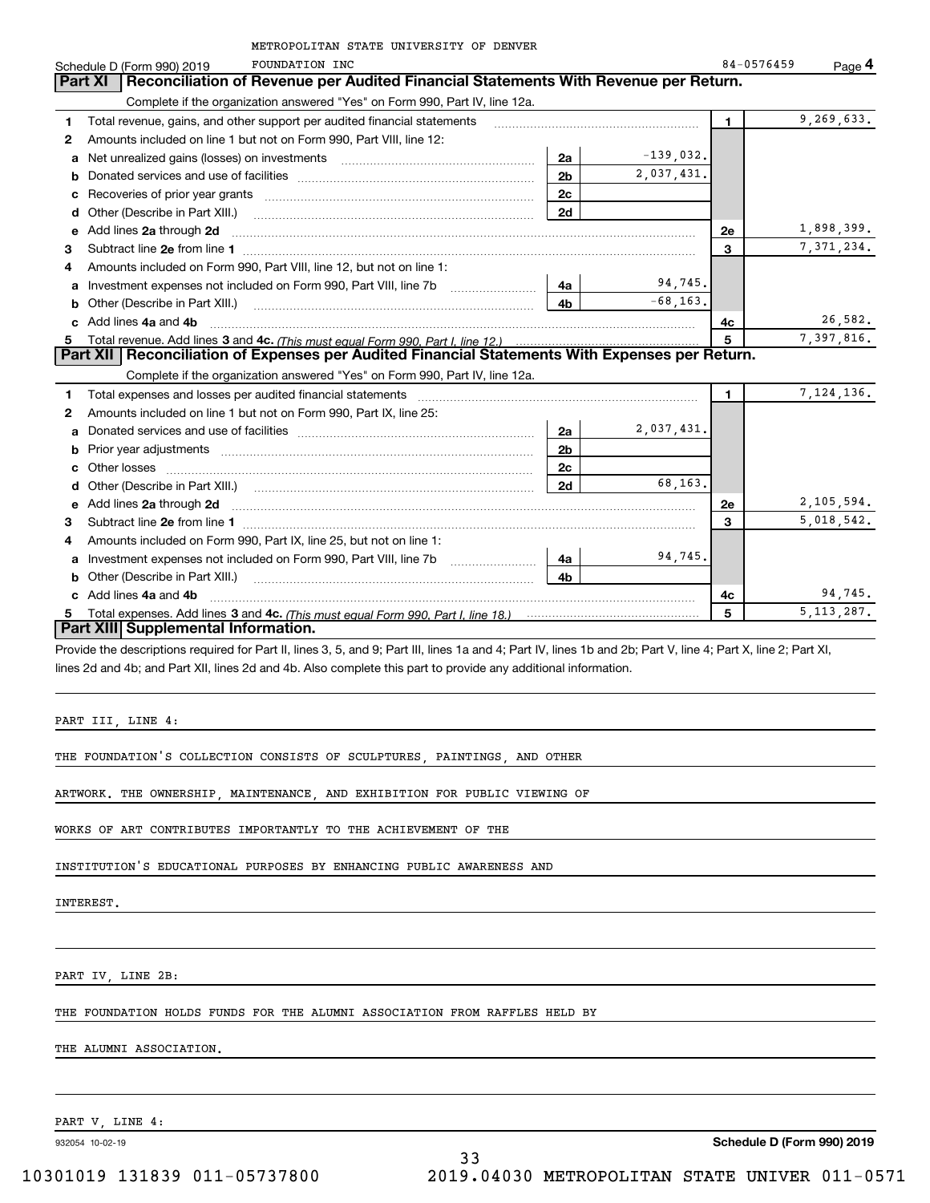METROPOLITAN STATE UNIVERSITY OF DENVER

Schedule D (Form 990) 2019 FOUNDATION INC 84-0576459 Page **4**

## Part XI Reconciliation of Revenue per Audited Financial Statements With Revenue per Return.

Complete if the organization answered "Yes" on Form 990, Part IV, line 12a.

| | | | | | |
|---|---|---|---|---|---|
| 1 | Total revenue, gains, and other support per audited financial statements | | | 1 | 9,269,633. |
| 2 | Amounts included on line 1 but not on Form 990, Part VIII, line 12: | | | | |
| a | Net unrealized gains (losses) on investments | 2a | -139,032. | | |
| b | Donated services and use of facilities | 2b | 2,037,431. | | |
| c | Recoveries of prior year grants | 2c | | | |
| d | Other (Describe in Part XIII.) | 2d | | | |
| e | Add lines **2a** through **2d** | | | 2e | 1,898,399. |
| 3 | Subtract line **2e** from line **1** | | | 3 | 7,371,234. |
| 4 | Amounts included on Form 990, Part VIII, line 12, but not on line 1: | | | | |
| a | Investment expenses not included on Form 990, Part VIII, line 7b | 4a | 94,745. | | |
| b | Other (Describe in Part XIII.) | 4b | -68,163. | | |
| c | Add lines **4a** and **4b** | | | 4c | 26,582. |
| 5 | Total revenue. Add lines **3** and **4c.** *(This must equal Form 990, Part I, line 12.)* | | | 5 | 7,397,816. |

## Part XII Reconciliation of Expenses per Audited Financial Statements With Expenses per Return.

Complete if the organization answered "Yes" on Form 990, Part IV, line 12a.

| | | | | | |
|---|---|---|---|---|---|
| 1 | Total expenses and losses per audited financial statements | | | 1 | 7,124,136. |
| 2 | Amounts included on line 1 but not on Form 990, Part IX, line 25: | | | | |
| a | Donated services and use of facilities | 2a | 2,037,431. | | |
| b | Prior year adjustments | 2b | | | |
| c | Other losses | 2c | | | |
| d | Other (Describe in Part XIII.) | 2d | 68,163. | | |
| e | Add lines **2a** through **2d** | | | 2e | 2,105,594. |
| 3 | Subtract line **2e** from line **1** | | | 3 | 5,018,542. |
| 4 | Amounts included on Form 990, Part IX, line 25, but not on line 1: | | | | |
| a | Investment expenses not included on Form 990, Part VIII, line 7b | 4a | 94,745. | | |
| b | Other (Describe in Part XIII.) | 4b | | | |
| c | Add lines **4a** and **4b** | | | 4c | 94,745. |
| 5 | Total expenses. Add lines **3** and **4c.** *(This must equal Form 990, Part I, line 18.)* | | | 5 | 5,113,287. |

## Part XIII Supplemental Information.

Provide the descriptions required for Part II, lines 3, 5, and 9; Part III, lines 1a and 4; Part IV, lines 1b and 2b; Part V, line 4; Part X, line 2; Part XI, lines 2d and 4b; and Part XII, lines 2d and 4b. Also complete this part to provide any additional information.

PART III, LINE 4:

THE FOUNDATION'S COLLECTION CONSISTS OF SCULPTURES, PAINTINGS, AND OTHER ARTWORK. THE OWNERSHIP, MAINTENANCE, AND EXHIBITION FOR PUBLIC VIEWING OF WORKS OF ART CONTRIBUTES IMPORTANTLY TO THE ACHIEVEMENT OF THE INSTITUTION'S EDUCATIONAL PURPOSES BY ENHANCING PUBLIC AWARENESS AND INTEREST.

PART IV, LINE 2B:

THE FOUNDATION HOLDS FUNDS FOR THE ALUMNI ASSOCIATION FROM RAFFLES HELD BY THE ALUMNI ASSOCIATION.

PART V, LINE 4:

932054 10-02-19 **Schedule D (Form 990) 2019**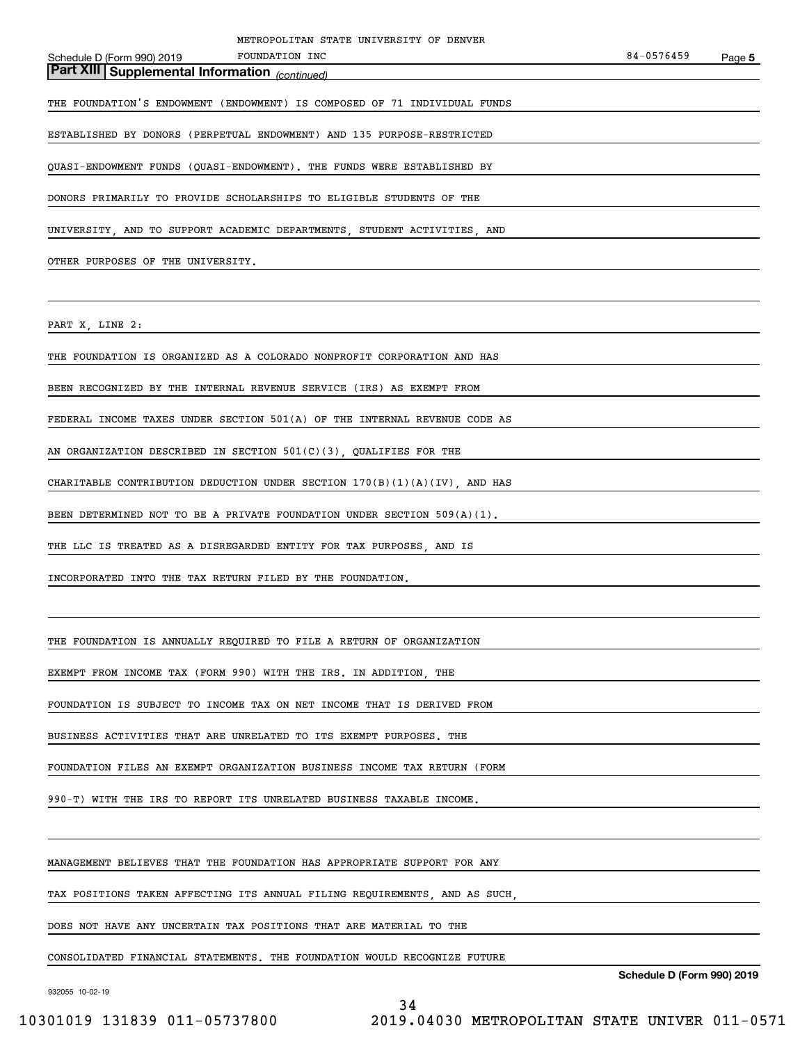## Part XIII Supplemental Information *(continued)*

THE FOUNDATION'S ENDOWMENT (ENDOWMENT) IS COMPOSED OF 71 INDIVIDUAL FUNDS ESTABLISHED BY DONORS (PERPETUAL ENDOWMENT) AND 135 PURPOSE-RESTRICTED QUASI-ENDOWMENT FUNDS (QUASI-ENDOWMENT). THE FUNDS WERE ESTABLISHED BY DONORS PRIMARILY TO PROVIDE SCHOLARSHIPS TO ELIGIBLE STUDENTS OF THE UNIVERSITY, AND TO SUPPORT ACADEMIC DEPARTMENTS, STUDENT ACTIVITIES, AND OTHER PURPOSES OF THE UNIVERSITY.

PART X, LINE 2:

THE FOUNDATION IS ORGANIZED AS A COLORADO NONPROFIT CORPORATION AND HAS BEEN RECOGNIZED BY THE INTERNAL REVENUE SERVICE (IRS) AS EXEMPT FROM FEDERAL INCOME TAXES UNDER SECTION 501(A) OF THE INTERNAL REVENUE CODE AS AN ORGANIZATION DESCRIBED IN SECTION 501(C)(3), QUALIFIES FOR THE CHARITABLE CONTRIBUTION DEDUCTION UNDER SECTION 170(B)(1)(A)(IV), AND HAS BEEN DETERMINED NOT TO BE A PRIVATE FOUNDATION UNDER SECTION 509(A)(1). THE LLC IS TREATED AS A DISREGARDED ENTITY FOR TAX PURPOSES, AND IS INCORPORATED INTO THE TAX RETURN FILED BY THE FOUNDATION.

THE FOUNDATION IS ANNUALLY REQUIRED TO FILE A RETURN OF ORGANIZATION EXEMPT FROM INCOME TAX (FORM 990) WITH THE IRS. IN ADDITION, THE FOUNDATION IS SUBJECT TO INCOME TAX ON NET INCOME THAT IS DERIVED FROM BUSINESS ACTIVITIES THAT ARE UNRELATED TO ITS EXEMPT PURPOSES. THE FOUNDATION FILES AN EXEMPT ORGANIZATION BUSINESS INCOME TAX RETURN (FORM 990-T) WITH THE IRS TO REPORT ITS UNRELATED BUSINESS TAXABLE INCOME.

MANAGEMENT BELIEVES THAT THE FOUNDATION HAS APPROPRIATE SUPPORT FOR ANY TAX POSITIONS TAKEN AFFECTING ITS ANNUAL FILING REQUIREMENTS, AND AS SUCH, DOES NOT HAVE ANY UNCERTAIN TAX POSITIONS THAT ARE MATERIAL TO THE CONSOLIDATED FINANCIAL STATEMENTS. THE FOUNDATION WOULD RECOGNIZE FUTURE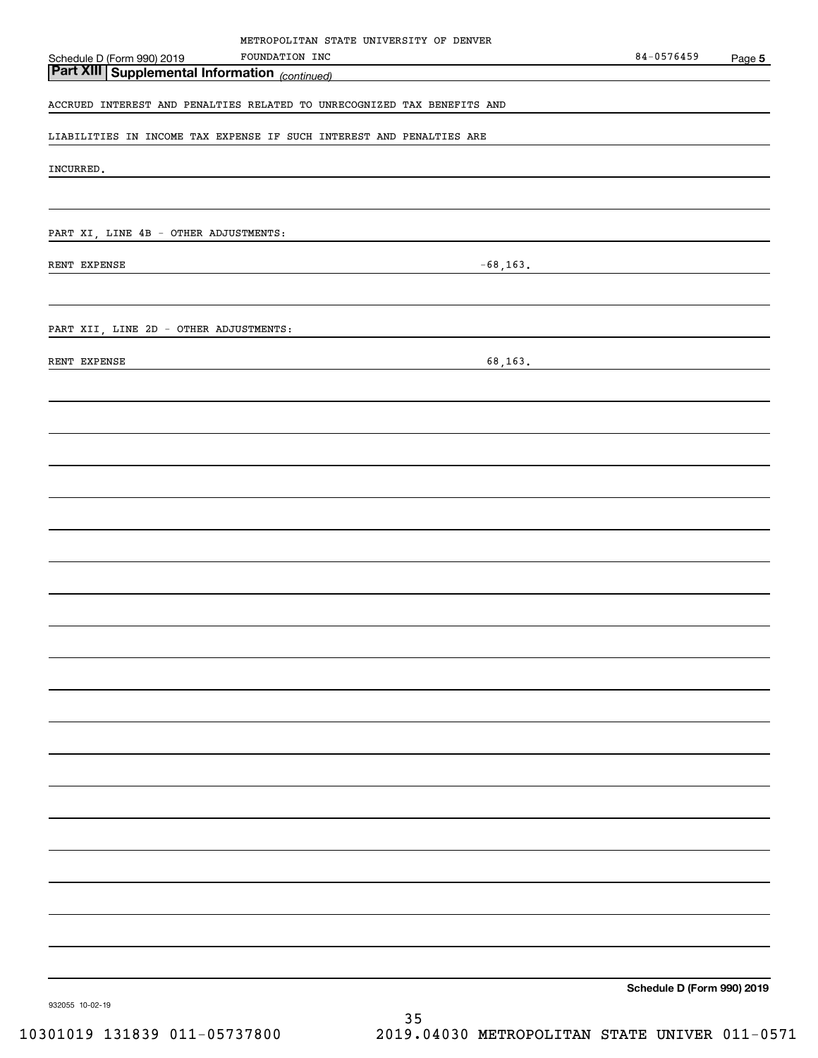## Part XIII Supplemental Information *(continued)*

ACCRUED INTEREST AND PENALTIES RELATED TO UNRECOGNIZED TAX BENEFITS AND LIABILITIES IN INCOME TAX EXPENSE IF SUCH INTEREST AND PENALTIES ARE INCURRED.

PART XI, LINE 4B - OTHER ADJUSTMENTS:

| | |
|---|---|
| RENT EXPENSE | -68,163. |

PART XII, LINE 2D - OTHER ADJUSTMENTS:

| | |
|---|---|
| RENT EXPENSE | 68,163. |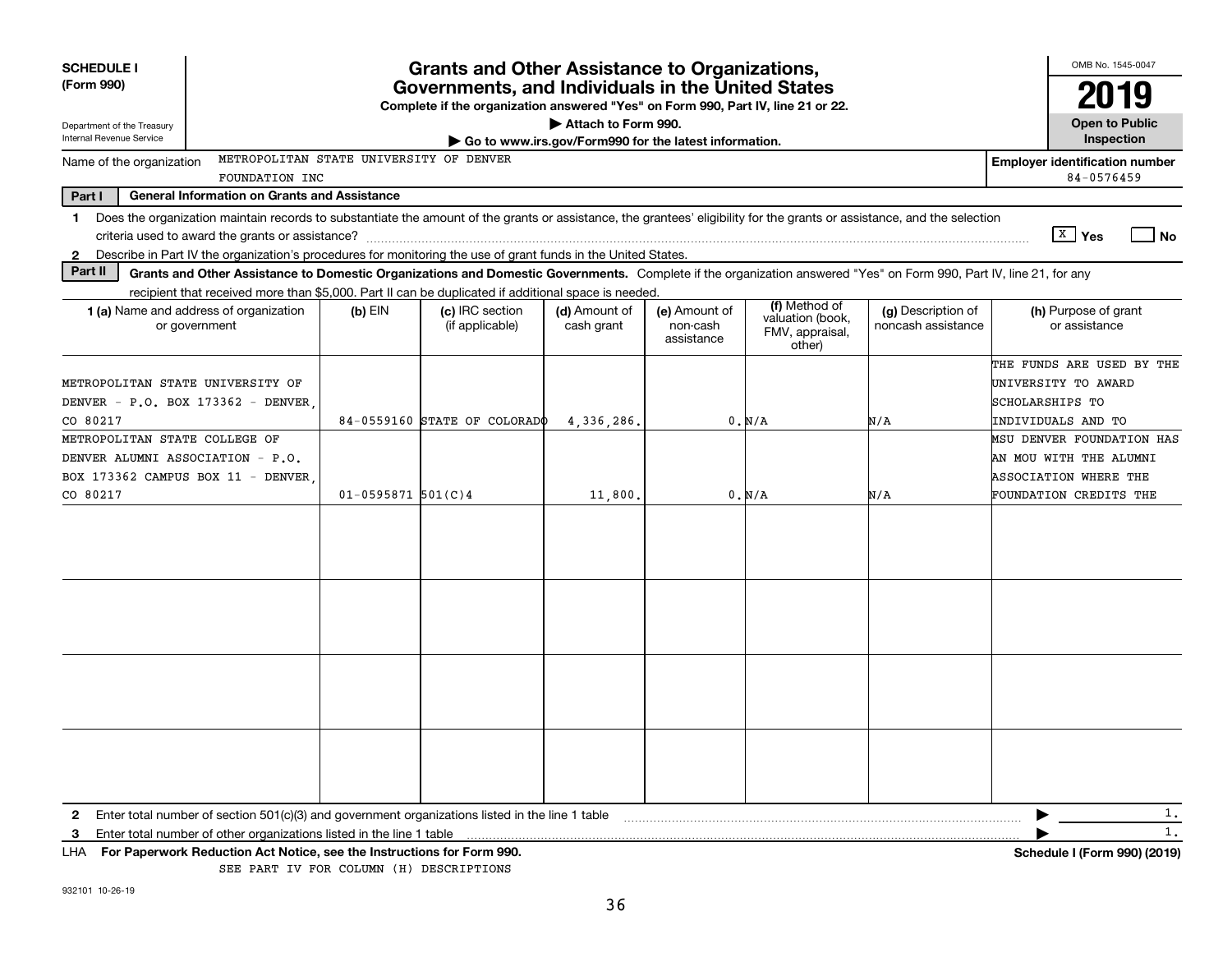**SCHEDULE I**
**(Form 990)**

Department of the Treasury
Internal Revenue Service

# Grants and Other Assistance to Organizations, Governments, and Individuals in the United States

**Complete if the organization answered "Yes" on Form 990, Part IV, line 21 or 22.**

▶ Attach to Form 990.

▶ Go to www.irs.gov/Form990 for the latest information.

OMB No. 1545-0047

**2019**

**Open to Public Inspection**

Name of the organization: METROPOLITAN STATE UNIVERSITY OF DENVER FOUNDATION INC

**Employer identification number** 84-0576459

**Part I — General Information on Grants and Assistance**

1 Does the organization maintain records to substantiate the amount of the grants or assistance, the grantees' eligibility for the grants or assistance, and the selection criteria used to award the grants or assistance? [X] Yes [ ] No

2 Describe in Part IV the organization's procedures for monitoring the use of grant funds in the United States.

**Part II — Grants and Other Assistance to Domestic Organizations and Domestic Governments.** Complete if the organization answered "Yes" on Form 990, Part IV, line 21, for any recipient that received more than $5,000. Part II can be duplicated if additional space is needed.

| 1 (a) Name and address of organization or government | (b) EIN | (c) IRC section (if applicable) | (d) Amount of cash grant | (e) Amount of non-cash assistance | (f) Method of valuation (book, FMV, appraisal, other) | (g) Description of noncash assistance | (h) Purpose of grant or assistance |
|---|---|---|---|---|---|---|---|
| METROPOLITAN STATE UNIVERSITY OF DENVER - P.O. BOX 173362 - DENVER, CO 80217 | 84-0559160 | STATE OF COLORADO | 4,336,286. | 0. | N/A | N/A | THE FUNDS ARE USED BY THE UNIVERSITY TO AWARD SCHOLARSHIPS TO INDIVIDUALS AND TO |
| METROPOLITAN STATE COLLEGE OF DENVER ALUMNI ASSOCIATION - P.O. BOX 173362 CAMPUS BOX 11 - DENVER, CO 80217 | 01-0595871 | 501(C)4 | 11,800. | 0. | N/A | N/A | MSU DENVER FOUNDATION HAS AN MOU WITH THE ALUMNI ASSOCIATION WHERE THE FOUNDATION CREDITS THE |
| | | | | | | | |
| | | | | | | | |
| | | | | | | | |
| | | | | | | | |

2 Enter total number of section 501(c)(3) and government organizations listed in the line 1 table ▶ 1.

3 Enter total number of other organizations listed in the line 1 table ▶ 1.

LHA **For Paperwork Reduction Act Notice, see the Instructions for Form 990.** **Schedule I (Form 990) (2019)**

SEE PART IV FOR COLUMN (H) DESCRIPTIONS

932101 10-26-19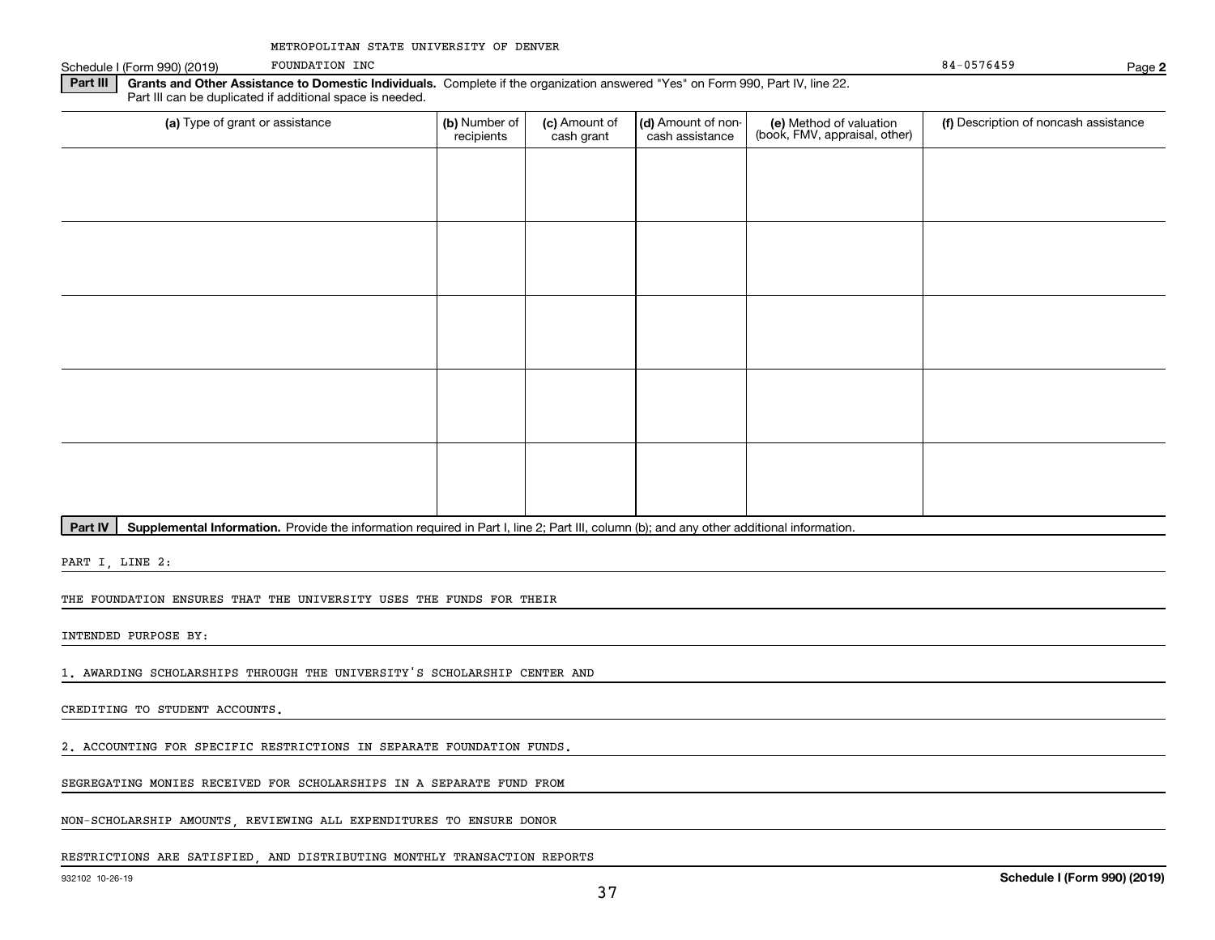METROPOLITAN STATE UNIVERSITY OF DENVER

Schedule I (Form 990) (2019) FOUNDATION INC 84-0576459 Page **2**

**Part III** **Grants and Other Assistance to Domestic Individuals.** Complete if the organization answered "Yes" on Form 990, Part IV, line 22. Part III can be duplicated if additional space is needed.

| (a) Type of grant or assistance | (b) Number of recipients | (c) Amount of cash grant | (d) Amount of non-cash assistance | (e) Method of valuation (book, FMV, appraisal, other) | (f) Description of noncash assistance |
|---|---|---|---|---|---|
| | | | | | |
| | | | | | |
| | | | | | |
| | | | | | |
| | | | | | |

**Part IV** **Supplemental Information.** Provide the information required in Part I, line 2; Part III, column (b); and any other additional information.

PART I, LINE 2:

THE FOUNDATION ENSURES THAT THE UNIVERSITY USES THE FUNDS FOR THEIR

INTENDED PURPOSE BY:

1. AWARDING SCHOLARSHIPS THROUGH THE UNIVERSITY'S SCHOLARSHIP CENTER AND

CREDITING TO STUDENT ACCOUNTS.

2. ACCOUNTING FOR SPECIFIC RESTRICTIONS IN SEPARATE FOUNDATION FUNDS.

SEGREGATING MONIES RECEIVED FOR SCHOLARSHIPS IN A SEPARATE FUND FROM

NON-SCHOLARSHIP AMOUNTS, REVIEWING ALL EXPENDITURES TO ENSURE DONOR

RESTRICTIONS ARE SATISFIED, AND DISTRIBUTING MONTHLY TRANSACTION REPORTS

932102 10-26-19 **Schedule I (Form 990) (2019)**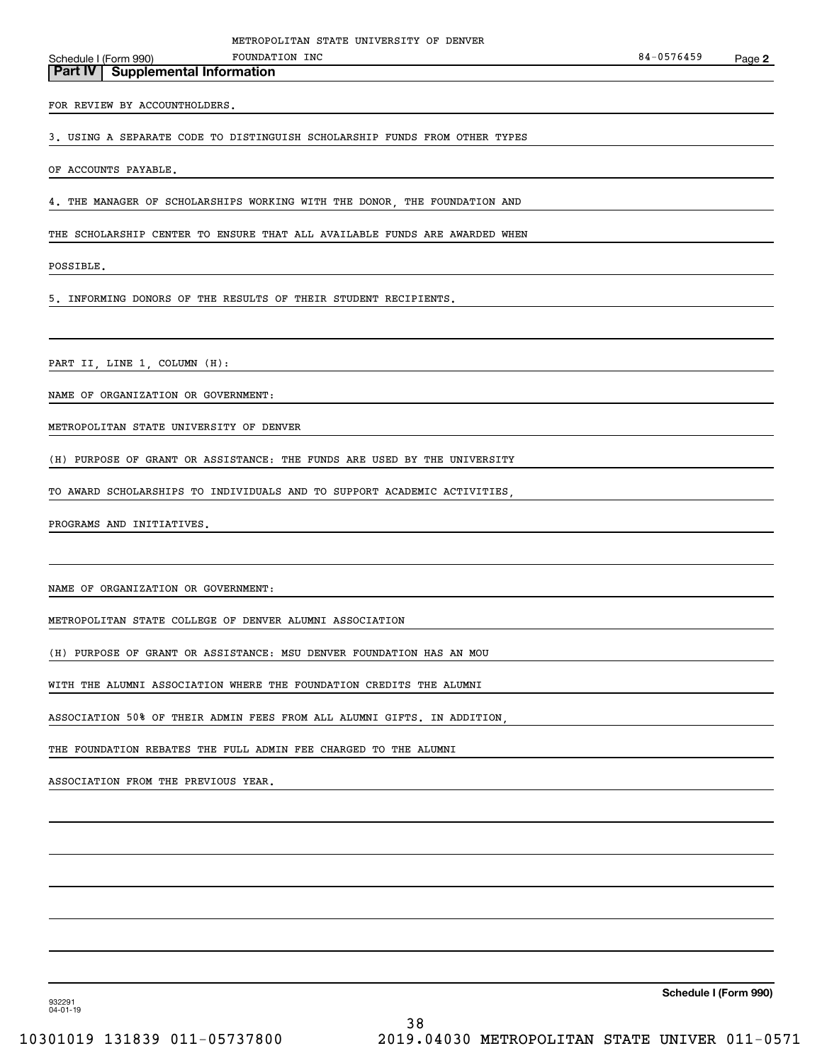## Part IV | Supplemental Information

FOR REVIEW BY ACCOUNTHOLDERS.

3. USING A SEPARATE CODE TO DISTINGUISH SCHOLARSHIP FUNDS FROM OTHER TYPES OF ACCOUNTS PAYABLE.

4. THE MANAGER OF SCHOLARSHIPS WORKING WITH THE DONOR, THE FOUNDATION AND THE SCHOLARSHIP CENTER TO ENSURE THAT ALL AVAILABLE FUNDS ARE AWARDED WHEN POSSIBLE.

5. INFORMING DONORS OF THE RESULTS OF THEIR STUDENT RECIPIENTS.

PART II, LINE 1, COLUMN (H):

NAME OF ORGANIZATION OR GOVERNMENT:

METROPOLITAN STATE UNIVERSITY OF DENVER

(H) PURPOSE OF GRANT OR ASSISTANCE: THE FUNDS ARE USED BY THE UNIVERSITY TO AWARD SCHOLARSHIPS TO INDIVIDUALS AND TO SUPPORT ACADEMIC ACTIVITIES, PROGRAMS AND INITIATIVES.

NAME OF ORGANIZATION OR GOVERNMENT:

METROPOLITAN STATE COLLEGE OF DENVER ALUMNI ASSOCIATION

(H) PURPOSE OF GRANT OR ASSISTANCE: MSU DENVER FOUNDATION HAS AN MOU WITH THE ALUMNI ASSOCIATION WHERE THE FOUNDATION CREDITS THE ALUMNI ASSOCIATION 50% OF THEIR ADMIN FEES FROM ALL ALUMNI GIFTS. IN ADDITION, THE FOUNDATION REBATES THE FULL ADMIN FEE CHARGED TO THE ALUMNI ASSOCIATION FROM THE PREVIOUS YEAR.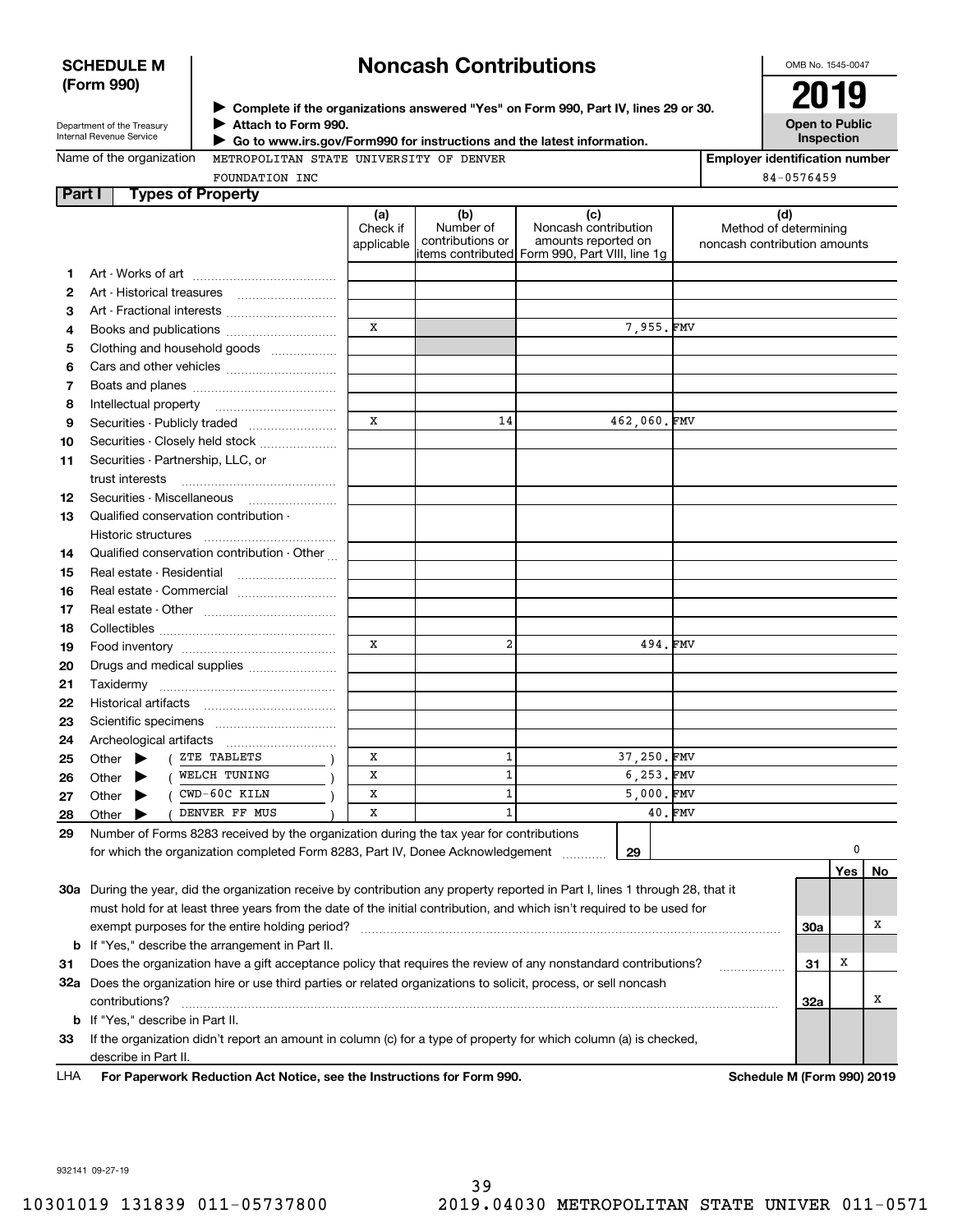**SCHEDULE M (Form 990)**

Department of the Treasury
Internal Revenue Service

# Noncash Contributions

▶ Complete if the organizations answered "Yes" on Form 990, Part IV, lines 29 or 30.
▶ Attach to Form 990.
▶ Go to www.irs.gov/Form990 for instructions and the latest information.

OMB No. 1545-0047

**2019**

**Open to Public Inspection**

Name of the organization: METROPOLITAN STATE UNIVERSITY OF DENVER FOUNDATION INC

Employer identification number: 84-0576459

## Part I Types of Property

| | | (a) Check if applicable | (b) Number of contributions or items contributed | (c) Noncash contribution amounts reported on Form 990, Part VIII, line 1g | (d) Method of determining noncash contribution amounts |
|---|---|---|---|---|---|
| 1 | Art - Works of art | | | | |
| 2 | Art - Historical treasures | | | | |
| 3 | Art - Fractional interests | | | | |
| 4 | Books and publications | X | | 7,955. | FMV |
| 5 | Clothing and household goods | | | | |
| 6 | Cars and other vehicles | | | | |
| 7 | Boats and planes | | | | |
| 8 | Intellectual property | | | | |
| 9 | Securities - Publicly traded | X | 14 | 462,060. | FMV |
| 10 | Securities - Closely held stock | | | | |
| 11 | Securities - Partnership, LLC, or trust interests | | | | |
| 12 | Securities - Miscellaneous | | | | |
| 13 | Qualified conservation contribution - Historic structures | | | | |
| 14 | Qualified conservation contribution - Other | | | | |
| 15 | Real estate - Residential | | | | |
| 16 | Real estate - Commercial | | | | |
| 17 | Real estate - Other | | | | |
| 18 | Collectibles | | | | |
| 19 | Food inventory | X | 2 | 494. | FMV |
| 20 | Drugs and medical supplies | | | | |
| 21 | Taxidermy | | | | |
| 22 | Historical artifacts | | | | |
| 23 | Scientific specimens | | | | |
| 24 | Archeological artifacts | | | | |
| 25 | Other ▶ ( ZTE TABLETS ) | X | 1 | 37,250. | FMV |
| 26 | Other ▶ ( WELCH TUNING ) | X | 1 | 6,253. | FMV |
| 27 | Other ▶ ( CWD-60C KILN ) | X | 1 | 5,000. | FMV |
| 28 | Other ▶ ( DENVER FF MUS ) | X | 1 | 40. | FMV |

29 Number of Forms 8283 received by the organization during the tax year for contributions for which the organization completed Form 8283, Part IV, Donee Acknowledgement ..... **29** 0

| | | | Yes | No |
|---|---|---|---|---|
| 30a | During the year, did the organization receive by contribution any property reported in Part I, lines 1 through 28, that it must hold for at least three years from the date of the initial contribution, and which isn't required to be used for exempt purposes for the entire holding period? | 30a | | X |
| b | If "Yes," describe the arrangement in Part II. | | | |
| 31 | Does the organization have a gift acceptance policy that requires the review of any nonstandard contributions? | 31 | X | |
| 32a | Does the organization hire or use third parties or related organizations to solicit, process, or sell noncash contributions? | 32a | | X |
| b | If "Yes," describe in Part II. | | | |
| 33 | If the organization didn't report an amount in column (c) for a type of property for which column (a) is checked, describe in Part II. | | | |

LHA **For Paperwork Reduction Act Notice, see the Instructions for Form 990.** **Schedule M (Form 990) 2019**

932141 09-27-19

10301019 131839 011-05737800 2019.04030 METROPOLITAN STATE UNIVER 011-0571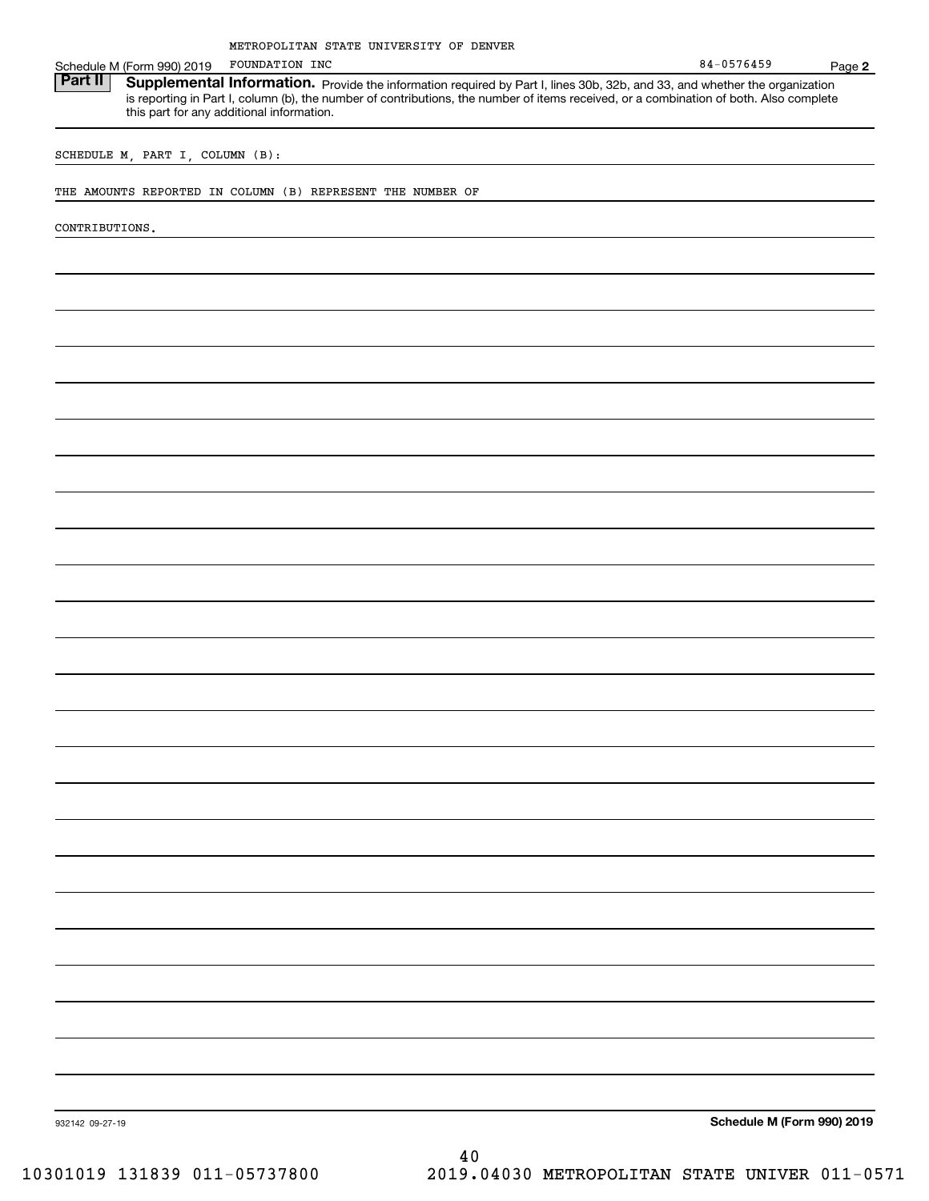METROPOLITAN STATE UNIVERSITY OF DENVER

Schedule M (Form 990) 2019 FOUNDATION INC 84-0576459 Page 2

**Part II** **Supplemental Information.** Provide the information required by Part I, lines 30b, 32b, and 33, and whether the organization is reporting in Part I, column (b), the number of contributions, the number of items received, or a combination of both. Also complete this part for any additional information.

SCHEDULE M, PART I, COLUMN (B):

THE AMOUNTS REPORTED IN COLUMN (B) REPRESENT THE NUMBER OF

CONTRIBUTIONS.

932142 09-27-19 **Schedule M (Form 990) 2019**

10301019 131839 011-05737800 2019.04030 METROPOLITAN STATE UNIVER 011-0571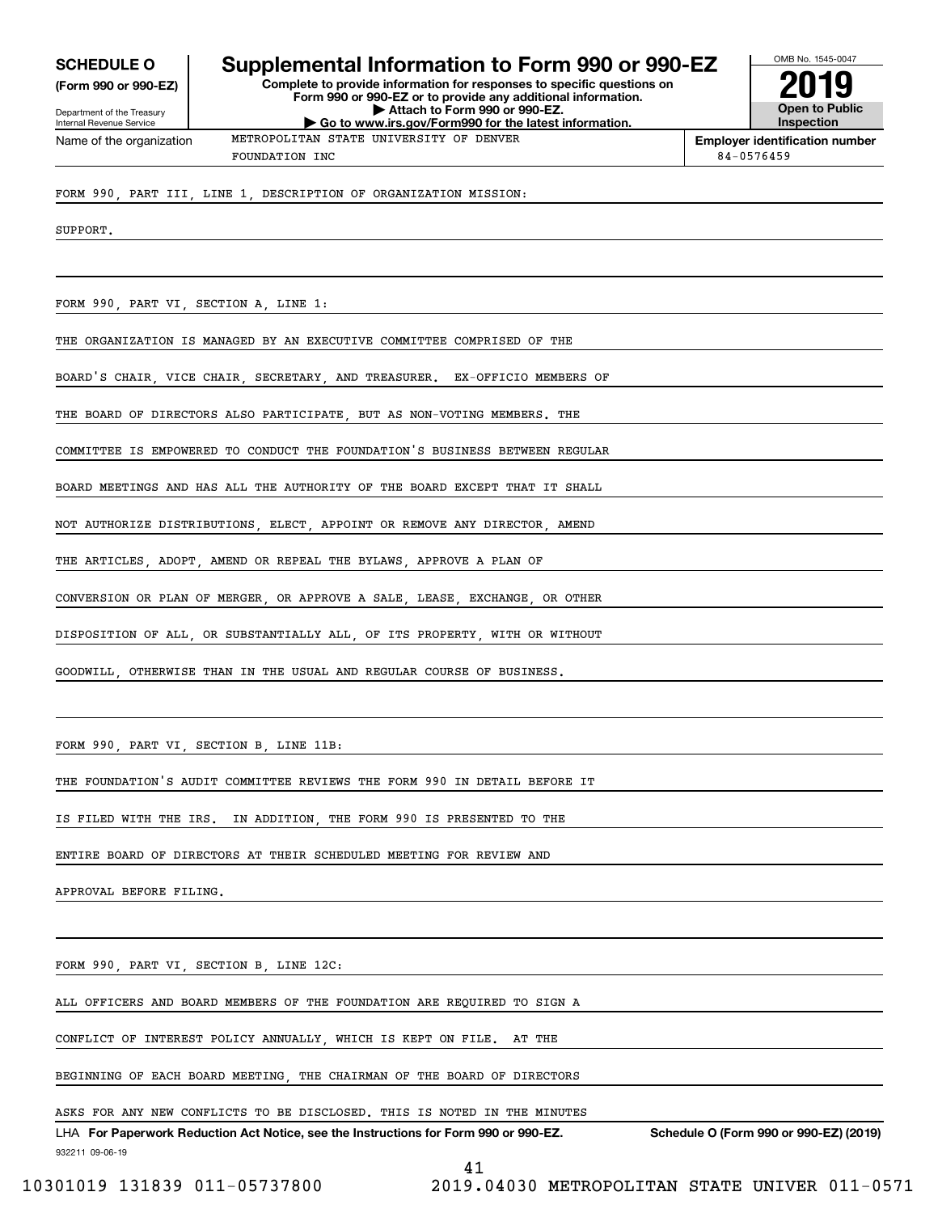**SCHEDULE O**
**(Form 990 or 990-EZ)**

Department of the Treasury
Internal Revenue Service

# Supplemental Information to Form 990 or 990-EZ

**Complete to provide information for responses to specific questions on Form 990 or 990-EZ or to provide any additional information.**
**▶ Attach to Form 990 or 990-EZ.**
**▶ Go to www.irs.gov/Form990 for the latest information.**

OMB No. 1545-0047

**2019**

**Open to Public Inspection**

Name of the organization: METROPOLITAN STATE UNIVERSITY OF DENVER FOUNDATION INC

**Employer identification number**: 84-0576459

FORM 990, PART III, LINE 1, DESCRIPTION OF ORGANIZATION MISSION:

SUPPORT.

FORM 990, PART VI, SECTION A, LINE 1:

THE ORGANIZATION IS MANAGED BY AN EXECUTIVE COMMITTEE COMPRISED OF THE BOARD'S CHAIR, VICE CHAIR, SECRETARY, AND TREASURER. EX-OFFICIO MEMBERS OF THE BOARD OF DIRECTORS ALSO PARTICIPATE, BUT AS NON-VOTING MEMBERS. THE COMMITTEE IS EMPOWERED TO CONDUCT THE FOUNDATION'S BUSINESS BETWEEN REGULAR BOARD MEETINGS AND HAS ALL THE AUTHORITY OF THE BOARD EXCEPT THAT IT SHALL NOT AUTHORIZE DISTRIBUTIONS, ELECT, APPOINT OR REMOVE ANY DIRECTOR, AMEND THE ARTICLES, ADOPT, AMEND OR REPEAL THE BYLAWS, APPROVE A PLAN OF CONVERSION OR PLAN OF MERGER, OR APPROVE A SALE, LEASE, EXCHANGE, OR OTHER DISPOSITION OF ALL, OR SUBSTANTIALLY ALL, OF ITS PROPERTY, WITH OR WITHOUT GOODWILL, OTHERWISE THAN IN THE USUAL AND REGULAR COURSE OF BUSINESS.

FORM 990, PART VI, SECTION B, LINE 11B:

THE FOUNDATION'S AUDIT COMMITTEE REVIEWS THE FORM 990 IN DETAIL BEFORE IT IS FILED WITH THE IRS. IN ADDITION, THE FORM 990 IS PRESENTED TO THE ENTIRE BOARD OF DIRECTORS AT THEIR SCHEDULED MEETING FOR REVIEW AND APPROVAL BEFORE FILING.

FORM 990, PART VI, SECTION B, LINE 12C:

ALL OFFICERS AND BOARD MEMBERS OF THE FOUNDATION ARE REQUIRED TO SIGN A CONFLICT OF INTEREST POLICY ANNUALLY, WHICH IS KEPT ON FILE. AT THE BEGINNING OF EACH BOARD MEETING, THE CHAIRMAN OF THE BOARD OF DIRECTORS ASKS FOR ANY NEW CONFLICTS TO BE DISCLOSED. THIS IS NOTED IN THE MINUTES

LHA **For Paperwork Reduction Act Notice, see the Instructions for Form 990 or 990-EZ.** **Schedule O (Form 990 or 990-EZ) (2019)**

932211 09-06-19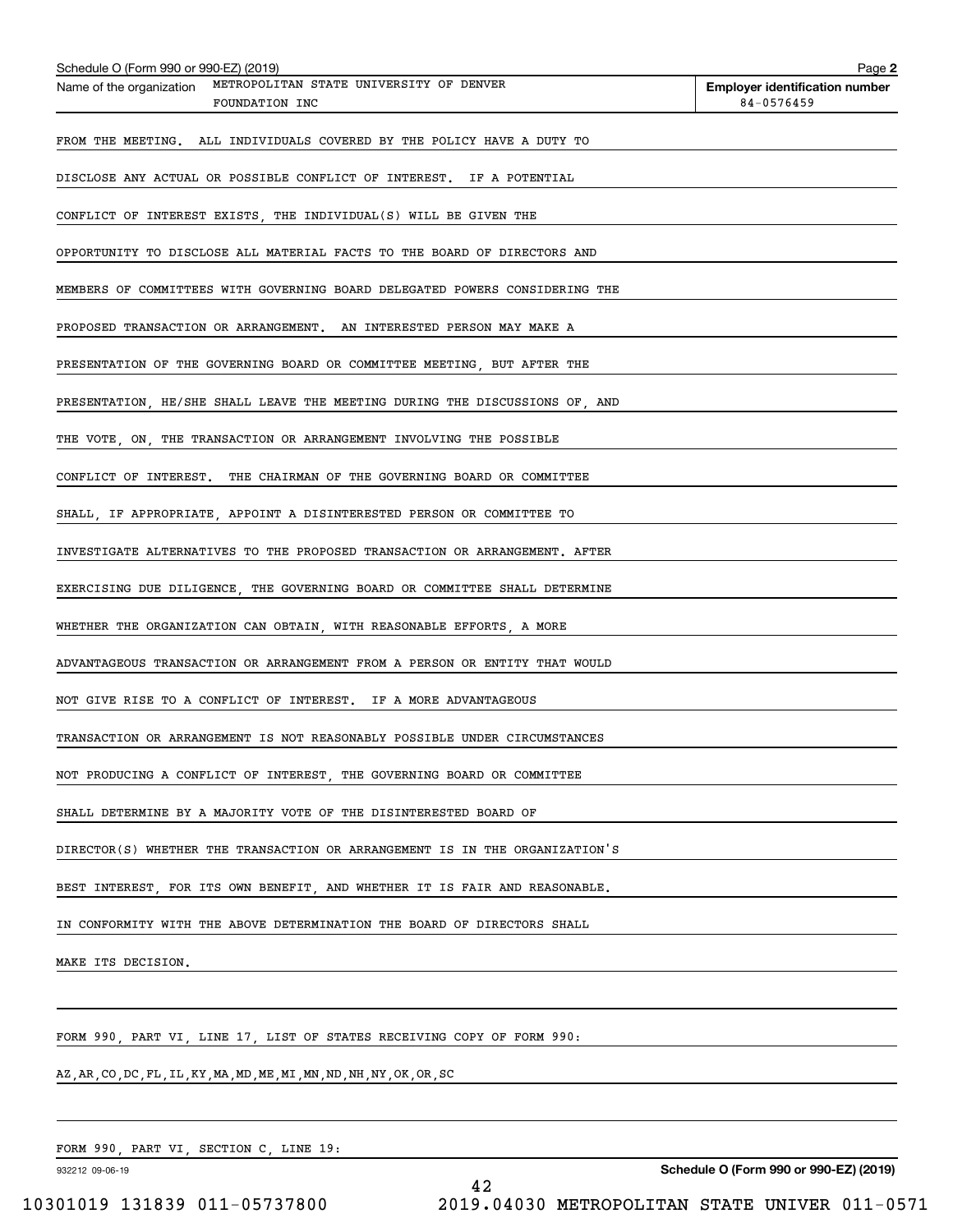Schedule O (Form 990 or 990-EZ) (2019)

Name of the organization: METROPOLITAN STATE UNIVERSITY OF DENVER FOUNDATION INC

Employer identification number: 84-0576459

FROM THE MEETING. ALL INDIVIDUALS COVERED BY THE POLICY HAVE A DUTY TO DISCLOSE ANY ACTUAL OR POSSIBLE CONFLICT OF INTEREST. IF A POTENTIAL CONFLICT OF INTEREST EXISTS, THE INDIVIDUAL(S) WILL BE GIVEN THE OPPORTUNITY TO DISCLOSE ALL MATERIAL FACTS TO THE BOARD OF DIRECTORS AND MEMBERS OF COMMITTEES WITH GOVERNING BOARD DELEGATED POWERS CONSIDERING THE PROPOSED TRANSACTION OR ARRANGEMENT. AN INTERESTED PERSON MAY MAKE A PRESENTATION OF THE GOVERNING BOARD OR COMMITTEE MEETING, BUT AFTER THE PRESENTATION, HE/SHE SHALL LEAVE THE MEETING DURING THE DISCUSSIONS OF, AND THE VOTE, ON, THE TRANSACTION OR ARRANGEMENT INVOLVING THE POSSIBLE CONFLICT OF INTEREST. THE CHAIRMAN OF THE GOVERNING BOARD OR COMMITTEE SHALL, IF APPROPRIATE, APPOINT A DISINTERESTED PERSON OR COMMITTEE TO INVESTIGATE ALTERNATIVES TO THE PROPOSED TRANSACTION OR ARRANGEMENT. AFTER EXERCISING DUE DILIGENCE, THE GOVERNING BOARD OR COMMITTEE SHALL DETERMINE WHETHER THE ORGANIZATION CAN OBTAIN, WITH REASONABLE EFFORTS, A MORE ADVANTAGEOUS TRANSACTION OR ARRANGEMENT FROM A PERSON OR ENTITY THAT WOULD NOT GIVE RISE TO A CONFLICT OF INTEREST. IF A MORE ADVANTAGEOUS TRANSACTION OR ARRANGEMENT IS NOT REASONABLY POSSIBLE UNDER CIRCUMSTANCES NOT PRODUCING A CONFLICT OF INTEREST, THE GOVERNING BOARD OR COMMITTEE SHALL DETERMINE BY A MAJORITY VOTE OF THE DISINTERESTED BOARD OF DIRECTOR(S) WHETHER THE TRANSACTION OR ARRANGEMENT IS IN THE ORGANIZATION'S BEST INTEREST, FOR ITS OWN BENEFIT, AND WHETHER IT IS FAIR AND REASONABLE. IN CONFORMITY WITH THE ABOVE DETERMINATION THE BOARD OF DIRECTORS SHALL MAKE ITS DECISION.

FORM 990, PART VI, LINE 17, LIST OF STATES RECEIVING COPY OF FORM 990:

AZ,AR,CO,DC,FL,IL,KY,MA,MD,ME,MI,MN,ND,NH,NY,OK,OR,SC

FORM 990, PART VI, SECTION C, LINE 19: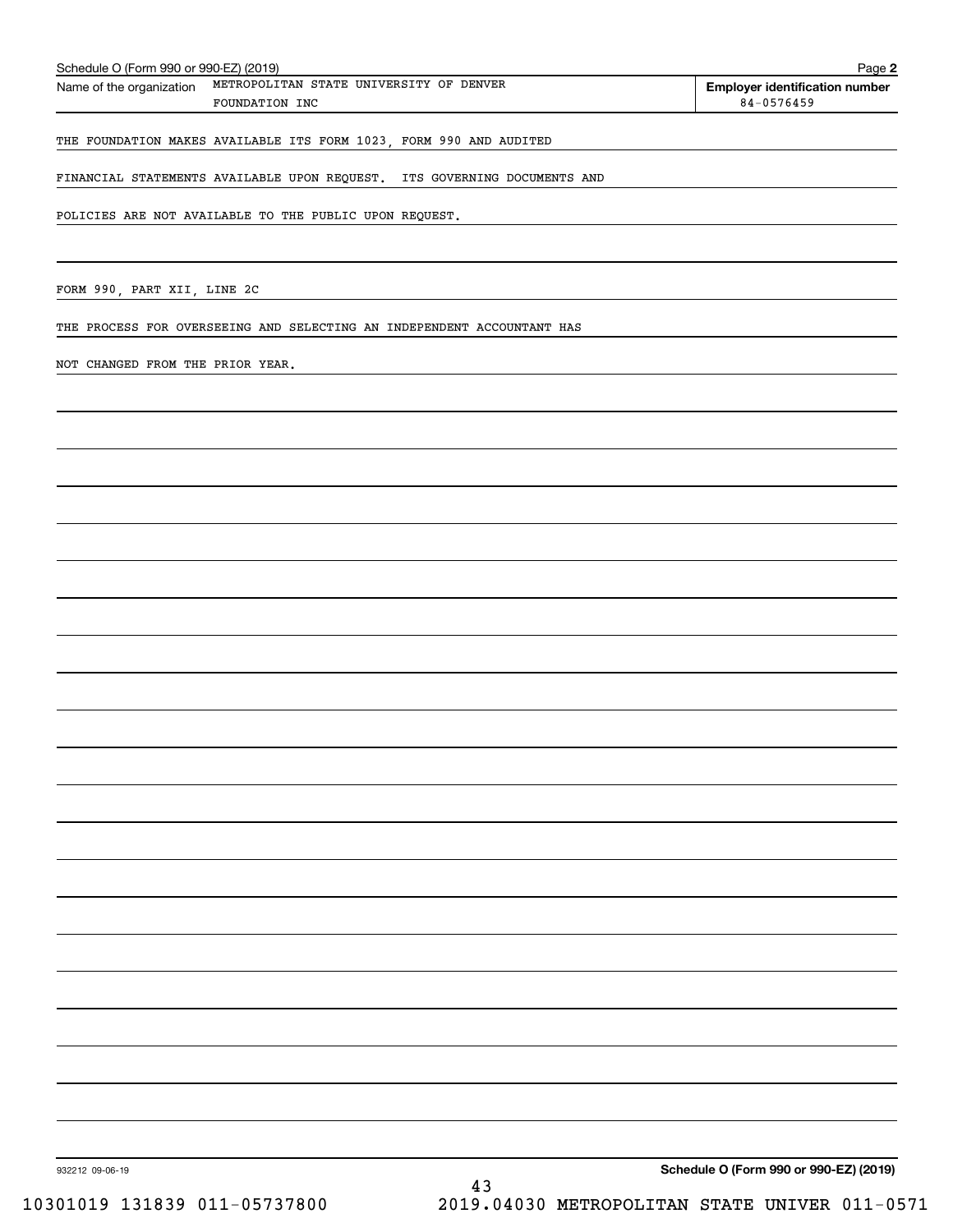Schedule O (Form 990 or 990-EZ) (2019)

| Name of the organization | Employer identification number |
|---|---|
| METROPOLITAN STATE UNIVERSITY OF DENVER FOUNDATION INC | 84-0576459 |

THE FOUNDATION MAKES AVAILABLE ITS FORM 1023, FORM 990 AND AUDITED FINANCIAL STATEMENTS AVAILABLE UPON REQUEST. ITS GOVERNING DOCUMENTS AND POLICIES ARE NOT AVAILABLE TO THE PUBLIC UPON REQUEST.

FORM 990, PART XII, LINE 2C

THE PROCESS FOR OVERSEEING AND SELECTING AN INDEPENDENT ACCOUNTANT HAS NOT CHANGED FROM THE PRIOR YEAR.

932212 09-06-19

Schedule O (Form 990 or 990-EZ) (2019)

10301019 131839 011-05737800 2019.04030 METROPOLITAN STATE UNIVER 011-0571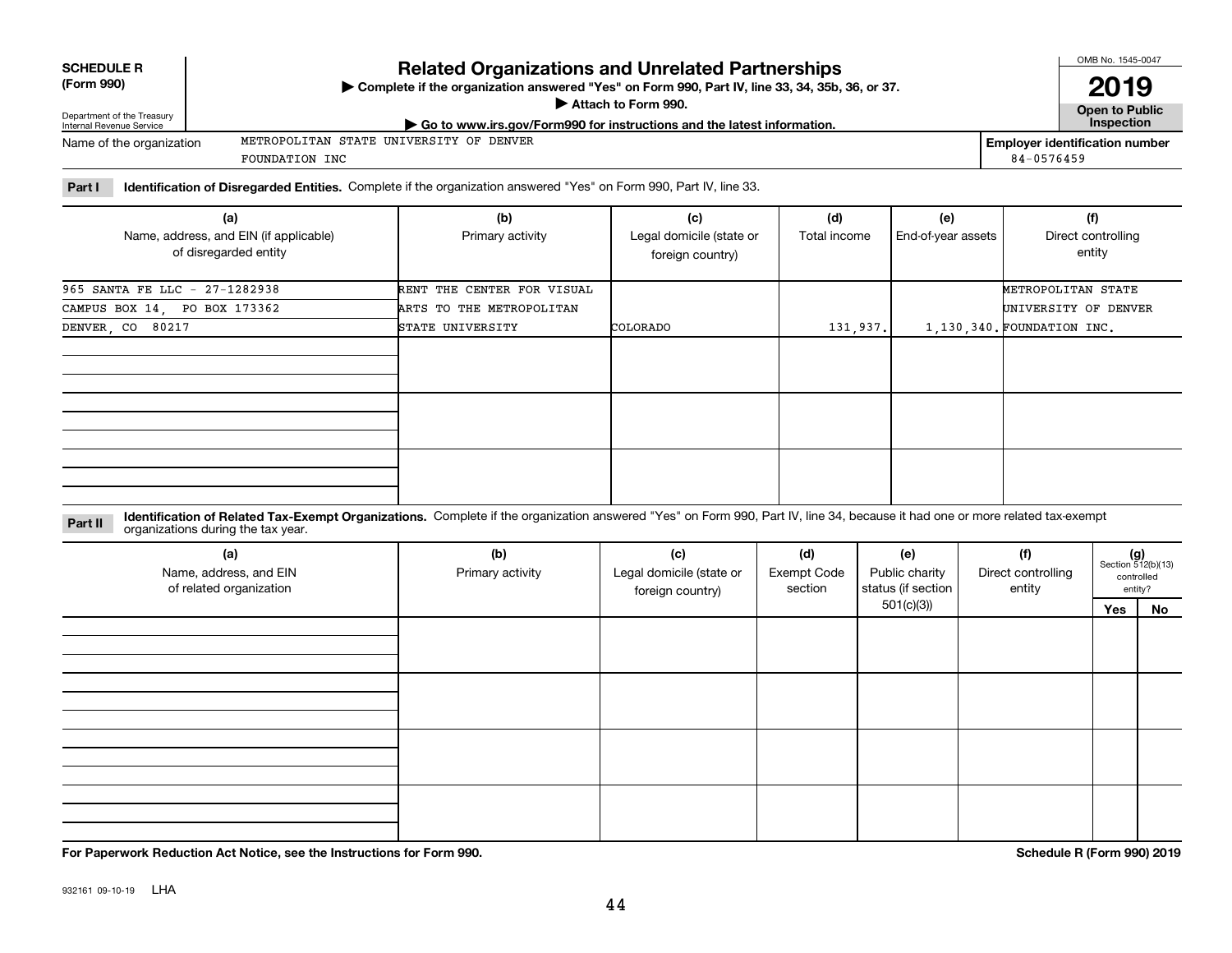**SCHEDULE R (Form 990)**

Department of the Treasury
Internal Revenue Service

# Related Organizations and Unrelated Partnerships

▶ Complete if the organization answered "Yes" on Form 990, Part IV, line 33, 34, 35b, 36, or 37.
▶ Attach to Form 990.
▶ Go to www.irs.gov/Form990 for instructions and the latest information.

OMB No. 1545-0047

**2019**

**Open to Public Inspection**

Name of the organization: METROPOLITAN STATE UNIVERSITY OF DENVER FOUNDATION INC

Employer identification number: 84-0576459

**Part I Identification of Disregarded Entities.** Complete if the organization answered "Yes" on Form 990, Part IV, line 33.

| (a) Name, address, and EIN (if applicable) of disregarded entity | (b) Primary activity | (c) Legal domicile (state or foreign country) | (d) Total income | (e) End-of-year assets | (f) Direct controlling entity |
|---|---|---|---|---|---|
| 965 SANTA FE LLC - 27-1282938 CAMPUS BOX 14, PO BOX 173362 DENVER, CO 80217 | RENT THE CENTER FOR VISUAL ARTS TO THE METROPOLITAN STATE UNIVERSITY | COLORADO | 131,937. | 1,130,340. | METROPOLITAN STATE UNIVERSITY OF DENVER FOUNDATION INC. |
| | | | | | |
| | | | | | |
| | | | | | |

**Part II Identification of Related Tax-Exempt Organizations.** Complete if the organization answered "Yes" on Form 990, Part IV, line 34, because it had one or more related tax-exempt organizations during the tax year.

| (a) Name, address, and EIN of related organization | (b) Primary activity | (c) Legal domicile (state or foreign country) | (d) Exempt Code section | (e) Public charity status (if section 501(c)(3)) | (f) Direct controlling entity | (g) Section 512(b)(13) controlled entity? Yes | No |
|---|---|---|---|---|---|---|---|
| | | | | | | | |
| | | | | | | | |
| | | | | | | | |
| | | | | | | | |

**For Paperwork Reduction Act Notice, see the Instructions for Form 990.**

**Schedule R (Form 990) 2019**

932161 09-10-19 LHA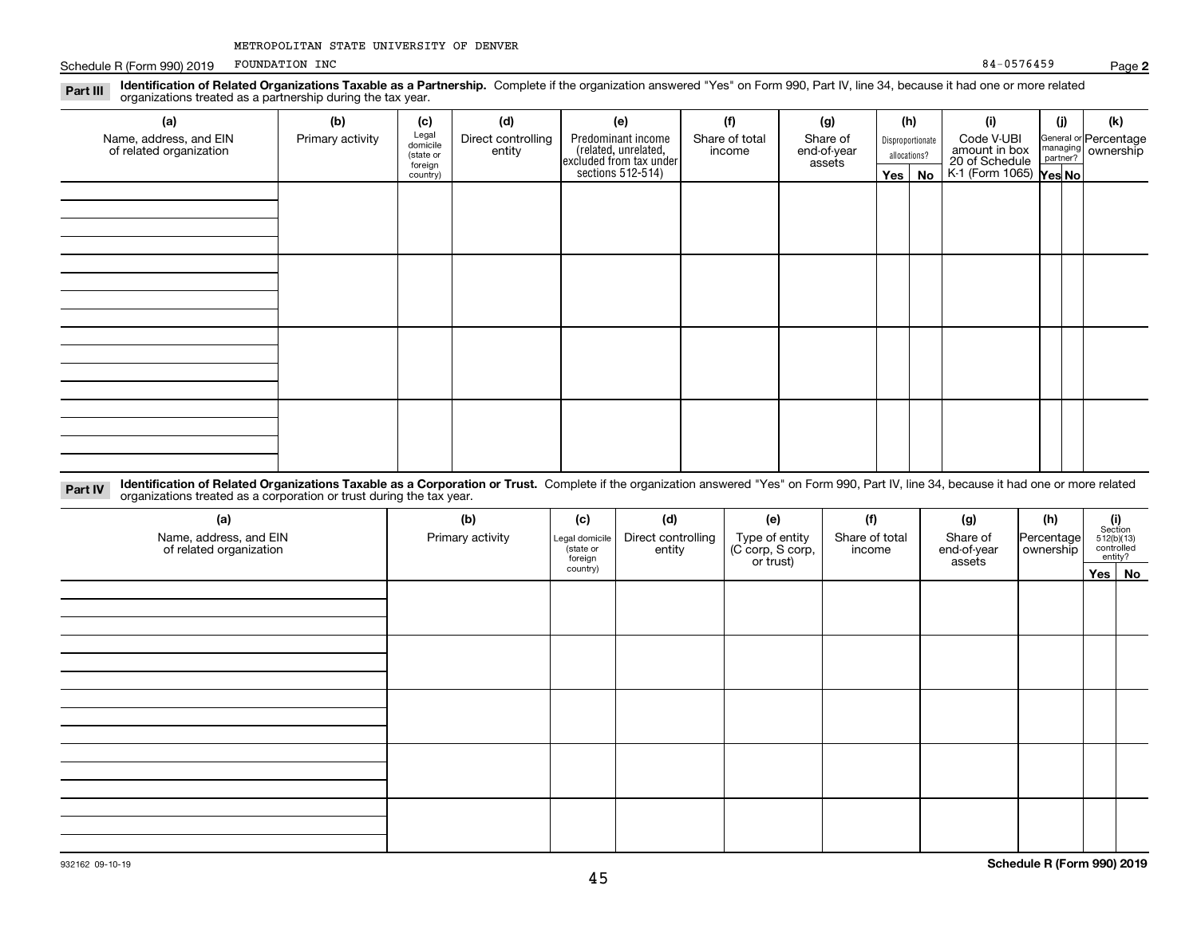METROPOLITAN STATE UNIVERSITY OF DENVER

Schedule R (Form 990) 2019 FOUNDATION INC 84-0576459 Page **2**

**Part III** **Identification of Related Organizations Taxable as a Partnership.** Complete if the organization answered "Yes" on Form 990, Part IV, line 34, because it had one or more related organizations treated as a partnership during the tax year.

| (a) Name, address, and EIN of related organization | (b) Primary activity | (c) Legal domicile (state or foreign country) | (d) Direct controlling entity | (e) Predominant income (related, unrelated, excluded from tax under sections 512-514) | (f) Share of total income | (g) Share of end-of-year assets | (h) Disproportionate allocations? Yes | (h) No | (i) Code V-UBI amount in box 20 of Schedule K-1 (Form 1065) | (j) General or managing partner? Yes | (j) No | (k) Percentage ownership |
|---|---|---|---|---|---|---|---|---|---|---|---|---|
| | | | | | | | | | | | | |
| | | | | | | | | | | | | |
| | | | | | | | | | | | | |
| | | | | | | | | | | | | |

**Part IV** **Identification of Related Organizations Taxable as a Corporation or Trust.** Complete if the organization answered "Yes" on Form 990, Part IV, line 34, because it had one or more related organizations treated as a corporation or trust during the tax year.

| (a) Name, address, and EIN of related organization | (b) Primary activity | (c) Legal domicile (state or foreign country) | (d) Direct controlling entity | (e) Type of entity (C corp, S corp, or trust) | (f) Share of total income | (g) Share of end-of-year assets | (h) Percentage ownership | (i) Section 512(b)(13) controlled entity? Yes | (i) No |
|---|---|---|---|---|---|---|---|---|---|
| | | | | | | | | | |
| | | | | | | | | | |
| | | | | | | | | | |
| | | | | | | | | | |
| | | | | | | | | | |

932162 09-10-19 **Schedule R (Form 990) 2019**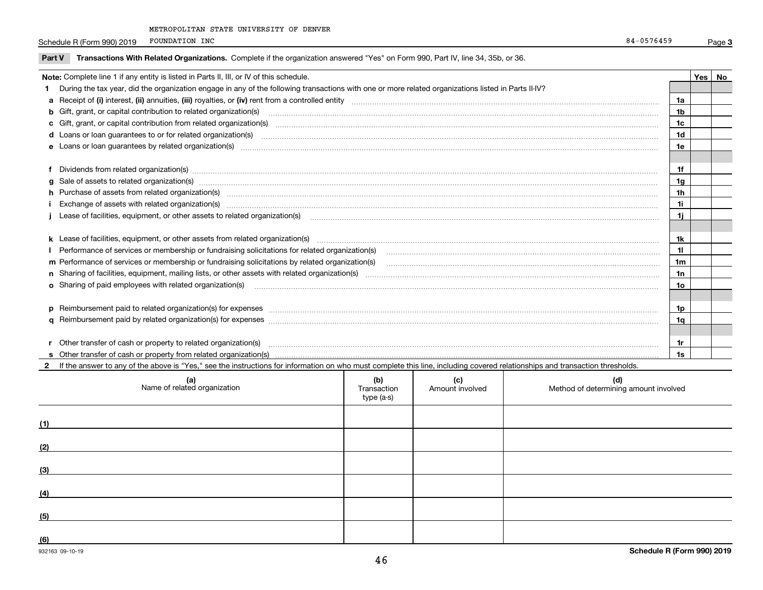METROPOLITAN STATE UNIVERSITY OF DENVER

Schedule R (Form 990) 2019 FOUNDATION INC 84-0576459 Page 3

**Part V Transactions With Related Organizations.** Complete if the organization answered "Yes" on Form 990, Part IV, line 34, 35b, or 36.

| **Note:** Complete line 1 if any entity is listed in Parts II, III, or IV of this schedule. | | **Yes** | **No** |
|---|---|---|---|
| **1** During the tax year, did the organization engage in any of the following transactions with one or more related organizations listed in Parts II-IV? | | | |
| **a** Receipt of **(i)** interest, **(ii)** annuities, **(iii)** royalties, or **(iv)** rent from a controlled entity | **1a** | | |
| **b** Gift, grant, or capital contribution to related organization(s) | **1b** | | |
| **c** Gift, grant, or capital contribution from related organization(s) | **1c** | | |
| **d** Loans or loan guarantees to or for related organization(s) | **1d** | | |
| **e** Loans or loan guarantees by related organization(s) | **1e** | | |
| **f** Dividends from related organization(s) | **1f** | | |
| **g** Sale of assets to related organization(s) | **1g** | | |
| **h** Purchase of assets from related organization(s) | **1h** | | |
| **i** Exchange of assets with related organization(s) | **1i** | | |
| **j** Lease of facilities, equipment, or other assets to related organization(s) | **1j** | | |
| **k** Lease of facilities, equipment, or other assets from related organization(s) | **1k** | | |
| **l** Performance of services or membership or fundraising solicitations for related organization(s) | **1l** | | |
| **m** Performance of services or membership or fundraising solicitations by related organization(s) | **1m** | | |
| **n** Sharing of facilities, equipment, mailing lists, or other assets with related organization(s) | **1n** | | |
| **o** Sharing of paid employees with related organization(s) | **1o** | | |
| **p** Reimbursement paid to related organization(s) for expenses | **1p** | | |
| **q** Reimbursement paid by related organization(s) for expenses | **1q** | | |
| **r** Other transfer of cash or property to related organization(s) | **1r** | | |
| **s** Other transfer of cash or property from related organization(s) | **1s** | | |

**2** If the answer to any of the above is "Yes," see the instructions for information on who must complete this line, including covered relationships and transaction thresholds.

| | (a) Name of related organization | (b) Transaction type (a-s) | (c) Amount involved | (d) Method of determining amount involved |
|---|---|---|---|---|
| (1) | | | | |
| (2) | | | | |
| (3) | | | | |
| (4) | | | | |
| (5) | | | | |
| (6) | | | | |

932163 09-10-19 **Schedule R (Form 990) 2019**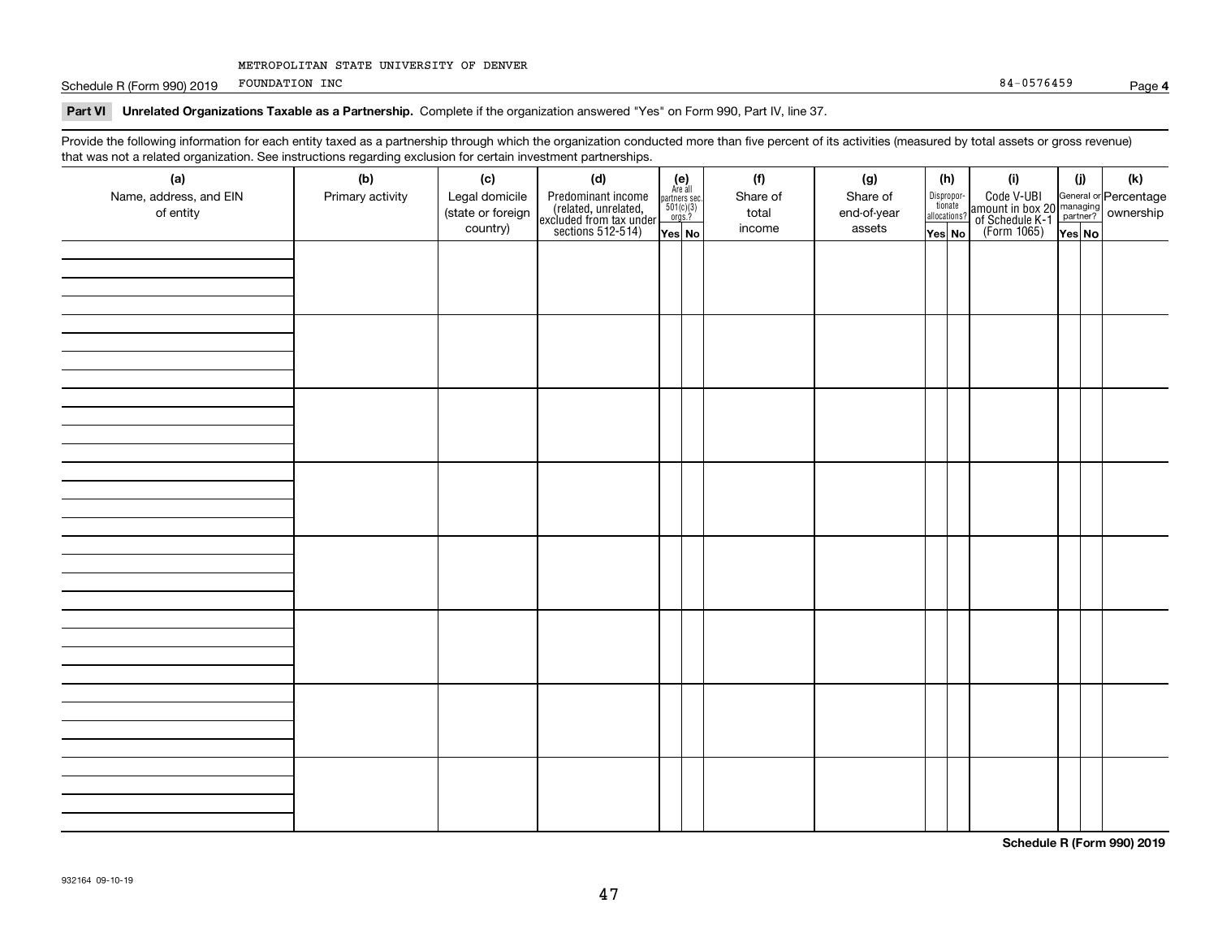METROPOLITAN STATE UNIVERSITY OF DENVER

Schedule R (Form 990) 2019 FOUNDATION INC 84-0576459 Page 4

**Part VI Unrelated Organizations Taxable as a Partnership.** Complete if the organization answered "Yes" on Form 990, Part IV, line 37.

Provide the following information for each entity taxed as a partnership through which the organization conducted more than five percent of its activities (measured by total assets or gross revenue) that was not a related organization. See instructions regarding exclusion for certain investment partnerships.

| (a) Name, address, and EIN of entity | (b) Primary activity | (c) Legal domicile (state or foreign country) | (d) Predominant income (related, unrelated, excluded from tax under sections 512-514) | (e) Are all partners sec. 501(c)(3) orgs.? Yes | (e) No | (f) Share of total income | (g) Share of end-of-year assets | (h) Disproportionate allocations? Yes | (h) No | (i) Code V-UBI amount in box 20 of Schedule K-1 (Form 1065) | (j) General or managing partner? Yes | (j) No | (k) Percentage ownership |
|---|---|---|---|---|---|---|---|---|---|---|---|---|---|
| | | | | | | | | | | | | | |
| | | | | | | | | | | | | | |
| | | | | | | | | | | | | | |
| | | | | | | | | | | | | | |
| | | | | | | | | | | | | | |
| | | | | | | | | | | | | | |
| | | | | | | | | | | | | | |
| | | | | | | | | | | | | | |

**Schedule R (Form 990) 2019**

932164 09-10-19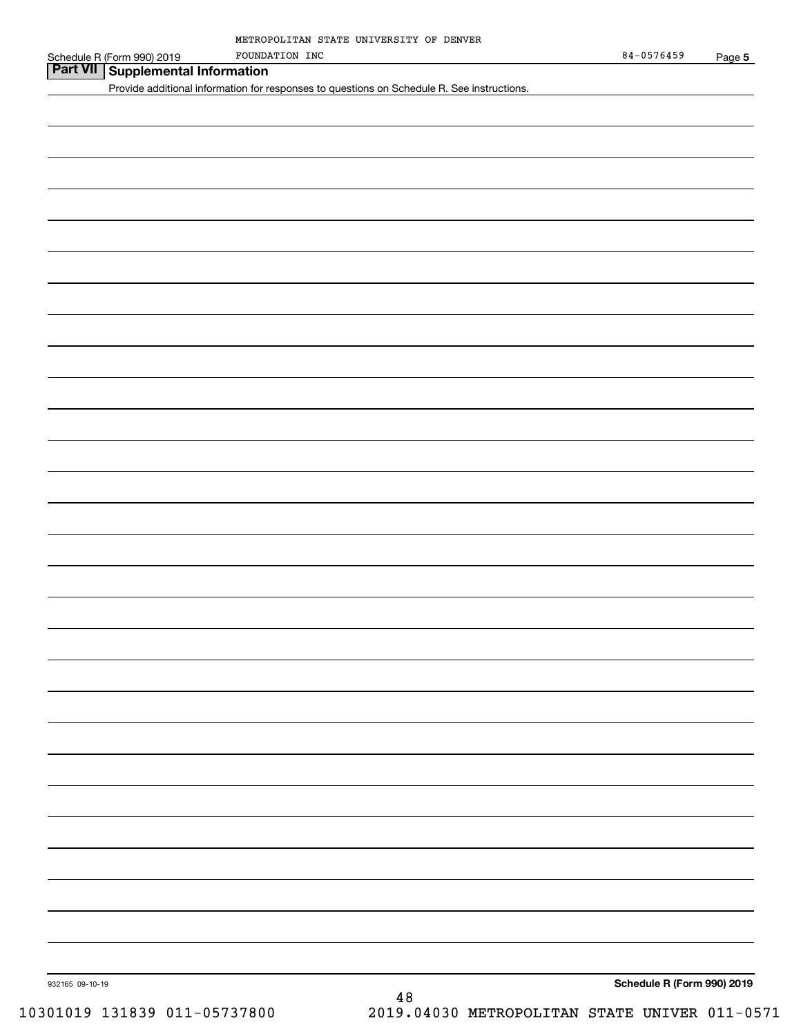METROPOLITAN STATE UNIVERSITY OF DENVER FOUNDATION INC 84-0576459

Schedule R (Form 990) 2019 Page **5**

## Part VII Supplemental Information

Provide additional information for responses to questions on Schedule R. See instructions.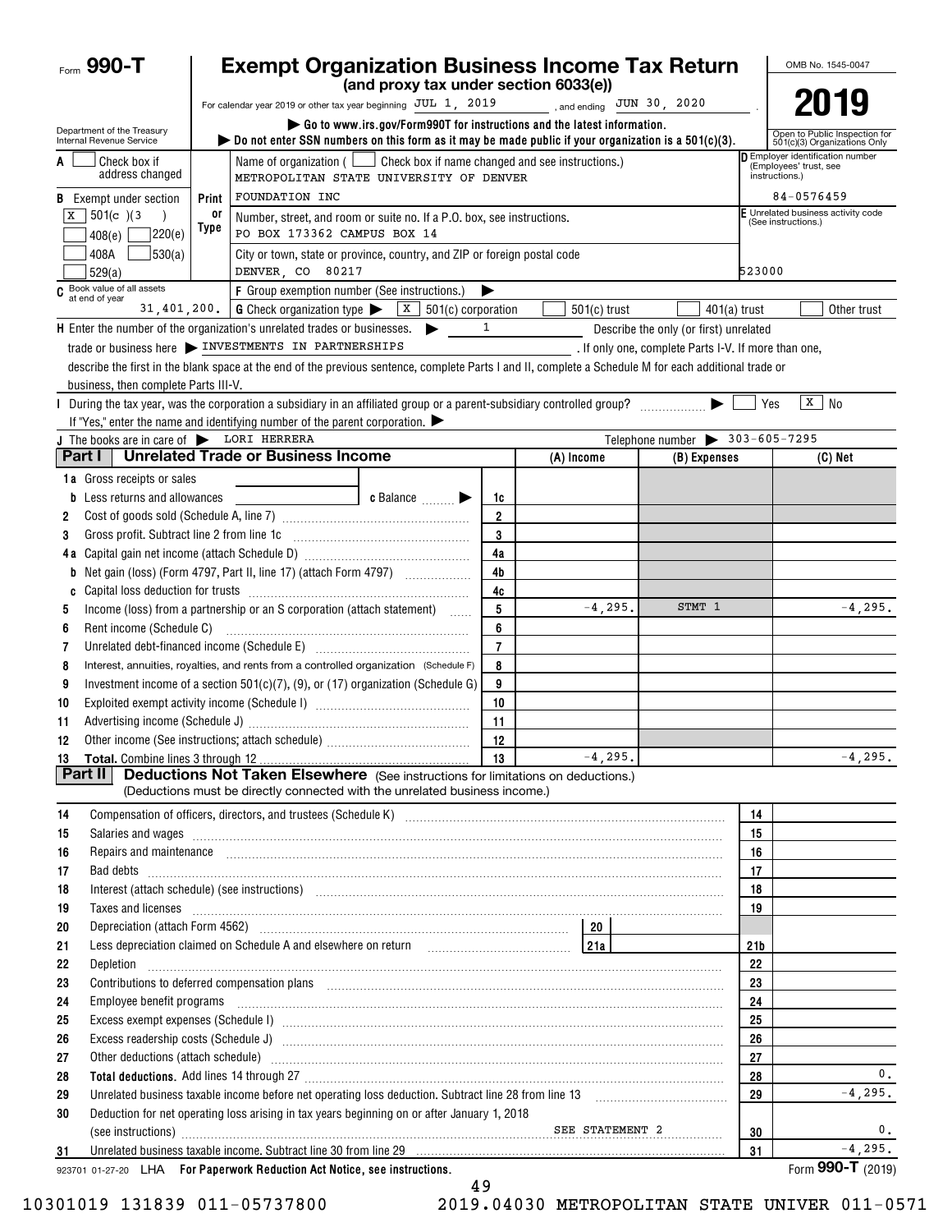Form **990-T**

# Exempt Organization Business Income Tax Return

**(and proxy tax under section 6033(e))**

For calendar year 2019 or other tax year beginning JUL 1, 2019 , and ending JUN 30, 2020 .

OMB No. 1545-0047

**2019**

Department of the Treasury
Internal Revenue Service

▶ Go to www.irs.gov/Form990T for instructions and the latest information.
▶ Do not enter SSN numbers on this form as it may be made public if your organization is a 501(c)(3).

Open to Public Inspection for 501(c)(3) Organizations Only

A ☐ Check box if address changed

B Exempt under section ☒ 501(c)(3) ☐ 408(e) ☐ 220(e) ☐ 408A ☐ 530(a) ☐ 529(a)

Print or Type

Name of organization ( ☐ Check box if name changed and see instructions.)
METROPOLITAN STATE UNIVERSITY OF DENVER
FOUNDATION INC

Number, street, and room or suite no. If a P.O. box, see instructions.
PO BOX 173362 CAMPUS BOX 14

City or town, state or province, country, and ZIP or foreign postal code
DENVER, CO 80217

D Employer identification number (Employees' trust, see instructions.)
84-0576459

E Unrelated business activity code (See instructions.)
523000

C Book value of all assets at end of year 31,401,200.

F Group exemption number (See instructions.) ▶

G Check organization type ▶ ☒ 501(c) corporation ☐ 501(c) trust ☐ 401(a) trust ☐ Other trust

H Enter the number of the organization's unrelated trades or businesses. ▶ 1 Describe the only (or first) unrelated trade or business here ▶ INVESTMENTS IN PARTNERSHIPS . If only one, complete Parts I-V. If more than one, describe the first in the blank space at the end of the previous sentence, complete Parts I and II, complete a Schedule M for each additional trade or business, then complete Parts III-V.

I During the tax year, was the corporation a subsidiary in an affiliated group or a parent-subsidiary controlled group? ▶ ☐ Yes ☒ No
If "Yes," enter the name and identifying number of the parent corporation. ▶

J The books are in care of ▶ LORI HERRERA Telephone number ▶ 303-605-7295

## Part I Unrelated Trade or Business Income

| | | | (A) Income | (B) Expenses | (C) Net |
|---|---|---|---|---|---|
| 1a | Gross receipts or sales | | | | |
| b | Less returns and allowances c Balance ▶ | 1c | | | |
| 2 | Cost of goods sold (Schedule A, line 7) | 2 | | | |
| 3 | Gross profit. Subtract line 2 from line 1c | 3 | | | |
| 4a | Capital gain net income (attach Schedule D) | 4a | | | |
| b | Net gain (loss) (Form 4797, Part II, line 17) (attach Form 4797) | 4b | | | |
| c | Capital loss deduction for trusts | 4c | | | |
| 5 | Income (loss) from a partnership or an S corporation (attach statement) | 5 | -4,295. | STMT 1 | -4,295. |
| 6 | Rent income (Schedule C) | 6 | | | |
| 7 | Unrelated debt-financed income (Schedule E) | 7 | | | |
| 8 | Interest, annuities, royalties, and rents from a controlled organization (Schedule F) | 8 | | | |
| 9 | Investment income of a section 501(c)(7), (9), or (17) organization (Schedule G) | 9 | | | |
| 10 | Exploited exempt activity income (Schedule I) | 10 | | | |
| 11 | Advertising income (Schedule J) | 11 | | | |
| 12 | Other income (See instructions; attach schedule) | 12 | | | |
| 13 | **Total.** Combine lines 3 through 12 | 13 | -4,295. | | -4,295. |

## Part II Deductions Not Taken Elsewhere (See instructions for limitations on deductions.)

(Deductions must be directly connected with the unrelated business income.)

| | | | | |
|---|---|---|---|---|
| 14 | Compensation of officers, directors, and trustees (Schedule K) | | 14 | |
| 15 | Salaries and wages | | 15 | |
| 16 | Repairs and maintenance | | 16 | |
| 17 | Bad debts | | 17 | |
| 18 | Interest (attach schedule) (see instructions) | | 18 | |
| 19 | Taxes and licenses | | 19 | |
| 20 | Depreciation (attach Form 4562) | 20 | | |
| 21 | Less depreciation claimed on Schedule A and elsewhere on return | 21a | 21b | |
| 22 | Depletion | | 22 | |
| 23 | Contributions to deferred compensation plans | | 23 | |
| 24 | Employee benefit programs | | 24 | |
| 25 | Excess exempt expenses (Schedule I) | | 25 | |
| 26 | Excess readership costs (Schedule J) | | 26 | |
| 27 | Other deductions (attach schedule) | | 27 | |
| 28 | **Total deductions.** Add lines 14 through 27 | | 28 | 0. |
| 29 | Unrelated business taxable income before net operating loss deduction. Subtract line 28 from line 13 | | 29 | -4,295. |
| 30 | Deduction for net operating loss arising in tax years beginning on or after January 1, 2018 (see instructions) | SEE STATEMENT 2 | 30 | 0. |
| 31 | Unrelated business taxable income. Subtract line 30 from line 29 | | 31 | -4,295. |

923701 01-27-20 LHA **For Paperwork Reduction Act Notice, see instructions.** Form **990-T** (2019)

10301019 131839 011-05737800 2019.04030 METROPOLITAN STATE UNIVER 011-0571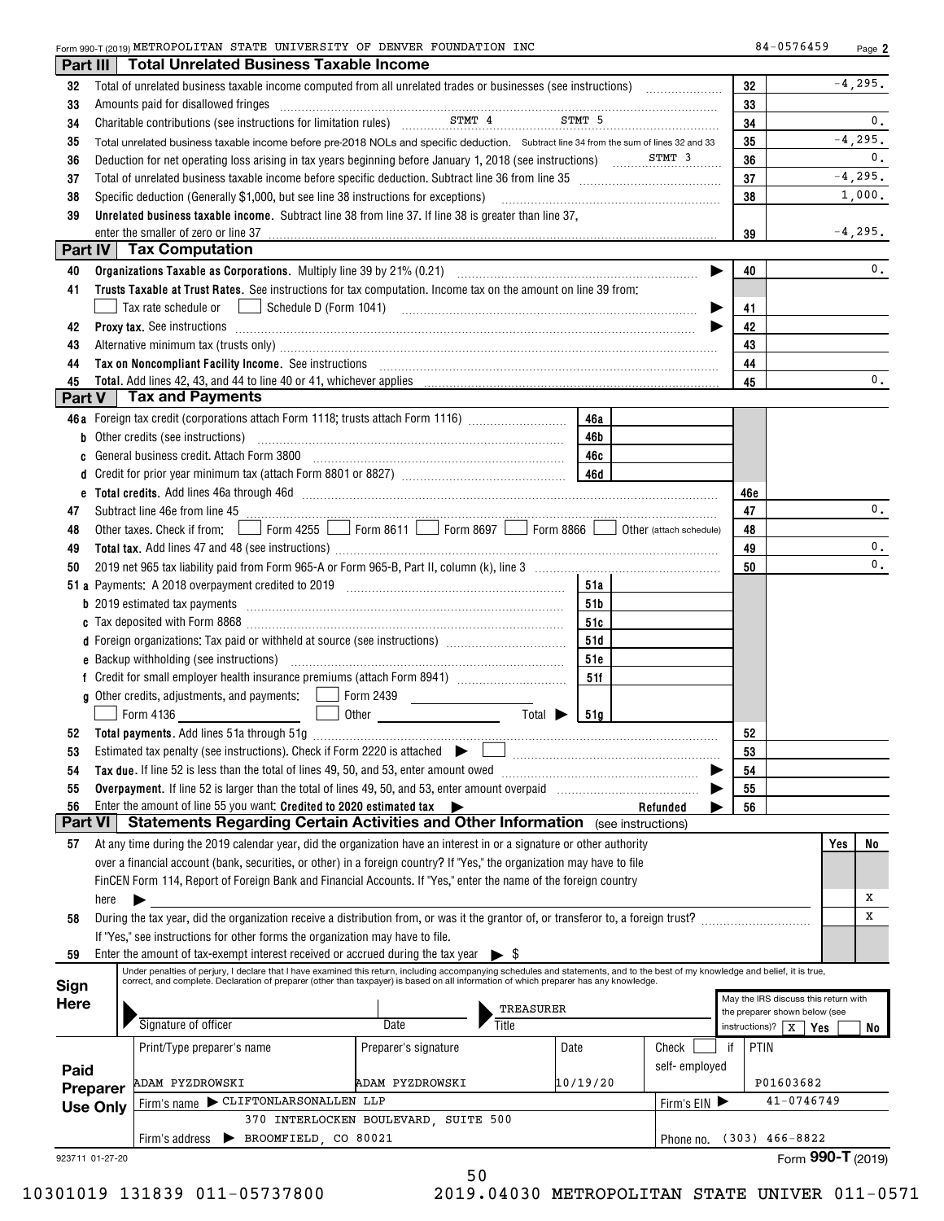Form 990-T (2019) METROPOLITAN STATE UNIVERSITY OF DENVER FOUNDATION INC 84-0576459 Page 2

## Part III Total Unrelated Business Taxable Income

| | | | |
|---|---|---|---|
| 32 | Total of unrelated business taxable income computed from all unrelated trades or businesses (see instructions) | 32 | -4,295. |
| 33 | Amounts paid for disallowed fringes | 33 | |
| 34 | Charitable contributions (see instructions for limitation rules) STMT 4 STMT 5 | 34 | 0. |
| 35 | Total unrelated business taxable income before pre-2018 NOLs and specific deduction. Subtract line 34 from the sum of lines 32 and 33 | 35 | -4,295. |
| 36 | Deduction for net operating loss arising in tax years beginning before January 1, 2018 (see instructions) STMT 3 | 36 | 0. |
| 37 | Total of unrelated business taxable income before specific deduction. Subtract line 36 from line 35 | 37 | -4,295. |
| 38 | Specific deduction (Generally $1,000, but see line 38 instructions for exceptions) | 38 | 1,000. |
| 39 | **Unrelated business taxable income.** Subtract line 38 from line 37. If line 38 is greater than line 37, enter the smaller of zero or line 37 | 39 | -4,295. |

## Part IV Tax Computation

| | | | |
|---|---|---|---|
| 40 | **Organizations Taxable as Corporations.** Multiply line 39 by 21% (0.21) | 40 | 0. |
| 41 | **Trusts Taxable at Trust Rates.** See instructions for tax computation. Income tax on the amount on line 39 from: ☐ Tax rate schedule or ☐ Schedule D (Form 1041) | 41 | |
| 42 | **Proxy tax.** See instructions | 42 | |
| 43 | Alternative minimum tax (trusts only) | 43 | |
| 44 | **Tax on Noncompliant Facility Income.** See instructions | 44 | |
| 45 | **Total.** Add lines 42, 43, and 44 to line 40 or 41, whichever applies | 45 | 0. |

## Part V Tax and Payments

| | | | | | |
|---|---|---|---|---|---|
| 46a | Foreign tax credit (corporations attach Form 1118; trusts attach Form 1116) | 46a | | | |
| b | Other credits (see instructions) | 46b | | | |
| c | General business credit. Attach Form 3800 | 46c | | | |
| d | Credit for prior year minimum tax (attach Form 8801 or 8827) | 46d | | | |
| e | **Total credits.** Add lines 46a through 46d | | | 46e | |
| 47 | Subtract line 46e from line 45 | | | 47 | 0. |
| 48 | Other taxes. Check if from: ☐ Form 4255 ☐ Form 8611 ☐ Form 8697 ☐ Form 8866 ☐ Other (attach schedule) | | | 48 | |
| 49 | **Total tax.** Add lines 47 and 48 (see instructions) | | | 49 | 0. |
| 50 | 2019 net 965 tax liability paid from Form 965-A or Form 965-B, Part II, column (k), line 3 | | | 50 | 0. |
| 51a | Payments: A 2018 overpayment credited to 2019 | 51a | | | |
| b | 2019 estimated tax payments | 51b | | | |
| c | Tax deposited with Form 8868 | 51c | | | |
| d | Foreign organizations: Tax paid or withheld at source (see instructions) | 51d | | | |
| e | Backup withholding (see instructions) | 51e | | | |
| f | Credit for small employer health insurance premiums (attach Form 8941) | 51f | | | |
| g | Other credits, adjustments, and payments: ☐ Form 2439 ☐ Form 4136 ☐ Other Total ▶ | 51g | | | |
| 52 | **Total payments.** Add lines 51a through 51g | | | 52 | |
| 53 | Estimated tax penalty (see instructions). Check if Form 2220 is attached ▶ ☐ | | | 53 | |
| 54 | **Tax due.** If line 52 is less than the total of lines 49, 50, and 53, enter amount owed | | | 54 | |
| 55 | **Overpayment.** If line 52 is larger than the total of lines 49, 50, and 53, enter amount overpaid | | | 55 | |
| 56 | Enter the amount of line 55 you want: **Credited to 2020 estimated tax** ▶ Refunded ▶ | | | 56 | |

## Part VI Statements Regarding Certain Activities and Other Information (see instructions)

| | | Yes | No |
|---|---|---|---|
| 57 | At any time during the 2019 calendar year, did the organization have an interest in or a signature or other authority over a financial account (bank, securities, or other) in a foreign country? If "Yes," the organization may have to file FinCEN Form 114, Report of Foreign Bank and Financial Accounts. If "Yes," enter the name of the foreign country here ▶ | | X |
| 58 | During the tax year, did the organization receive a distribution from, or was it the grantor of, or transferor to, a foreign trust? If "Yes," see instructions for other forms the organization may have to file. | | X |
| 59 | Enter the amount of tax-exempt interest received or accrued during the tax year ▶ $ | | |

**Sign Here**

Under penalties of perjury, I declare that I have examined this return, including accompanying schedules and statements, and to the best of my knowledge and belief, it is true, correct, and complete. Declaration of preparer (other than taxpayer) is based on all information of which preparer has any knowledge.

Signature of officer | Date | Title: TREASURER

May the IRS discuss this return with the preparer shown below (see instructions)? ☒ Yes ☐ No

**Paid Preparer Use Only**

| Print/Type preparer's name | Preparer's signature | Date | Check ☐ if self-employed | PTIN |
|---|---|---|---|---|
| ADAM PYZDROWSKI | ADAM PYZDROWSKI | 10/19/20 | | P01603682 |

Firm's name ▶ CLIFTONLARSONALLEN LLP — Firm's EIN ▶ 41-0746749

Firm's address ▶ 370 INTERLOCKEN BOULEVARD, SUITE 500, BROOMFIELD, CO 80021 — Phone no. (303) 466-8822

923711 01-27-20 Form **990-T** (2019)

10301019 131839 011-05737800 2019.04030 METROPOLITAN STATE UNIVER 011-0571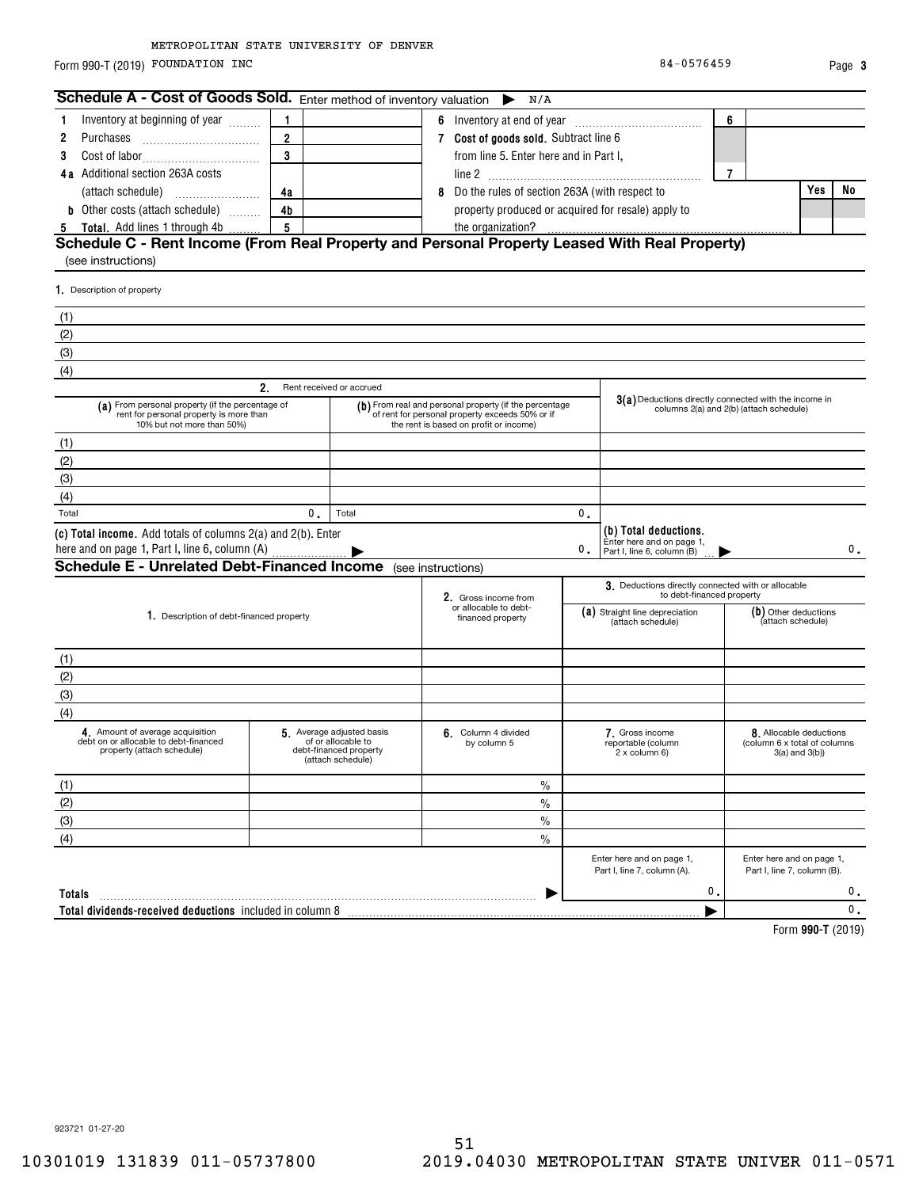METROPOLITAN STATE UNIVERSITY OF DENVER

Form 990-T (2019) FOUNDATION INC 84-0576459 Page **3**

## Schedule A - Cost of Goods Sold. Enter method of inventory valuation ▶ N/A

| | | | | | | |
|---|---|---|---|---|---|---|
| 1 Inventory at beginning of year | 1 | | 6 Inventory at end of year | 6 | | |
| 2 Purchases | 2 | | 7 **Cost of goods sold.** Subtract line 6 from line 5. Enter here and in Part I, line 2 | 7 | | |
| 3 Cost of labor | 3 | | | | | |
| 4a Additional section 263A costs (attach schedule) | 4a | | 8 Do the rules of section 263A (with respect to property produced or acquired for resale) apply to the organization? | | **Yes** | **No** |
| b Other costs (attach schedule) | 4b | | | | | |
| 5 **Total.** Add lines 1 through 4b | 5 | | | | | |

## Schedule C - Rent Income (From Real Property and Personal Property Leased With Real Property)

(see instructions)

1. Description of property

(1)
(2)
(3)
(4)

| | 2. Rent received or accrued | | |
|---|---|---|---|
| | (a) From personal property (if the percentage of rent for personal property is more than 10% but not more than 50%) | (b) From real and personal property (if the percentage of rent for personal property exceeds 50% or if the rent is based on profit or income) | 3(a) Deductions directly connected with the income in columns 2(a) and 2(b) (attach schedule) |
| (1) | | | |
| (2) | | | |
| (3) | | | |
| (4) | | | |
| Total | 0. | 0. | |
| **(c) Total income.** Add totals of columns 2(a) and 2(b). Enter here and on page 1, Part I, line 6, column (A) ▶ | | 0. | **(b) Total deductions.** Enter here and on page 1, Part I, line 6, column (B) ▶ 0. |

## Schedule E - Unrelated Debt-Financed Income (see instructions)

| 1. Description of debt-financed property | 2. Gross income from or allocable to debt-financed property | 3. Deductions directly connected with or allocable to debt-financed property (a) Straight line depreciation (attach schedule) | (b) Other deductions (attach schedule) |
|---|---|---|---|
| (1) | | | |
| (2) | | | |
| (3) | | | |
| (4) | | | |

| | 4. Amount of average acquisition debt on or allocable to debt-financed property (attach schedule) | 5. Average adjusted basis of or allocable to debt-financed property (attach schedule) | 6. Column 4 divided by column 5 | 7. Gross income reportable (column 2 x column 6) | 8. Allocable deductions (column 6 x total of columns 3(a) and 3(b)) |
|---|---|---|---|---|---|
| (1) | | | % | | |
| (2) | | | % | | |
| (3) | | | % | | |
| (4) | | | % | | |
| | | | | Enter here and on page 1, Part I, line 7, column (A). | Enter here and on page 1, Part I, line 7, column (B). |
| **Totals** ▶ | | | | 0. | 0. |
| **Total dividends-received deductions** included in column 8 ▶ | | | | | 0. |

Form **990-T** (2019)

923721 01-27-20

10301019 131839 011-05737800 2019.04030 METROPOLITAN STATE UNIVER 011-0571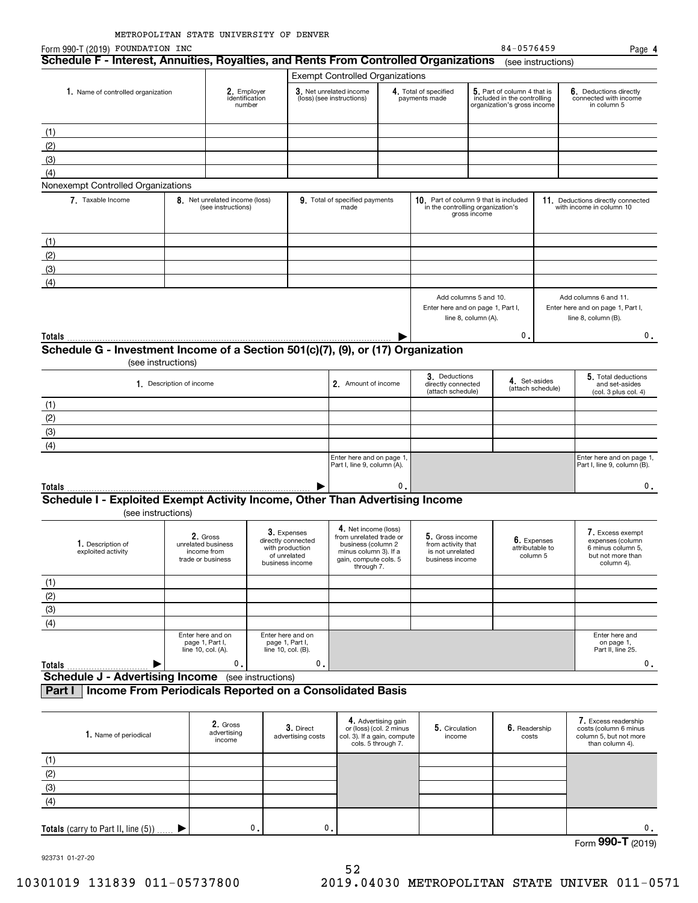METROPOLITAN STATE UNIVERSITY OF DENVER

Form 990-T (2019) FOUNDATION INC 84-0576459 Page **4**

## Schedule F - Interest, Annuities, Royalties, and Rents From Controlled Organizations (see instructions)

| | | Exempt Controlled Organizations | | | |
|---|---|---|---|---|---|
| **1.** Name of controlled organization | **2.** Employer identification number | **3.** Net unrelated income (loss) (see instructions) | **4.** Total of specified payments made | **5.** Part of column 4 that is included in the controlling organization's gross income | **6.** Deductions directly connected with income in column 5 |
| (1) | | | | | |
| (2) | | | | | |
| (3) | | | | | |
| (4) | | | | | |

Nonexempt Controlled Organizations

| **7.** Taxable Income | **8.** Net unrelated income (loss) (see instructions) | **9.** Total of specified payments made | **10.** Part of column 9 that is included in the controlling organization's gross income | **11.** Deductions directly connected with income in column 10 |
|---|---|---|---|---|
| (1) | | | | |
| (2) | | | | |
| (3) | | | | |
| (4) | | | | |
| | | | Add columns 5 and 10. Enter here and on page 1, Part I, line 8, column (A). | Add columns 6 and 11. Enter here and on page 1, Part I, line 8, column (B). |
| **Totals** | | ▶ | 0. | 0. |

## Schedule G - Investment Income of a Section 501(c)(7), (9), or (17) Organization

(see instructions)

| **1.** Description of income | **2.** Amount of income | **3.** Deductions directly connected (attach schedule) | **4.** Set-asides (attach schedule) | **5.** Total deductions and set-asides (col. 3 plus col. 4) |
|---|---|---|---|---|
| (1) | | | | |
| (2) | | | | |
| (3) | | | | |
| (4) | | | | |
| | Enter here and on page 1, Part I, line 9, column (A). | | | Enter here and on page 1, Part I, line 9, column (B). |
| **Totals** ▶ | 0. | | | 0. |

## Schedule I - Exploited Exempt Activity Income, Other Than Advertising Income

(see instructions)

| **1.** Description of exploited activity | **2.** Gross unrelated business income from trade or business | **3.** Expenses directly connected with production of unrelated business income | **4.** Net income (loss) from unrelated trade or business (column 2 minus column 3). If a gain, compute cols. 5 through 7. | **5.** Gross income from activity that is not unrelated business income | **6.** Expenses attributable to column 5 | **7.** Excess exempt expenses (column 6 minus column 5, but not more than column 4). |
|---|---|---|---|---|---|---|
| (1) | | | | | | |
| (2) | | | | | | |
| (3) | | | | | | |
| (4) | | | | | | |
| | Enter here and on page 1, Part I, line 10, col. (A). | Enter here and on page 1, Part I, line 10, col. (B). | | | | Enter here and on page 1, Part II, line 25. |
| **Totals** ▶ | 0. | 0. | | | | 0. |

## Schedule J - Advertising Income (see instructions)

### Part I Income From Periodicals Reported on a Consolidated Basis

| **1.** Name of periodical | **2.** Gross advertising income | **3.** Direct advertising costs | **4.** Advertising gain or (loss) (col. 2 minus col. 3). If a gain, compute cols. 5 through 7. | **5.** Circulation income | **6.** Readership costs | **7.** Excess readership costs (column 6 minus column 5, but not more than column 4). |
|---|---|---|---|---|---|---|
| (1) | | | | | | |
| (2) | | | | | | |
| (3) | | | | | | |
| (4) | | | | | | |
| **Totals** (carry to Part II, line (5)) ▶ | 0. | 0. | | | | 0. |

Form **990-T** (2019)

923731 01-27-20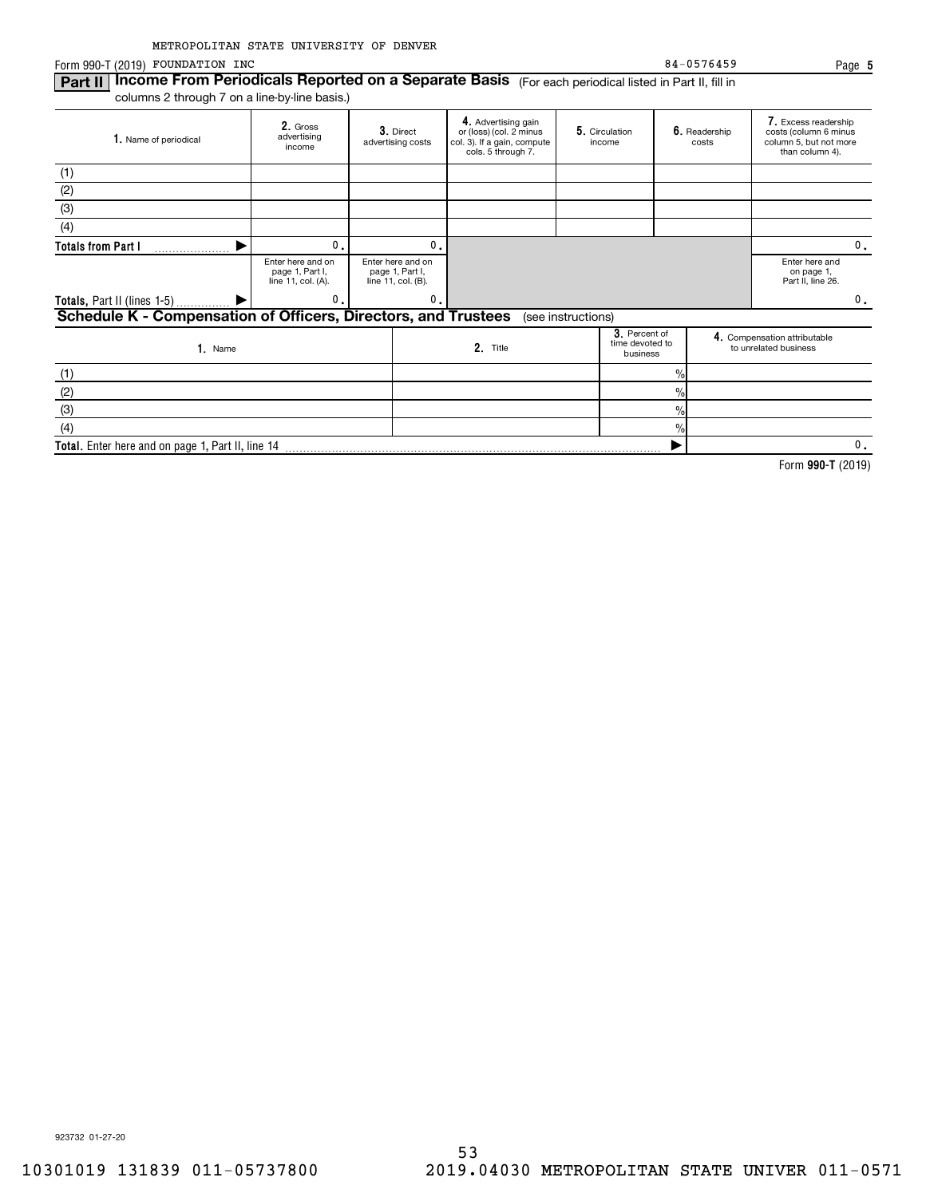METROPOLITAN STATE UNIVERSITY OF DENVER

Form 990-T (2019) FOUNDATION INC 84-0576459 Page **5**

## Part II Income From Periodicals Reported on a Separate Basis (For each periodical listed in Part II, fill in columns 2 through 7 on a line-by-line basis.)

| 1. Name of periodical | 2. Gross advertising income | 3. Direct advertising costs | 4. Advertising gain or (loss) (col. 2 minus col. 3). If a gain, compute cols. 5 through 7. | 5. Circulation income | 6. Readership costs | 7. Excess readership costs (column 6 minus column 5, but not more than column 4). |
|---|---|---|---|---|---|---|
| (1) | | | | | | |
| (2) | | | | | | |
| (3) | | | | | | |
| (4) | | | | | | |
| **Totals from Part I** ▶ | 0. | 0. | | | | 0. |
| | Enter here and on page 1, Part I, line 11, col. (A). | Enter here and on page 1, Part I, line 11, col. (B). | | | | Enter here and on page 1, Part II, line 26. |
| **Totals,** Part II (lines 1-5) ▶ | 0. | 0. | | | | 0. |

## Schedule K - Compensation of Officers, Directors, and Trustees (see instructions)

| 1. Name | 2. Title | 3. Percent of time devoted to business | 4. Compensation attributable to unrelated business |
|---|---|---|---|
| (1) | | % | |
| (2) | | % | |
| (3) | | % | |
| (4) | | % | |
| **Total.** Enter here and on page 1, Part II, line 14 | | ▶ | 0. |

Form **990-T** (2019)

923732 01-27-20

10301019 131839 011-05737800 2019.04030 METROPOLITAN STATE UNIVER 011-0571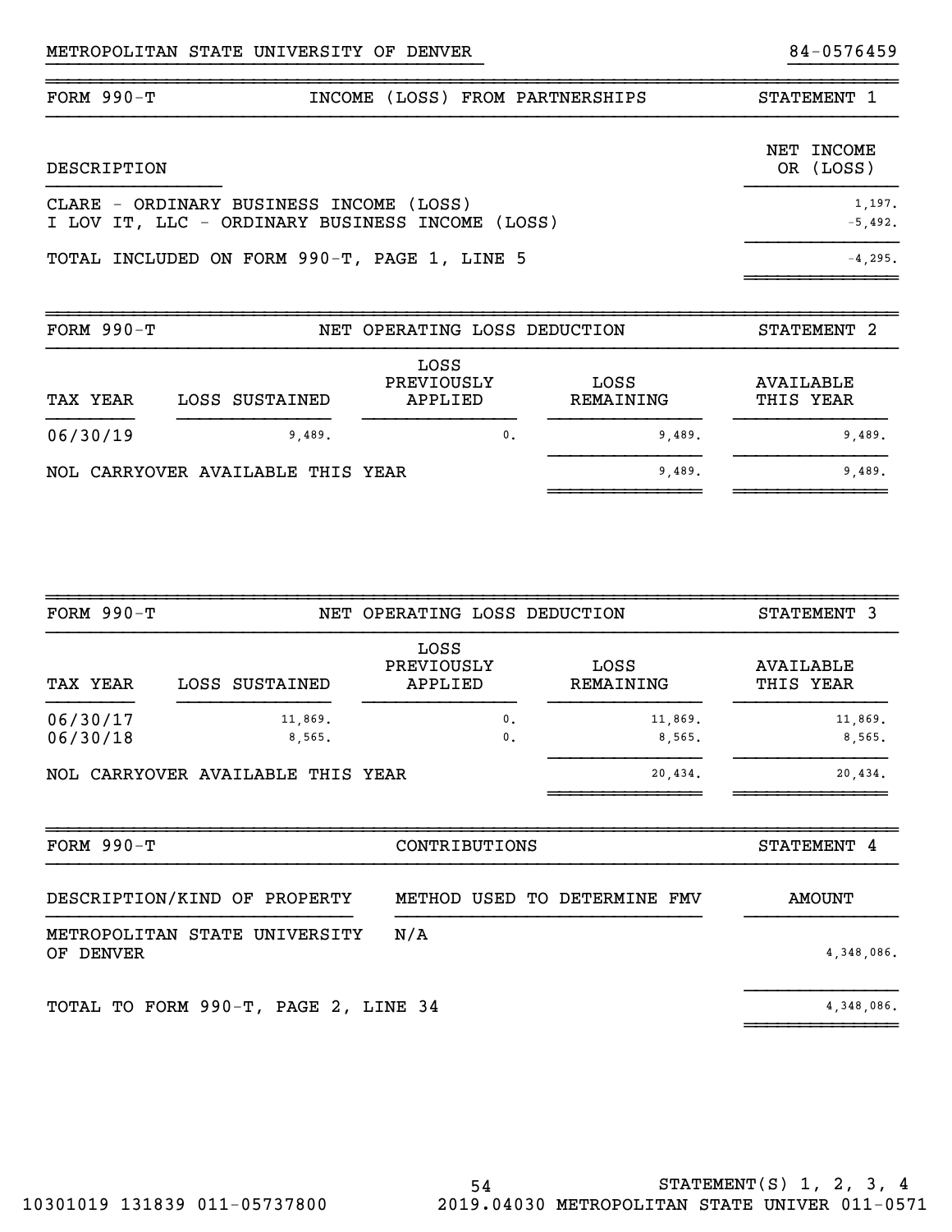METROPOLITAN STATE UNIVERSITY OF DENVER 84-0576459

## FORM 990-T — INCOME (LOSS) FROM PARTNERSHIPS — STATEMENT 1

| DESCRIPTION | NET INCOME OR (LOSS) |
|---|---|
| CLARE - ORDINARY BUSINESS INCOME (LOSS) | 1,197. |
| I LOV IT, LLC - ORDINARY BUSINESS INCOME (LOSS) | -5,492. |
| TOTAL INCLUDED ON FORM 990-T, PAGE 1, LINE 5 | -4,295. |

## FORM 990-T — NET OPERATING LOSS DEDUCTION — STATEMENT 2

| TAX YEAR | LOSS SUSTAINED | LOSS PREVIOUSLY APPLIED | LOSS REMAINING | AVAILABLE THIS YEAR |
|---|---|---|---|---|
| 06/30/19 | 9,489. | 0. | 9,489. | 9,489. |
| NOL CARRYOVER AVAILABLE THIS YEAR | | | 9,489. | 9,489. |

## FORM 990-T — NET OPERATING LOSS DEDUCTION — STATEMENT 3

| TAX YEAR | LOSS SUSTAINED | LOSS PREVIOUSLY APPLIED | LOSS REMAINING | AVAILABLE THIS YEAR |
|---|---|---|---|---|
| 06/30/17 | 11,869. | 0. | 11,869. | 11,869. |
| 06/30/18 | 8,565. | 0. | 8,565. | 8,565. |
| NOL CARRYOVER AVAILABLE THIS YEAR | | | 20,434. | 20,434. |

## FORM 990-T — CONTRIBUTIONS — STATEMENT 4

| DESCRIPTION/KIND OF PROPERTY | METHOD USED TO DETERMINE FMV | AMOUNT |
|---|---|---|
| METROPOLITAN STATE UNIVERSITY OF DENVER | N/A | 4,348,086. |
| TOTAL TO FORM 990-T, PAGE 2, LINE 34 | | 4,348,086. |

STATEMENT(S) 1, 2, 3, 4

10301019 131839 011-05737800 2019.04030 METROPOLITAN STATE UNIVER 011-0571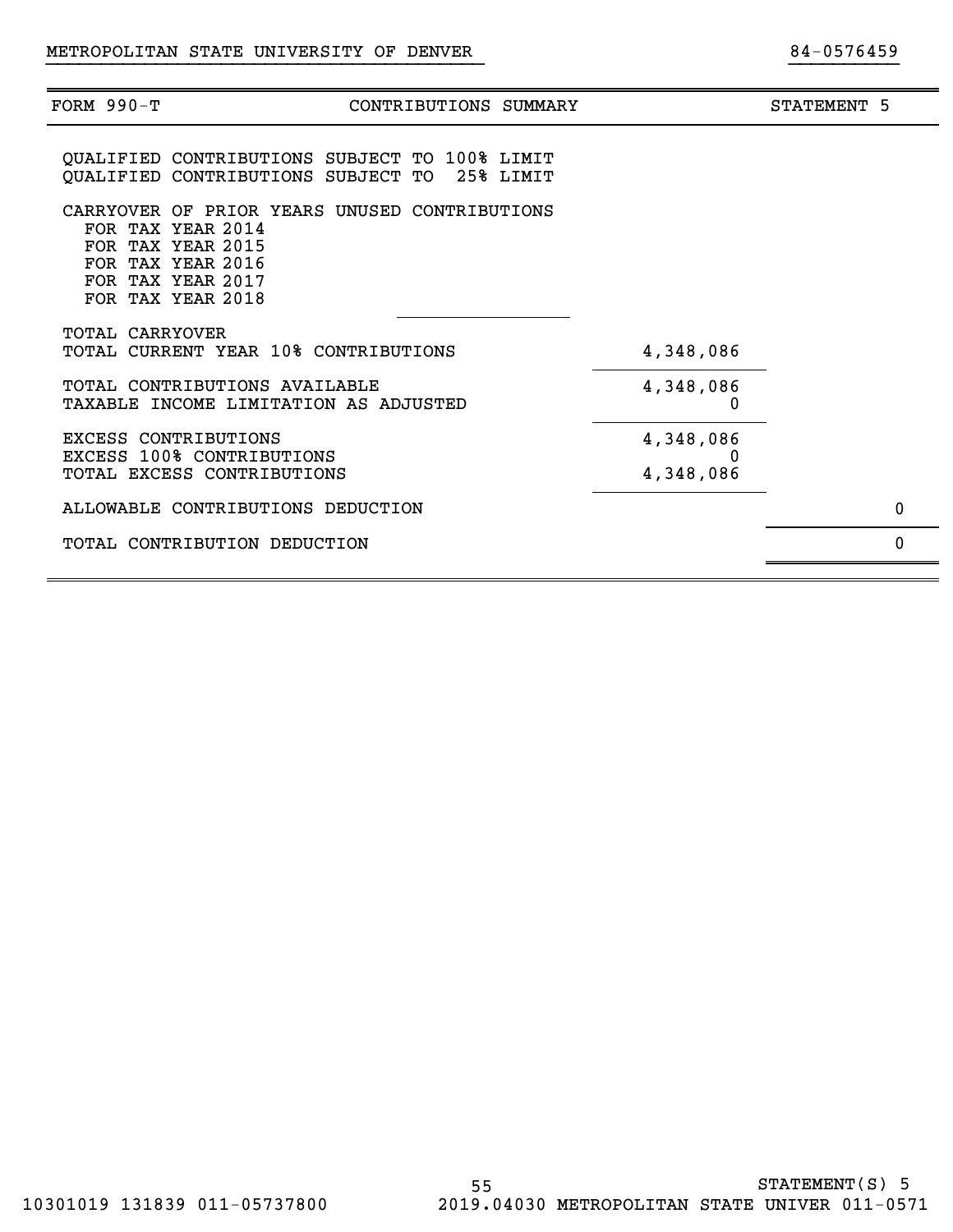METROPOLITAN STATE UNIVERSITY OF DENVER 84-0576459

| FORM 990-T | CONTRIBUTIONS SUMMARY | STATEMENT 5 |
|---|---|---|
| QUALIFIED CONTRIBUTIONS SUBJECT TO 100% LIMIT | | |
| QUALIFIED CONTRIBUTIONS SUBJECT TO 25% LIMIT | | |
| CARRYOVER OF PRIOR YEARS UNUSED CONTRIBUTIONS | | |
| FOR TAX YEAR 2014 | | |
| FOR TAX YEAR 2015 | | |
| FOR TAX YEAR 2016 | | |
| FOR TAX YEAR 2017 | | |
| FOR TAX YEAR 2018 | | |
| TOTAL CARRYOVER | | |
| TOTAL CURRENT YEAR 10% CONTRIBUTIONS | 4,348,086 | |
| TOTAL CONTRIBUTIONS AVAILABLE | 4,348,086 | |
| TAXABLE INCOME LIMITATION AS ADJUSTED | 0 | |
| EXCESS CONTRIBUTIONS | 4,348,086 | |
| EXCESS 100% CONTRIBUTIONS | 0 | |
| TOTAL EXCESS CONTRIBUTIONS | 4,348,086 | |
| ALLOWABLE CONTRIBUTIONS DEDUCTION | | 0 |
| TOTAL CONTRIBUTION DEDUCTION | | 0 |

STATEMENT(S) 5

10301019 131839 011-05737800 2019.04030 METROPOLITAN STATE UNIVER 011-0571